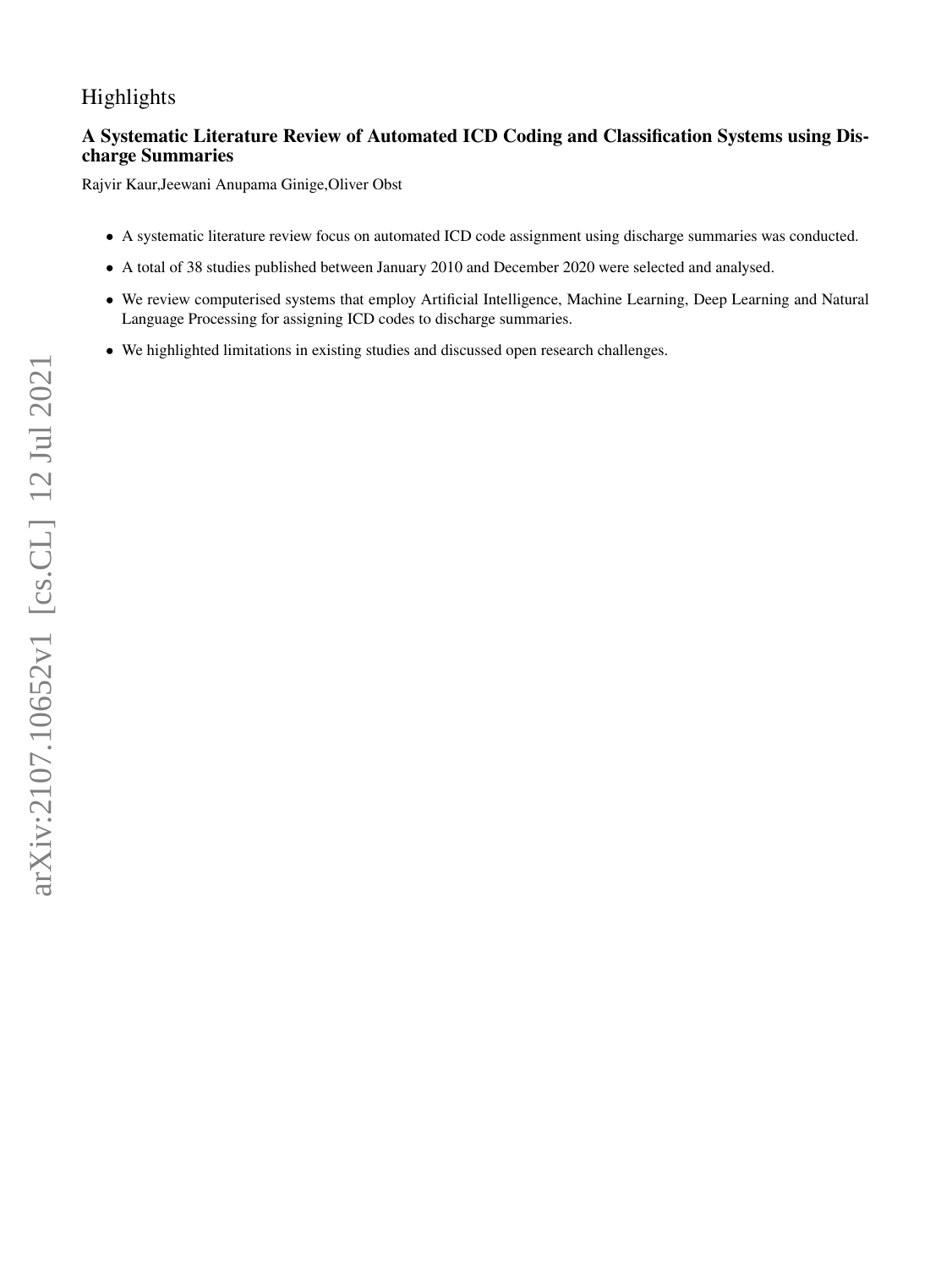# Highlights

## A Systematic Literature Review of Automated ICD Coding and Classification Systems using Discharge Summaries

Rajvir Kaur,Jeewani Anupama Ginige,Oliver Obst

- A systematic literature review focus on automated ICD code assignment using discharge summaries was conducted.
- A total of 38 studies published between January 2010 and December 2020 were selected and analysed.
- We review computerised systems that employ Artificial Intelligence, Machine Learning, Deep Learning and Natural Language Processing for assigning ICD codes to discharge summaries.
- We highlighted limitations in existing studies and discussed open research challenges.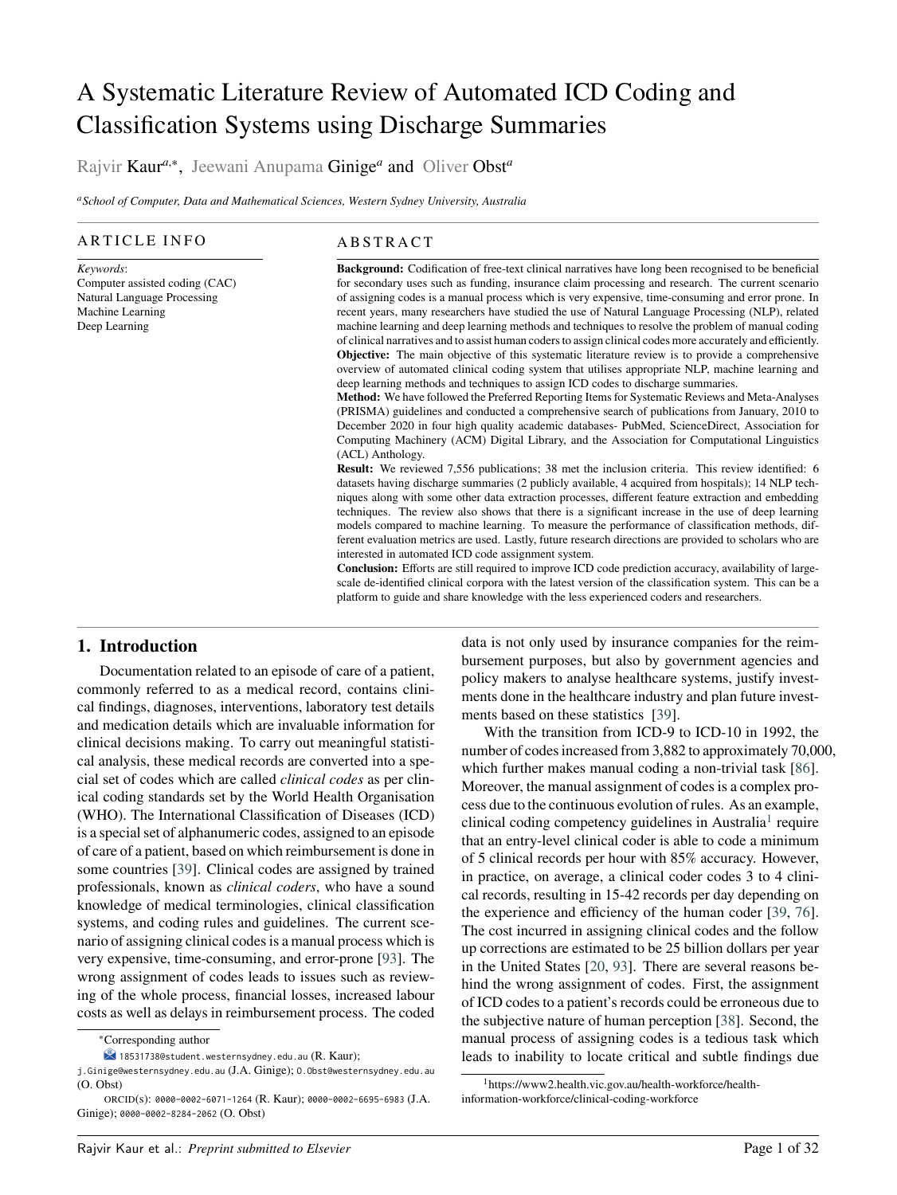# A Systematic Literature Review of Automated ICD Coding and Classification Systems using Discharge Summaries

Rajvir Kaur[a,*], Jeewani Anupama Ginige[a] and Oliver Obst[a]

[a]School of Computer, Data and Mathematical Sciences, Western Sydney University, Australia

## ARTICLE INFO

*Keywords*:
Computer assisted coding (CAC)
Natural Language Processing
Machine Learning
Deep Learning

## ABSTRACT

**Background:** Codification of free-text clinical narratives have long been recognised to be beneficial for secondary uses such as funding, insurance claim processing and research. The current scenario of assigning codes is a manual process which is very expensive, time-consuming and error prone. In recent years, many researchers have studied the use of Natural Language Processing (NLP), related machine learning and deep learning methods and techniques to resolve the problem of manual coding of clinical narratives and to assist human coders to assign clinical codes more accurately and efficiently.
**Objective:** The main objective of this systematic literature review is to provide a comprehensive overview of automated clinical coding system that utilises appropriate NLP, machine learning and deep learning methods and techniques to assign ICD codes to discharge summaries.
**Method:** We have followed the Preferred Reporting Items for Systematic Reviews and Meta-Analyses (PRISMA) guidelines and conducted a comprehensive search of publications from January, 2010 to December 2020 in four high quality academic databases- PubMed, ScienceDirect, Association for Computing Machinery (ACM) Digital Library, and the Association for Computational Linguistics (ACL) Anthology.
**Result:** We reviewed 7,556 publications; 38 met the inclusion criteria. This review identified: 6 datasets having discharge summaries (2 publicly available, 4 acquired from hospitals); 14 NLP techniques along with some other data extraction processes, different feature extraction and embedding techniques. The review also shows that there is a significant increase in the use of deep learning models compared to machine learning. To measure the performance of classification methods, different evaluation metrics are used. Lastly, future research directions are provided to scholars who are interested in automated ICD code assignment system.
**Conclusion:** Efforts are still required to improve ICD code prediction accuracy, availability of large-scale de-identified clinical corpora with the latest version of the classification system. This can be a platform to guide and share knowledge with the less experienced coders and researchers.

## 1. Introduction

Documentation related to an episode of care of a patient, commonly referred to as a medical record, contains clinical findings, diagnoses, interventions, laboratory test details and medication details which are invaluable information for clinical decisions making. To carry out meaningful statistical analysis, these medical records are converted into a special set of codes which are called *clinical codes* as per clinical coding standards set by the World Health Organisation (WHO). The International Classification of Diseases (ICD) is a special set of alphanumeric codes, assigned to an episode of care of a patient, based on which reimbursement is done in some countries [39]. Clinical codes are assigned by trained professionals, known as *clinical coders*, who have a sound knowledge of medical terminologies, clinical classification systems, and coding rules and guidelines. The current scenario of assigning clinical codes is a manual process which is very expensive, time-consuming, and error-prone [93]. The wrong assignment of codes leads to issues such as reviewing of the whole process, financial losses, increased labour costs as well as delays in reimbursement process. The coded data is not only used by insurance companies for the reimbursement purposes, but also by government agencies and policy makers to analyse healthcare systems, justify investments done in the healthcare industry and plan future investments based on these statistics [39].

With the transition from ICD-9 to ICD-10 in 1992, the number of codes increased from 3,882 to approximately 70,000, which further makes manual coding a non-trivial task [86]. Moreover, the manual assignment of codes is a complex process due to the continuous evolution of rules. As an example, clinical coding competency guidelines in Australia[1] require that an entry-level clinical coder is able to code a minimum of 5 clinical records per hour with 85% accuracy. However, in practice, on average, a clinical coder codes 3 to 4 clinical records, resulting in 15-42 records per day depending on the experience and efficiency of the human coder [39, 76]. The cost incurred in assigning clinical codes and the follow up corrections are estimated to be 25 billion dollars per year in the United States [20, 93]. There are several reasons behind the wrong assignment of codes. First, the assignment of ICD codes to a patient's records could be erroneous due to the subjective nature of human perception [38]. Second, the manual process of assigning codes is a tedious task which leads to inability to locate critical and subtle findings due

*Corresponding author
18531738@student.westernsydney.edu.au (R. Kaur); j.Ginige@westernsydney.edu.au (J.A. Ginige); O.Obst@westernsydney.edu.au (O. Obst)
ORCID(s): 0000-0002-6071-1264 (R. Kaur); 0000-0002-6695-6983 (J.A. Ginige); 0000-0002-8284-2062 (O. Obst)

[1] https://www2.health.vic.gov.au/health-workforce/health-information-workforce/clinical-coding-workforce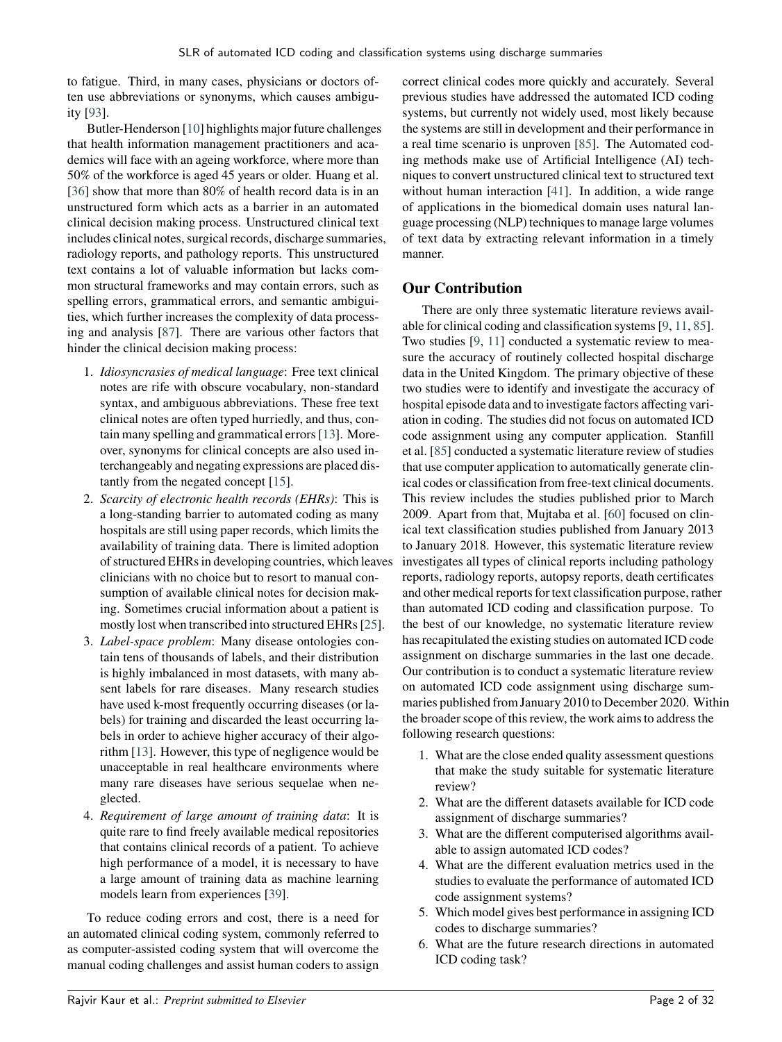to fatigue. Third, in many cases, physicians or doctors often use abbreviations or synonyms, which causes ambiguity [93].

Butler-Henderson [10] highlights major future challenges that health information management practitioners and academics will face with an ageing workforce, where more than 50% of the workforce is aged 45 years or older. Huang et al. [36] show that more than 80% of health record data is in an unstructured form which acts as a barrier in an automated clinical decision making process. Unstructured clinical text includes clinical notes, surgical records, discharge summaries, radiology reports, and pathology reports. This unstructured text contains a lot of valuable information but lacks common structural frameworks and may contain errors, such as spelling errors, grammatical errors, and semantic ambiguities, which further increases the complexity of data processing and analysis [87]. There are various other factors that hinder the clinical decision making process:

1. *Idiosyncrasies of medical language*: Free text clinical notes are rife with obscure vocabulary, non-standard syntax, and ambiguous abbreviations. These free text clinical notes are often typed hurriedly, and thus, contain many spelling and grammatical errors [13]. Moreover, synonyms for clinical concepts are also used interchangeably and negating expressions are placed distantly from the negated concept [15].
2. *Scarcity of electronic health records (EHRs)*: This is a long-standing barrier to automated coding as many hospitals are still using paper records, which limits the availability of training data. There is limited adoption of structured EHRs in developing countries, which leaves clinicians with no choice but to resort to manual consumption of available clinical notes for decision making. Sometimes crucial information about a patient is mostly lost when transcribed into structured EHRs [25].
3. *Label-space problem*: Many disease ontologies contain tens of thousands of labels, and their distribution is highly imbalanced in most datasets, with many absent labels for rare diseases. Many research studies have used k-most frequently occurring diseases (or labels) for training and discarded the least occurring labels in order to achieve higher accuracy of their algorithm [13]. However, this type of negligence would be unacceptable in real healthcare environments where many rare diseases have serious sequelae when neglected.
4. *Requirement of large amount of training data*: It is quite rare to find freely available medical repositories that contains clinical records of a patient. To achieve high performance of a model, it is necessary to have a large amount of training data as machine learning models learn from experiences [39].

To reduce coding errors and cost, there is a need for an automated clinical coding system, commonly referred to as computer-assisted coding system that will overcome the manual coding challenges and assist human coders to assign correct clinical codes more quickly and accurately. Several previous studies have addressed the automated ICD coding systems, but currently not widely used, most likely because the systems are still in development and their performance in a real time scenario is unproven [85]. The Automated coding methods make use of Artificial Intelligence (AI) techniques to convert unstructured clinical text to structured text without human interaction [41]. In addition, a wide range of applications in the biomedical domain uses natural language processing (NLP) techniques to manage large volumes of text data by extracting relevant information in a timely manner.

## Our Contribution

There are only three systematic literature reviews available for clinical coding and classification systems [9, 11, 85]. Two studies [9, 11] conducted a systematic review to measure the accuracy of routinely collected hospital discharge data in the United Kingdom. The primary objective of these two studies were to identify and investigate the accuracy of hospital episode data and to investigate factors affecting variation in coding. The studies did not focus on automated ICD code assignment using any computer application. Stanfill et al. [85] conducted a systematic literature review of studies that use computer application to automatically generate clinical codes or classification from free-text clinical documents. This review includes the studies published prior to March 2009. Apart from that, Mujtaba et al. [60] focused on clinical text classification studies published from January 2013 to January 2018. However, this systematic literature review investigates all types of clinical reports including pathology reports, radiology reports, autopsy reports, death certificates and other medical reports for text classification purpose, rather than automated ICD coding and classification purpose. To the best of our knowledge, no systematic literature review has recapitulated the existing studies on automated ICD code assignment on discharge summaries in the last one decade. Our contribution is to conduct a systematic literature review on automated ICD code assignment using discharge summaries published from January 2010 to December 2020. Within the broader scope of this review, the work aims to address the following research questions:

1. What are the close ended quality assessment questions that make the study suitable for systematic literature review?
2. What are the different datasets available for ICD code assignment of discharge summaries?
3. What are the different computerised algorithms available to assign automated ICD codes?
4. What are the different evaluation metrics used in the studies to evaluate the performance of automated ICD code assignment systems?
5. Which model gives best performance in assigning ICD codes to discharge summaries?
6. What are the future research directions in automated ICD coding task?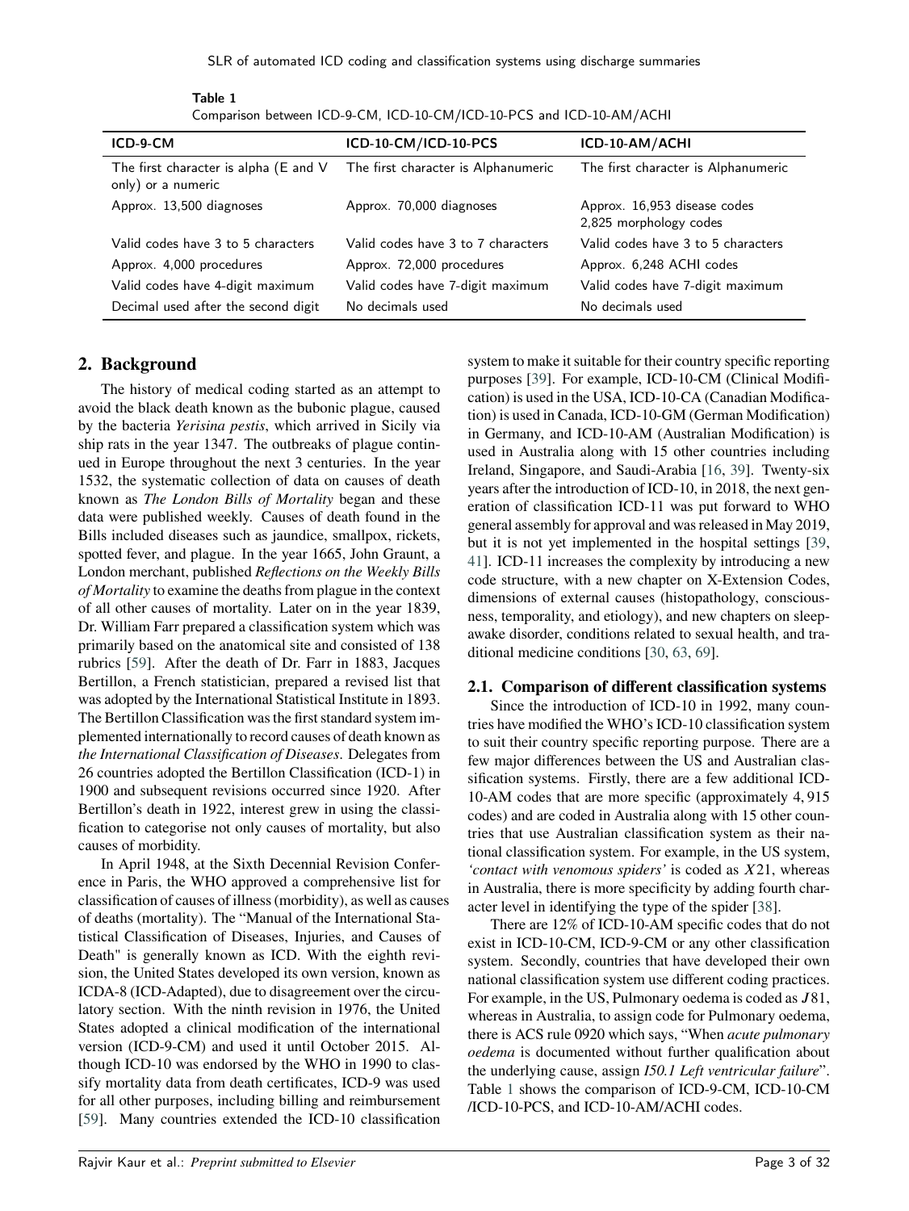**Table 1**
Comparison between ICD-9-CM, ICD-10-CM/ICD-10-PCS and ICD-10-AM/ACHI

| ICD-9-CM | ICD-10-CM/ICD-10-PCS | ICD-10-AM/ACHI |
|---|---|---|
| The first character is alpha (E and V only) or a numeric | The first character is Alphanumeric | The first character is Alphanumeric |
| Approx. 13,500 diagnoses | Approx. 70,000 diagnoses | Approx. 16,953 disease codes 2,825 morphology codes |
| Valid codes have 3 to 5 characters | Valid codes have 3 to 7 characters | Valid codes have 3 to 5 characters |
| Approx. 4,000 procedures | Approx. 72,000 procedures | Approx. 6,248 ACHI codes |
| Valid codes have 4-digit maximum | Valid codes have 7-digit maximum | Valid codes have 7-digit maximum |
| Decimal used after the second digit | No decimals used | No decimals used |

## 2. Background

The history of medical coding started as an attempt to avoid the black death known as the bubonic plague, caused by the bacteria *Yerisina pestis*, which arrived in Sicily via ship rats in the year 1347. The outbreaks of plague continued in Europe throughout the next 3 centuries. In the year 1532, the systematic collection of data on causes of death known as *The London Bills of Mortality* began and these data were published weekly. Causes of death found in the Bills included diseases such as jaundice, smallpox, rickets, spotted fever, and plague. In the year 1665, John Graunt, a London merchant, published *Reflections on the Weekly Bills of Mortality* to examine the deaths from plague in the context of all other causes of mortality. Later on in the year 1839, Dr. William Farr prepared a classification system which was primarily based on the anatomical site and consisted of 138 rubrics [59]. After the death of Dr. Farr in 1883, Jacques Bertillon, a French statistician, prepared a revised list that was adopted by the International Statistical Institute in 1893. The Bertillon Classification was the first standard system implemented internationally to record causes of death known as *the International Classification of Diseases*. Delegates from 26 countries adopted the Bertillon Classification (ICD-1) in 1900 and subsequent revisions occurred since 1920. After Bertillon's death in 1922, interest grew in using the classification to categorise not only causes of mortality, but also causes of morbidity.

In April 1948, at the Sixth Decennial Revision Conference in Paris, the WHO approved a comprehensive list for classification of causes of illness (morbidity), as well as causes of deaths (mortality). The "Manual of the International Statistical Classification of Diseases, Injuries, and Causes of Death" is generally known as ICD. With the eighth revision, the United States developed its own version, known as ICDA-8 (ICD-Adapted), due to disagreement over the circulatory section. With the ninth revision in 1976, the United States adopted a clinical modification of the international version (ICD-9-CM) and used it until October 2015. Although ICD-10 was endorsed by the WHO in 1990 to classify mortality data from death certificates, ICD-9 was used for all other purposes, including billing and reimbursement [59]. Many countries extended the ICD-10 classification system to make it suitable for their country specific reporting purposes [39]. For example, ICD-10-CM (Clinical Modification) is used in the USA, ICD-10-CA (Canadian Modification) is used in Canada, ICD-10-GM (German Modification) in Germany, and ICD-10-AM (Australian Modification) is used in Australia along with 15 other countries including Ireland, Singapore, and Saudi-Arabia [16, 39]. Twenty-six years after the introduction of ICD-10, in 2018, the next generation of classification ICD-11 was put forward to WHO general assembly for approval and was released in May 2019, but it is not yet implemented in the hospital settings [39, 41]. ICD-11 increases the complexity by introducing a new code structure, with a new chapter on X-Extension Codes, dimensions of external causes (histopathology, consciousness, temporality, and etiology), and new chapters on sleep-awake disorder, conditions related to sexual health, and traditional medicine conditions [30, 63, 69].

### 2.1. Comparison of different classification systems

Since the introduction of ICD-10 in 1992, many countries have modified the WHO's ICD-10 classification system to suit their country specific reporting purpose. There are a few major differences between the US and Australian classification systems. Firstly, there are a few additional ICD-10-AM codes that are more specific (approximately 4,915 codes) and are coded in Australia along with 15 other countries that use Australian classification system as their national classification system. For example, in the US system, *'contact with venomous spiders'* is coded as $X21$, whereas in Australia, there is more specificity by adding fourth character level in identifying the type of the spider [38].

There are 12% of ICD-10-AM specific codes that do not exist in ICD-10-CM, ICD-9-CM or any other classification system. Secondly, countries that have developed their own national classification system use different coding practices. For example, in the US, Pulmonary oedema is coded as $J81$, whereas in Australia, to assign code for Pulmonary oedema, there is ACS rule 0920 which says, "When *acute pulmonary oedema* is documented without further qualification about the underlying cause, assign *I50.1 Left ventricular failure*". Table 1 shows the comparison of ICD-9-CM, ICD-10-CM /ICD-10-PCS, and ICD-10-AM/ACHI codes.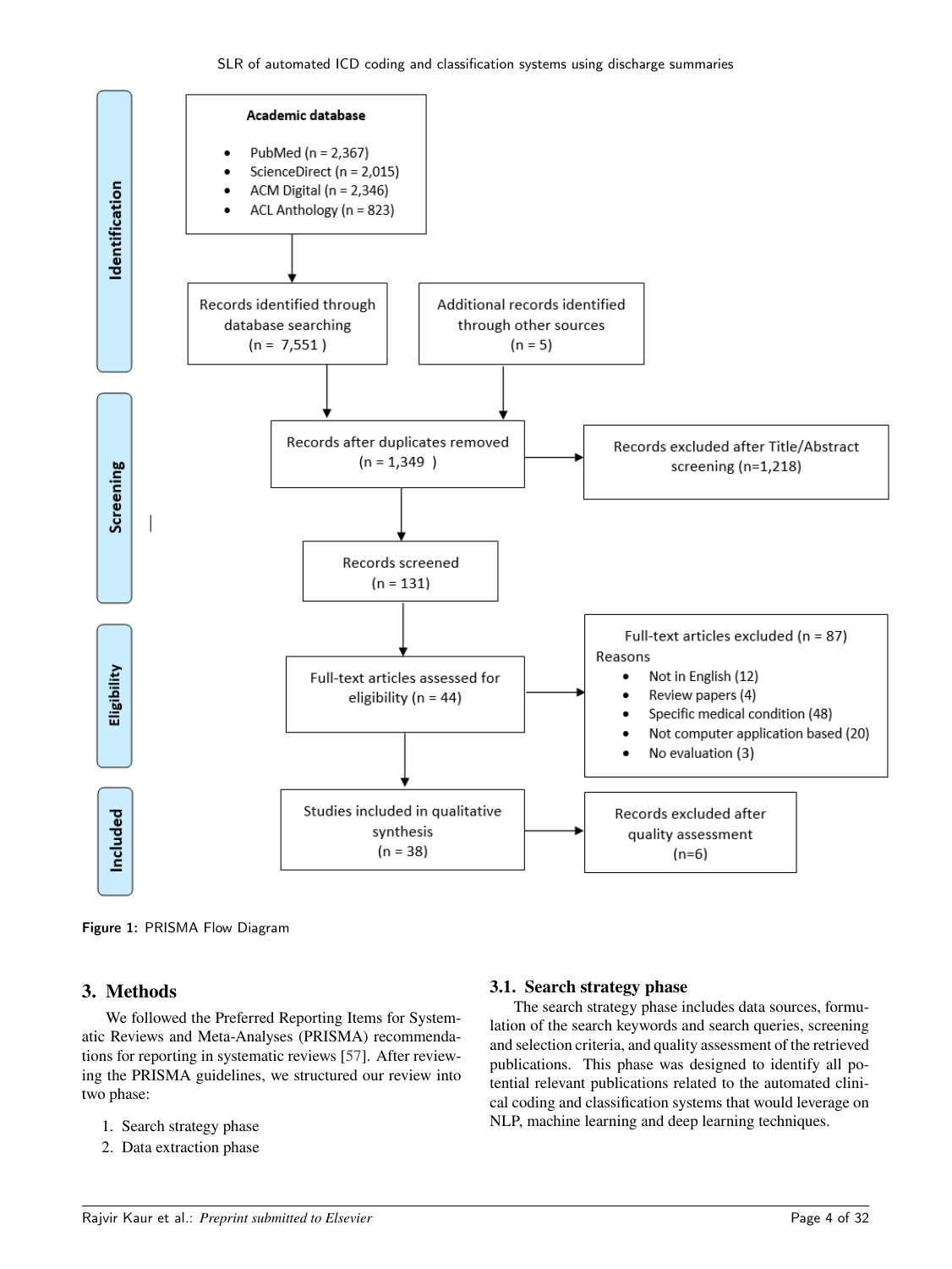**Identification**

**Academic database**

- PubMed (n = 2,367)
- ScienceDirect (n = 2,015)
- ACM Digital (n = 2,346)
- ACL Anthology (n = 823)

Records identified through database searching (n = 7,551)

Additional records identified through other sources (n = 5)

**Screening**

Records after duplicates removed (n = 1,349)

Records excluded after Title/Abstract screening (n=1,218)

Records screened (n = 131)

**Eligibility**

Full-text articles assessed for eligibility (n = 44)

Full-text articles excluded (n = 87)
Reasons
- Not in English (12)
- Review papers (4)
- Specific medical condition (48)
- Not computer application based (20)
- No evaluation (3)

**Included**

Studies included in qualitative synthesis (n = 38)

Records excluded after quality assessment (n=6)

**Figure 1:** PRISMA Flow Diagram

## 3. Methods

We followed the Preferred Reporting Items for Systematic Reviews and Meta-Analyses (PRISMA) recommendations for reporting in systematic reviews [57]. After reviewing the PRISMA guidelines, we structured our review into two phase:

1. Search strategy phase
2. Data extraction phase

### 3.1. Search strategy phase

The search strategy phase includes data sources, formulation of the search keywords and search queries, screening and selection criteria, and quality assessment of the retrieved publications. This phase was designed to identify all potential relevant publications related to the automated clinical coding and classification systems that would leverage on NLP, machine learning and deep learning techniques.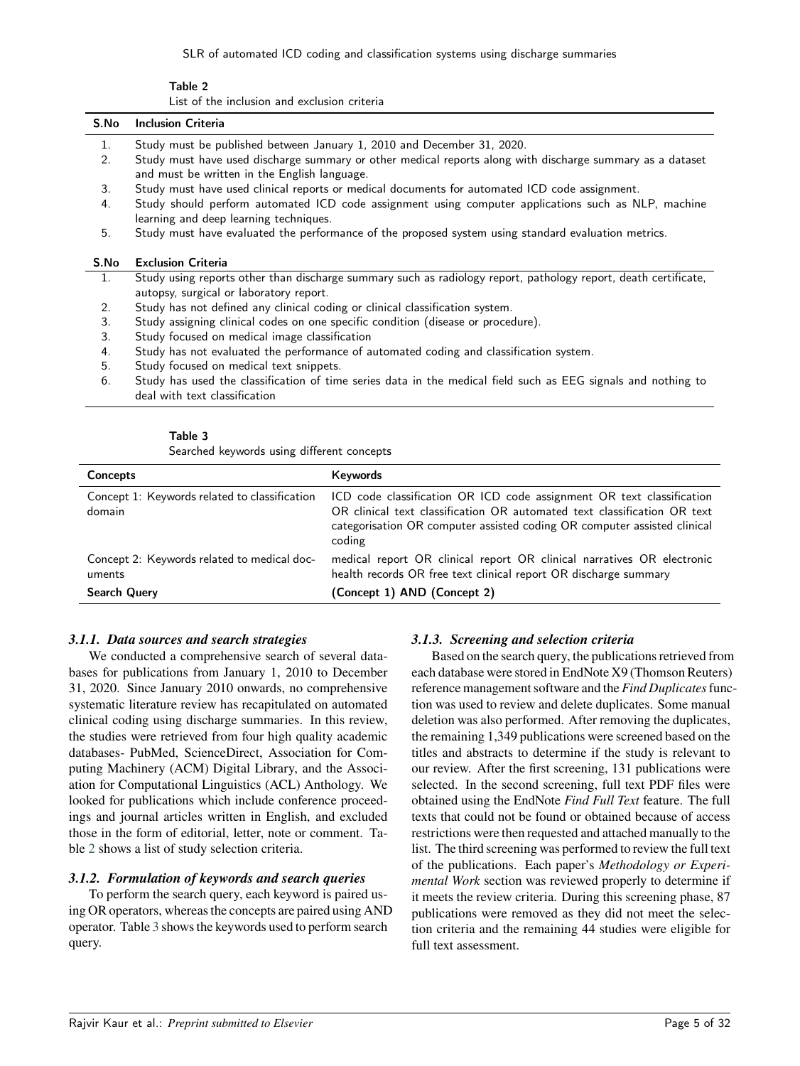Table 2
List of the inclusion and exclusion criteria

| S.No | Inclusion Criteria |
|---|---|
| 1. | Study must be published between January 1, 2010 and December 31, 2020. |
| 2. | Study must have used discharge summary or other medical reports along with discharge summary as a dataset and must be written in the English language. |
| 3. | Study must have used clinical reports or medical documents for automated ICD code assignment. |
| 4. | Study should perform automated ICD code assignment using computer applications such as NLP, machine learning and deep learning techniques. |
| 5. | Study must have evaluated the performance of the proposed system using standard evaluation metrics. |
| **S.No** | **Exclusion Criteria** |
| 1. | Study using reports other than discharge summary such as radiology report, pathology report, death certificate, autopsy, surgical or laboratory report. |
| 2. | Study has not defined any clinical coding or clinical classification system. |
| 3. | Study assigning clinical codes on one specific condition (disease or procedure). |
| 3. | Study focused on medical image classification |
| 4. | Study has not evaluated the performance of automated coding and classification system. |
| 5. | Study focused on medical text snippets. |
| 6. | Study has used the classification of time series data in the medical field such as EEG signals and nothing to deal with text classification |

Table 3
Searched keywords using different concepts

| Concepts | Keywords |
|---|---|
| Concept 1: Keywords related to classification domain | ICD code classification OR ICD code assignment OR text classification OR clinical text classification OR automated text classification OR text categorisation OR computer assisted coding OR computer assisted clinical coding |
| Concept 2: Keywords related to medical documents | medical report OR clinical report OR clinical narratives OR electronic health records OR free text clinical report OR discharge summary |
| **Search Query** | **(Concept 1) AND (Concept 2)** |

### 3.1.1. Data sources and search strategies

We conducted a comprehensive search of several databases for publications from January 1, 2010 to December 31, 2020. Since January 2010 onwards, no comprehensive systematic literature review has recapitulated on automated clinical coding using discharge summaries. In this review, the studies were retrieved from four high quality academic databases- PubMed, ScienceDirect, Association for Computing Machinery (ACM) Digital Library, and the Association for Computational Linguistics (ACL) Anthology. We looked for publications which include conference proceedings and journal articles written in English, and excluded those in the form of editorial, letter, note or comment. Table 2 shows a list of study selection criteria.

### 3.1.2. Formulation of keywords and search queries

To perform the search query, each keyword is paired using OR operators, whereas the concepts are paired using AND operator. Table 3 shows the keywords used to perform search query.

### 3.1.3. Screening and selection criteria

Based on the search query, the publications retrieved from each database were stored in EndNote X9 (Thomson Reuters) reference management software and the *Find Duplicates* function was used to review and delete duplicates. Some manual deletion was also performed. After removing the duplicates, the remaining 1,349 publications were screened based on the titles and abstracts to determine if the study is relevant to our review. After the first screening, 131 publications were selected. In the second screening, full text PDF files were obtained using the EndNote *Find Full Text* feature. The full texts that could not be found or obtained because of access restrictions were then requested and attached manually to the list. The third screening was performed to review the full text of the publications. Each paper's *Methodology or Experimental Work* section was reviewed properly to determine if it meets the review criteria. During this screening phase, 87 publications were removed as they did not meet the selection criteria and the remaining 44 studies were eligible for full text assessment.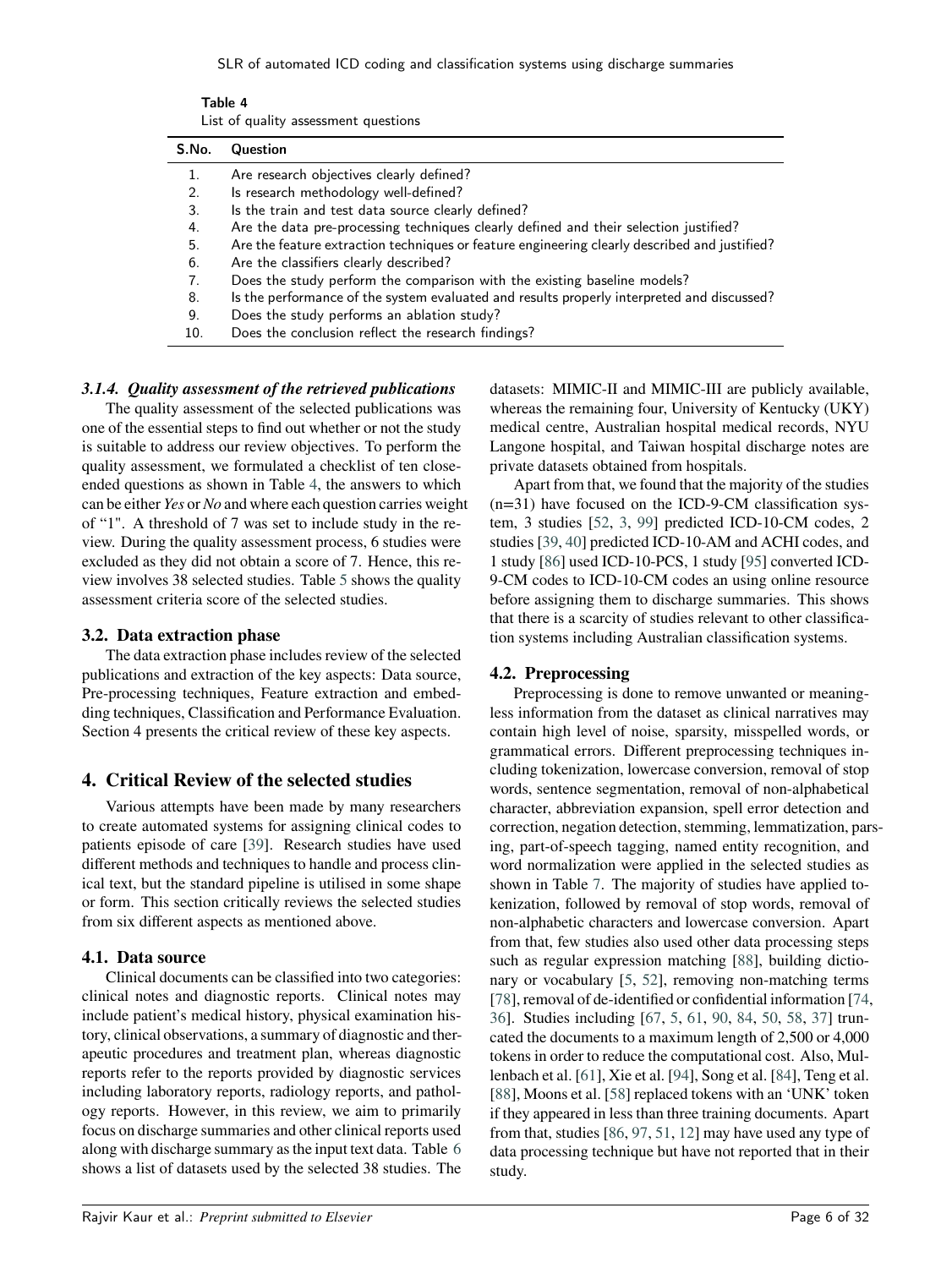Table 4
List of quality assessment questions

| S.No. | Question |
|---|---|
| 1. | Are research objectives clearly defined? |
| 2. | Is research methodology well-defined? |
| 3. | Is the train and test data source clearly defined? |
| 4. | Are the data pre-processing techniques clearly defined and their selection justified? |
| 5. | Are the feature extraction techniques or feature engineering clearly described and justified? |
| 6. | Are the classifiers clearly described? |
| 7. | Does the study perform the comparison with the existing baseline models? |
| 8. | Is the performance of the system evaluated and results properly interpreted and discussed? |
| 9. | Does the study performs an ablation study? |
| 10. | Does the conclusion reflect the research findings? |

#### 3.1.4. Quality assessment of the retrieved publications

The quality assessment of the selected publications was one of the essential steps to find out whether or not the study is suitable to address our review objectives. To perform the quality assessment, we formulated a checklist of ten close-ended questions as shown in Table 4, the answers to which can be either *Yes* or *No* and where each question carries weight of "1". A threshold of 7 was set to include study in the review. During the quality assessment process, 6 studies were excluded as they did not obtain a score of 7. Hence, this review involves 38 selected studies. Table 5 shows the quality assessment criteria score of the selected studies.

### 3.2. Data extraction phase

The data extraction phase includes review of the selected publications and extraction of the key aspects: Data source, Pre-processing techniques, Feature extraction and embedding techniques, Classification and Performance Evaluation. Section 4 presents the critical review of these key aspects.

## 4. Critical Review of the selected studies

Various attempts have been made by many researchers to create automated systems for assigning clinical codes to patients episode of care [39]. Research studies have used different methods and techniques to handle and process clinical text, but the standard pipeline is utilised in some shape or form. This section critically reviews the selected studies from six different aspects as mentioned above.

### 4.1. Data source

Clinical documents can be classified into two categories: clinical notes and diagnostic reports. Clinical notes may include patient's medical history, physical examination history, clinical observations, a summary of diagnostic and therapeutic procedures and treatment plan, whereas diagnostic reports refer to the reports provided by diagnostic services including laboratory reports, radiology reports, and pathology reports. However, in this review, we aim to primarily focus on discharge summaries and other clinical reports used along with discharge summary as the input text data. Table 6 shows a list of datasets used by the selected 38 studies. The datasets: MIMIC-II and MIMIC-III are publicly available, whereas the remaining four, University of Kentucky (UKY) medical centre, Australian hospital medical records, NYU Langone hospital, and Taiwan hospital discharge notes are private datasets obtained from hospitals.

Apart from that, we found that the majority of the studies (n=31) have focused on the ICD-9-CM classification system, 3 studies [52, 3, 99] predicted ICD-10-CM codes, 2 studies [39, 40] predicted ICD-10-AM and ACHI codes, and 1 study [86] used ICD-10-PCS, 1 study [95] converted ICD-9-CM codes to ICD-10-CM codes an using online resource before assigning them to discharge summaries. This shows that there is a scarcity of studies relevant to other classification systems including Australian classification systems.

### 4.2. Preprocessing

Preprocessing is done to remove unwanted or meaningless information from the dataset as clinical narratives may contain high level of noise, sparsity, misspelled words, or grammatical errors. Different preprocessing techniques including tokenization, lowercase conversion, removal of stop words, sentence segmentation, removal of non-alphabetical character, abbreviation expansion, spell error detection and correction, negation detection, stemming, lemmatization, parsing, part-of-speech tagging, named entity recognition, and word normalization were applied in the selected studies as shown in Table 7. The majority of studies have applied tokenization, followed by removal of stop words, removal of non-alphabetic characters and lowercase conversion. Apart from that, few studies also used other data processing steps such as regular expression matching [88], building dictionary or vocabulary [5, 52], removing non-matching terms [78], removal of de-identified or confidential information [74, 36]. Studies including [67, 5, 61, 90, 84, 50, 58, 37] truncated the documents to a maximum length of 2,500 or 4,000 tokens in order to reduce the computational cost. Also, Mullenbach et al. [61], Xie et al. [94], Song et al. [84], Teng et al. [88], Moons et al. [58] replaced tokens with an 'UNK' token if they appeared in less than three training documents. Apart from that, studies [86, 97, 51, 12] may have used any type of data processing technique but have not reported that in their study.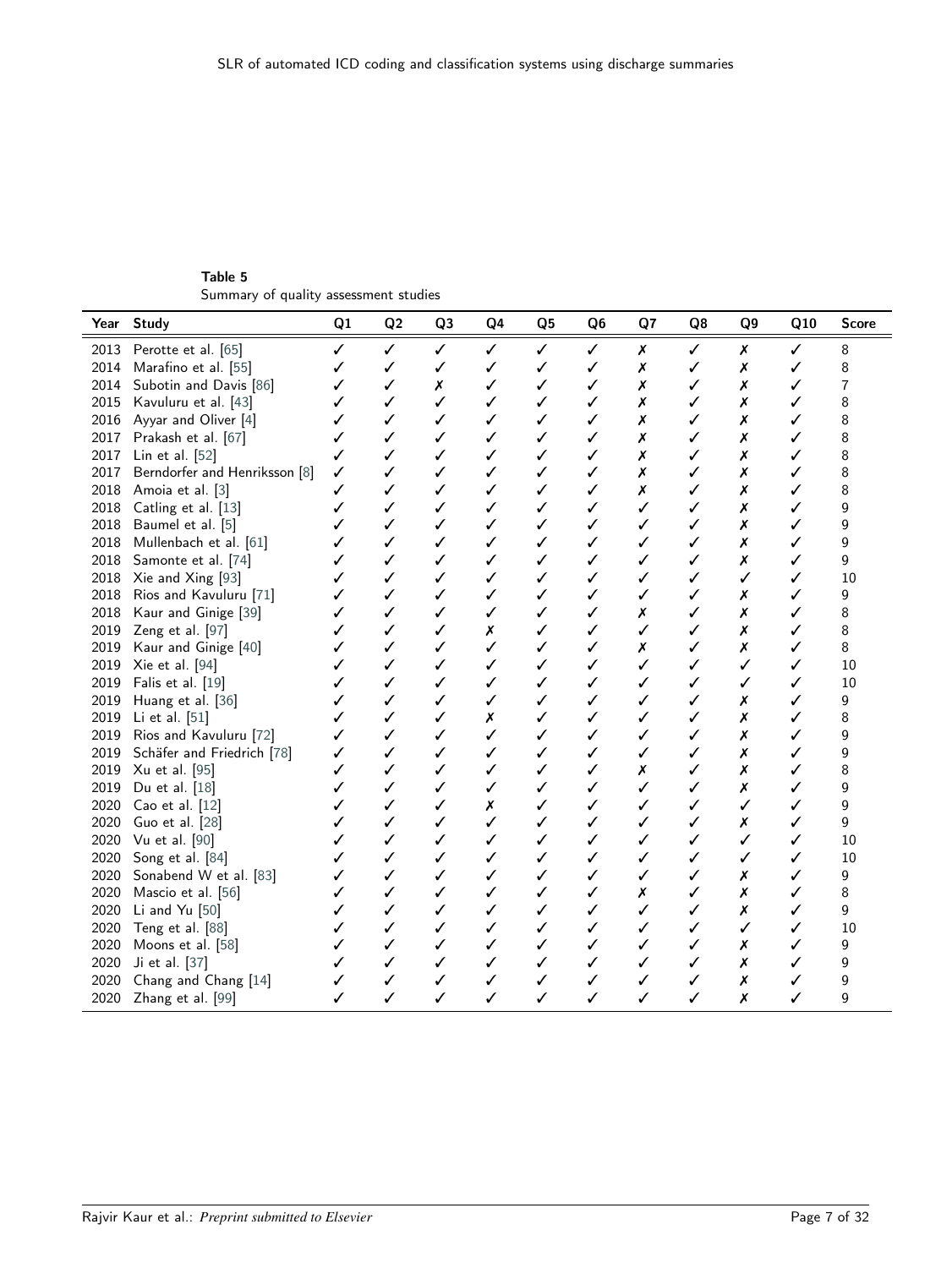**Table 5**
Summary of quality assessment studies

| Year | Study | Q1 | Q2 | Q3 | Q4 | Q5 | Q6 | Q7 | Q8 | Q9 | Q10 | Score |
|---|---|---|---|---|---|---|---|---|---|---|---|---|
| 2013 | Perotte et al. [65] | ✓ | ✓ | ✓ | ✓ | ✓ | ✓ | ✗ | ✓ | ✗ | ✓ | 8 |
| 2014 | Marafino et al. [55] | ✓ | ✓ | ✓ | ✓ | ✓ | ✓ | ✗ | ✓ | ✗ | ✓ | 8 |
| 2014 | Subotin and Davis [86] | ✓ | ✓ | ✗ | ✓ | ✓ | ✓ | ✗ | ✓ | ✗ | ✓ | 7 |
| 2015 | Kavuluru et al. [43] | ✓ | ✓ | ✓ | ✓ | ✓ | ✓ | ✗ | ✓ | ✗ | ✓ | 8 |
| 2016 | Ayyar and Oliver [4] | ✓ | ✓ | ✓ | ✓ | ✓ | ✓ | ✗ | ✓ | ✗ | ✓ | 8 |
| 2017 | Prakash et al. [67] | ✓ | ✓ | ✓ | ✓ | ✓ | ✓ | ✗ | ✓ | ✗ | ✓ | 8 |
| 2017 | Lin et al. [52] | ✓ | ✓ | ✓ | ✓ | ✓ | ✓ | ✗ | ✓ | ✗ | ✓ | 8 |
| 2017 | Berndorfer and Henriksson [8] | ✓ | ✓ | ✓ | ✓ | ✓ | ✓ | ✗ | ✓ | ✗ | ✓ | 8 |
| 2018 | Amoia et al. [3] | ✓ | ✓ | ✓ | ✓ | ✓ | ✓ | ✗ | ✓ | ✗ | ✓ | 8 |
| 2018 | Catling et al. [13] | ✓ | ✓ | ✓ | ✓ | ✓ | ✓ | ✓ | ✓ | ✗ | ✓ | 9 |
| 2018 | Baumel et al. [5] | ✓ | ✓ | ✓ | ✓ | ✓ | ✓ | ✓ | ✓ | ✗ | ✓ | 9 |
| 2018 | Mullenbach et al. [61] | ✓ | ✓ | ✓ | ✓ | ✓ | ✓ | ✓ | ✓ | ✗ | ✓ | 9 |
| 2018 | Samonte et al. [74] | ✓ | ✓ | ✓ | ✓ | ✓ | ✓ | ✓ | ✓ | ✗ | ✓ | 9 |
| 2018 | Xie and Xing [93] | ✓ | ✓ | ✓ | ✓ | ✓ | ✓ | ✓ | ✓ | ✓ | ✓ | 10 |
| 2018 | Rios and Kavuluru [71] | ✓ | ✓ | ✓ | ✓ | ✓ | ✓ | ✓ | ✓ | ✗ | ✓ | 9 |
| 2018 | Kaur and Ginige [39] | ✓ | ✓ | ✓ | ✓ | ✓ | ✓ | ✗ | ✓ | ✗ | ✓ | 8 |
| 2019 | Zeng et al. [97] | ✓ | ✓ | ✓ | ✗ | ✓ | ✓ | ✓ | ✓ | ✗ | ✓ | 8 |
| 2019 | Kaur and Ginige [40] | ✓ | ✓ | ✓ | ✓ | ✓ | ✓ | ✗ | ✓ | ✗ | ✓ | 8 |
| 2019 | Xie et al. [94] | ✓ | ✓ | ✓ | ✓ | ✓ | ✓ | ✓ | ✓ | ✓ | ✓ | 10 |
| 2019 | Falis et al. [19] | ✓ | ✓ | ✓ | ✓ | ✓ | ✓ | ✓ | ✓ | ✓ | ✓ | 10 |
| 2019 | Huang et al. [36] | ✓ | ✓ | ✓ | ✓ | ✓ | ✓ | ✓ | ✓ | ✗ | ✓ | 9 |
| 2019 | Li et al. [51] | ✓ | ✓ | ✓ | ✗ | ✓ | ✓ | ✓ | ✓ | ✗ | ✓ | 8 |
| 2019 | Rios and Kavuluru [72] | ✓ | ✓ | ✓ | ✓ | ✓ | ✓ | ✓ | ✓ | ✗ | ✓ | 9 |
| 2019 | Schäfer and Friedrich [78] | ✓ | ✓ | ✓ | ✓ | ✓ | ✓ | ✓ | ✓ | ✗ | ✓ | 9 |
| 2019 | Xu et al. [95] | ✓ | ✓ | ✓ | ✓ | ✓ | ✓ | ✗ | ✓ | ✗ | ✓ | 8 |
| 2019 | Du et al. [18] | ✓ | ✓ | ✓ | ✓ | ✓ | ✓ | ✓ | ✓ | ✗ | ✓ | 9 |
| 2020 | Cao et al. [12] | ✓ | ✓ | ✓ | ✗ | ✓ | ✓ | ✓ | ✓ | ✓ | ✓ | 9 |
| 2020 | Guo et al. [28] | ✓ | ✓ | ✓ | ✓ | ✓ | ✓ | ✓ | ✓ | ✗ | ✓ | 9 |
| 2020 | Vu et al. [90] | ✓ | ✓ | ✓ | ✓ | ✓ | ✓ | ✓ | ✓ | ✓ | ✓ | 10 |
| 2020 | Song et al. [84] | ✓ | ✓ | ✓ | ✓ | ✓ | ✓ | ✓ | ✓ | ✓ | ✓ | 10 |
| 2020 | Sonabend W et al. [83] | ✓ | ✓ | ✓ | ✓ | ✓ | ✓ | ✓ | ✓ | ✗ | ✓ | 9 |
| 2020 | Mascio et al. [56] | ✓ | ✓ | ✓ | ✓ | ✓ | ✓ | ✗ | ✓ | ✗ | ✓ | 8 |
| 2020 | Li and Yu [50] | ✓ | ✓ | ✓ | ✓ | ✓ | ✓ | ✓ | ✓ | ✗ | ✓ | 9 |
| 2020 | Teng et al. [88] | ✓ | ✓ | ✓ | ✓ | ✓ | ✓ | ✓ | ✓ | ✓ | ✓ | 10 |
| 2020 | Moons et al. [58] | ✓ | ✓ | ✓ | ✓ | ✓ | ✓ | ✓ | ✓ | ✗ | ✓ | 9 |
| 2020 | Ji et al. [37] | ✓ | ✓ | ✓ | ✓ | ✓ | ✓ | ✓ | ✓ | ✗ | ✓ | 9 |
| 2020 | Chang and Chang [14] | ✓ | ✓ | ✓ | ✓ | ✓ | ✓ | ✓ | ✓ | ✗ | ✓ | 9 |
| 2020 | Zhang et al. [99] | ✓ | ✓ | ✓ | ✓ | ✓ | ✓ | ✓ | ✓ | ✗ | ✓ | 9 |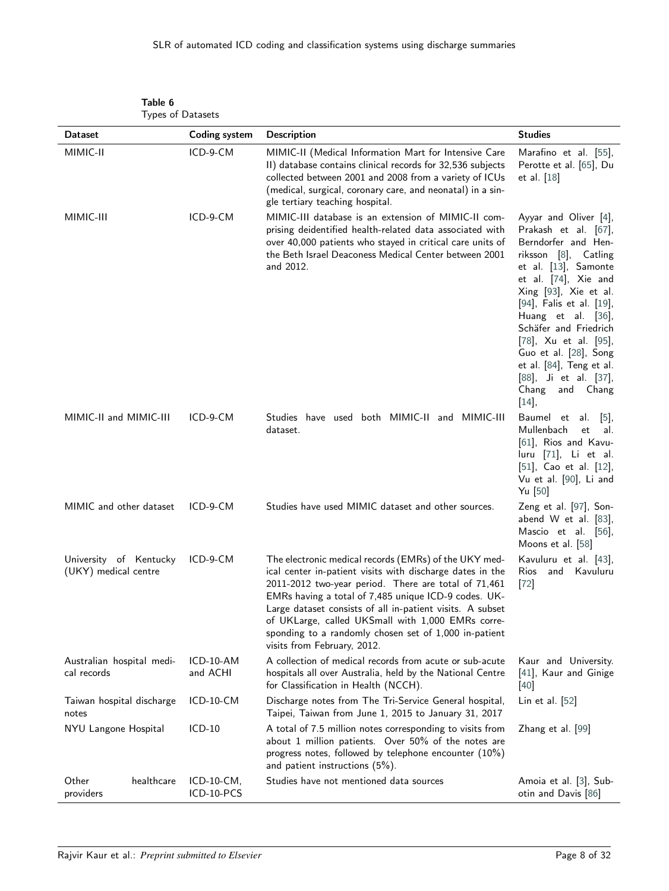Table 6
Types of Datasets

| Dataset | Coding system | Description | Studies |
| --- | --- | --- | --- |
| MIMIC-II | ICD-9-CM | MIMIC-II (Medical Information Mart for Intensive Care II) database contains clinical records for 32,536 subjects collected between 2001 and 2008 from a variety of ICUs (medical, surgical, coronary care, and neonatal) in a single tertiary teaching hospital. | Marafino et al. [55], Perotte et al. [65], Du et al. [18] |
| MIMIC-III | ICD-9-CM | MIMIC-III database is an extension of MIMIC-II comprising deidentified health-related data associated with over 40,000 patients who stayed in critical care units of the Beth Israel Deaconess Medical Center between 2001 and 2012. | Ayyar and Oliver [4], Prakash et al. [67], Berndorfer and Henriksson [8], Catling et al. [13], Samonte et al. [74], Xie and Xing [93], Xie et al. [94], Falis et al. [19], Huang et al. [36], Schäfer and Friedrich [78], Xu et al. [95], Guo et al. [28], Song et al. [84], Teng et al. [88], Ji et al. [37], Chang and Chang [14], |
| MIMIC-II and MIMIC-III | ICD-9-CM | Studies have used both MIMIC-II and MIMIC-III dataset. | Baumel et al. [5], Mullenbach et al. [61], Rios and Kavuluru [71], Li et al. [51], Cao et al. [12], Vu et al. [90], Li and Yu [50] |
| MIMIC and other dataset | ICD-9-CM | Studies have used MIMIC dataset and other sources. | Zeng et al. [97], Sonabend W et al. [83], Mascio et al. [56], Moons et al. [58] |
| University of Kentucky (UKY) medical centre | ICD-9-CM | The electronic medical records (EMRs) of the UKY medical center in-patient visits with discharge dates in the 2011-2012 two-year period. There are total of 71,461 EMRs having a total of 7,485 unique ICD-9 codes. UKLarge dataset consists of all in-patient visits. A subset of UKLarge, called UKSmall with 1,000 EMRs corresponding to a randomly chosen set of 1,000 in-patient visits from February, 2012. | Kavuluru et al. [43], Rios and Kavuluru [72] |
| Australian hospital medical records | ICD-10-AM and ACHI | A collection of medical records from acute or sub-acute hospitals all over Australia, held by the National Centre for Classification in Health (NCCH). | Kaur and University. [41], Kaur and Ginige [40] |
| Taiwan hospital discharge notes | ICD-10-CM | Discharge notes from The Tri-Service General hospital, Taipei, Taiwan from June 1, 2015 to January 31, 2017 | Lin et al. [52] |
| NYU Langone Hospital | ICD-10 | A total of 7.5 million notes corresponding to visits from about 1 million patients. Over 50% of the notes are progress notes, followed by telephone encounter (10%) and patient instructions (5%). | Zhang et al. [99] |
| Other healthcare providers | ICD-10-CM, ICD-10-PCS | Studies have not mentioned data sources | Amoia et al. [3], Subotin and Davis [86] |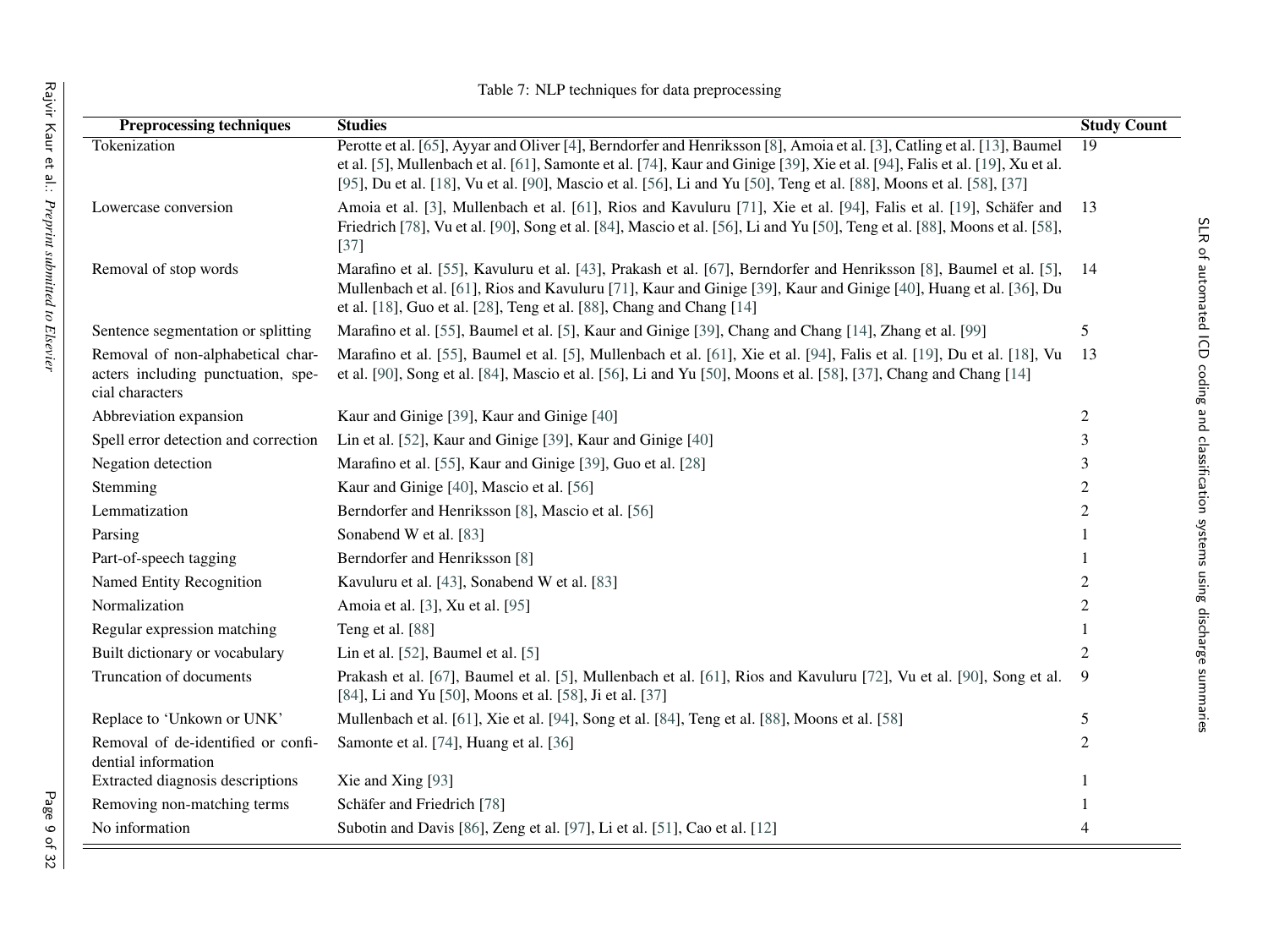Table 7: NLP techniques for data preprocessing

| Preprocessing techniques | Studies | Study Count |
|---|---|---|
| Tokenization | Perotte et al. [65], Ayyar and Oliver [4], Berndorfer and Henriksson [8], Amoia et al. [3], Catling et al. [13], Baumel et al. [5], Mullenbach et al. [61], Samonte et al. [74], Kaur and Ginige [39], Xie et al. [94], Falis et al. [19], Xu et al. [95], Du et al. [18], Vu et al. [90], Mascio et al. [56], Li and Yu [50], Teng et al. [88], Moons et al. [58], [37] | 19 |
| Lowercase conversion | Amoia et al. [3], Mullenbach et al. [61], Rios and Kavuluru [71], Xie et al. [94], Falis et al. [19], Schäfer and Friedrich [78], Vu et al. [90], Song et al. [84], Mascio et al. [56], Li and Yu [50], Teng et al. [88], Moons et al. [58], [37] | 13 |
| Removal of stop words | Marafino et al. [55], Kavuluru et al. [43], Prakash et al. [67], Berndorfer and Henriksson [8], Baumel et al. [5], Mullenbach et al. [61], Rios and Kavuluru [71], Kaur and Ginige [39], Kaur and Ginige [40], Huang et al. [36], Du et al. [18], Guo et al. [28], Teng et al. [88], Chang and Chang [14] | 14 |
| Sentence segmentation or splitting | Marafino et al. [55], Baumel et al. [5], Kaur and Ginige [39], Chang and Chang [14], Zhang et al. [99] | 5 |
| Removal of non-alphabetical characters including punctuation, special characters | Marafino et al. [55], Baumel et al. [5], Mullenbach et al. [61], Xie et al. [94], Falis et al. [19], Du et al. [18], Vu et al. [90], Song et al. [84], Mascio et al. [56], Li and Yu [50], Moons et al. [58], [37], Chang and Chang [14] | 13 |
| Abbreviation expansion | Kaur and Ginige [39], Kaur and Ginige [40] | 2 |
| Spell error detection and correction | Lin et al. [52], Kaur and Ginige [39], Kaur and Ginige [40] | 3 |
| Negation detection | Marafino et al. [55], Kaur and Ginige [39], Guo et al. [28] | 3 |
| Stemming | Kaur and Ginige [40], Mascio et al. [56] | 2 |
| Lemmatization | Berndorfer and Henriksson [8], Mascio et al. [56] | 2 |
| Parsing | Sonabend W et al. [83] | 1 |
| Part-of-speech tagging | Berndorfer and Henriksson [8] | 1 |
| Named Entity Recognition | Kavuluru et al. [43], Sonabend W et al. [83] | 2 |
| Normalization | Amoia et al. [3], Xu et al. [95] | 2 |
| Regular expression matching | Teng et al. [88] | 1 |
| Built dictionary or vocabulary | Lin et al. [52], Baumel et al. [5] | 2 |
| Truncation of documents | Prakash et al. [67], Baumel et al. [5], Mullenbach et al. [61], Rios and Kavuluru [72], Vu et al. [90], Song et al. [84], Li and Yu [50], Moons et al. [58], Ji et al. [37] | 9 |
| Replace to 'Unkown or UNK' | Mullenbach et al. [61], Xie et al. [94], Song et al. [84], Teng et al. [88], Moons et al. [58] | 5 |
| Removal of de-identified or confidential information | Samonte et al. [74], Huang et al. [36] | 2 |
| Extracted diagnosis descriptions | Xie and Xing [93] | 1 |
| Removing non-matching terms | Schäfer and Friedrich [78] | 1 |
| No information | Subotin and Davis [86], Zeng et al. [97], Li et al. [51], Cao et al. [12] | 4 |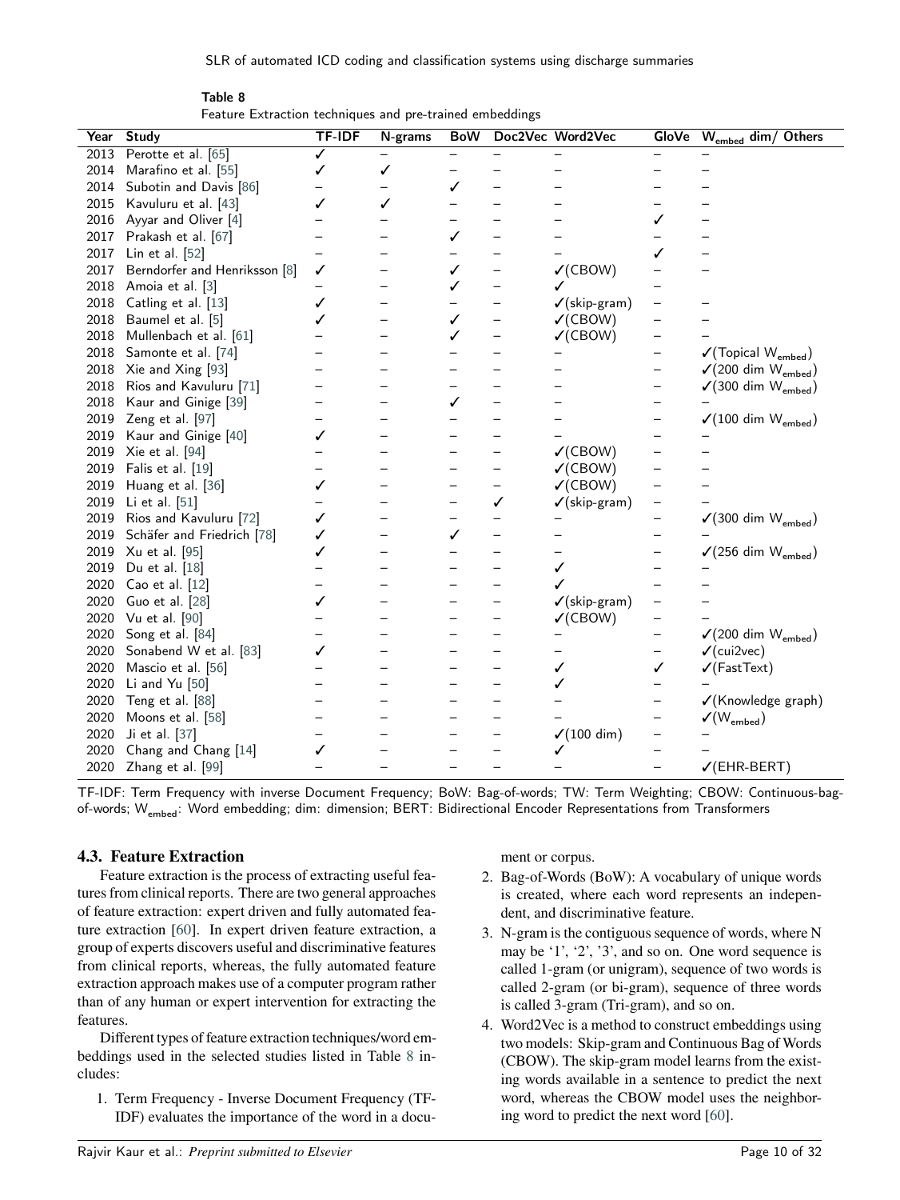**Table 8**
Feature Extraction techniques and pre-trained embeddings

| Year | Study | TF-IDF | N-grams | BoW | Doc2Vec | Word2Vec | GloVe | $W_{embed}$ dim/ Others |
|---|---|---|---|---|---|---|---|---|
| 2013 | Perotte et al. [65] | ✓ | – | – | – | – | – | – |
| 2014 | Marafino et al. [55] | ✓ | ✓ | – | – | – | – | – |
| 2014 | Subotin and Davis [86] | – | – | ✓ | – | – | – | – |
| 2015 | Kavuluru et al. [43] | ✓ | ✓ | – | – | – | – | – |
| 2016 | Ayyar and Oliver [4] | – | – | – | – | – | ✓ | – |
| 2017 | Prakash et al. [67] | – | – | ✓ | – | – | – | – |
| 2017 | Lin et al. [52] | – | – | – | – | – | ✓ | – |
| 2017 | Berndorfer and Henriksson [8] | ✓ | – | ✓ | – | ✓(CBOW) | – | – |
| 2018 | Amoia et al. [3] | – | – | ✓ | – | ✓ | – | |
| 2018 | Catling et al. [13] | ✓ | – | – | – | ✓(skip-gram) | – | – |
| 2018 | Baumel et al. [5] | ✓ | – | ✓ | – | ✓(CBOW) | – | – |
| 2018 | Mullenbach et al. [61] | – | – | ✓ | – | ✓(CBOW) | – | – |
| 2018 | Samonte et al. [74] | – | – | – | – | – | – | ✓(Topical $W_{embed}$) |
| 2018 | Xie and Xing [93] | – | – | – | – | – | – | ✓(200 dim $W_{embed}$) |
| 2018 | Rios and Kavuluru [71] | – | – | – | – | – | – | ✓(300 dim $W_{embed}$) |
| 2018 | Kaur and Ginige [39] | – | – | ✓ | – | – | – | – |
| 2019 | Zeng et al. [97] | – | – | – | – | – | – | ✓(100 dim $W_{embed}$) |
| 2019 | Kaur and Ginige [40] | ✓ | – | – | – | – | – | – |
| 2019 | Xie et al. [94] | – | – | – | – | ✓(CBOW) | – | – |
| 2019 | Falis et al. [19] | – | – | – | – | ✓(CBOW) | – | – |
| 2019 | Huang et al. [36] | ✓ | – | – | – | ✓(CBOW) | – | – |
| 2019 | Li et al. [51] | – | – | – | ✓ | ✓(skip-gram) | – | – |
| 2019 | Rios and Kavuluru [72] | ✓ | – | – | – | – | – | ✓(300 dim $W_{embed}$) |
| 2019 | Schäfer and Friedrich [78] | ✓ | – | ✓ | – | – | – | – |
| 2019 | Xu et al. [95] | ✓ | – | – | – | – | – | ✓(256 dim $W_{embed}$) |
| 2019 | Du et al. [18] | – | – | – | – | ✓ | – | – |
| 2020 | Cao et al. [12] | – | – | – | – | ✓ | – | – |
| 2020 | Guo et al. [28] | ✓ | – | – | – | ✓(skip-gram) | – | – |
| 2020 | Vu et al. [90] | – | – | – | – | ✓(CBOW) | – | – |
| 2020 | Song et al. [84] | – | – | – | – | – | – | ✓(200 dim $W_{embed}$) |
| 2020 | Sonabend W et al. [83] | ✓ | – | – | – | – | – | ✓(cui2vec) |
| 2020 | Mascio et al. [56] | – | – | – | – | ✓ | ✓ | ✓(FastText) |
| 2020 | Li and Yu [50] | – | – | – | – | ✓ | – | – |
| 2020 | Teng et al. [88] | – | – | – | – | – | – | ✓(Knowledge graph) |
| 2020 | Moons et al. [58] | – | – | – | – | – | – | ✓($W_{embed}$) |
| 2020 | Ji et al. [37] | – | – | – | – | ✓(100 dim) | – | – |
| 2020 | Chang and Chang [14] | ✓ | – | – | – | ✓ | – | – |
| 2020 | Zhang et al. [99] | – | – | – | – | – | – | ✓(EHR-BERT) |

TF-IDF: Term Frequency with inverse Document Frequency; BoW: Bag-of-words; TW: Term Weighting; CBOW: Continuous-bag-of-words; $W_{embed}$: Word embedding; dim: dimension; BERT: Bidirectional Encoder Representations from Transformers

### 4.3. Feature Extraction

Feature extraction is the process of extracting useful features from clinical reports. There are two general approaches of feature extraction: expert driven and fully automated feature extraction [60]. In expert driven feature extraction, a group of experts discovers useful and discriminative features from clinical reports, whereas, the fully automated feature extraction approach makes use of a computer program rather than of any human or expert intervention for extracting the features.

Different types of feature extraction techniques/word embeddings used in the selected studies listed in Table 8 includes:

1. Term Frequency - Inverse Document Frequency (TF-IDF) evaluates the importance of the word in a document or corpus.
2. Bag-of-Words (BoW): A vocabulary of unique words is created, where each word represents an independent, and discriminative feature.
3. N-gram is the contiguous sequence of words, where N may be '1', '2', '3', and so on. One word sequence is called 1-gram (or unigram), sequence of two words is called 2-gram (or bi-gram), sequence of three words is called 3-gram (Tri-gram), and so on.
4. Word2Vec is a method to construct embeddings using two models: Skip-gram and Continuous Bag of Words (CBOW). The skip-gram model learns from the existing words available in a sentence to predict the next word, whereas the CBOW model uses the neighboring word to predict the next word [60].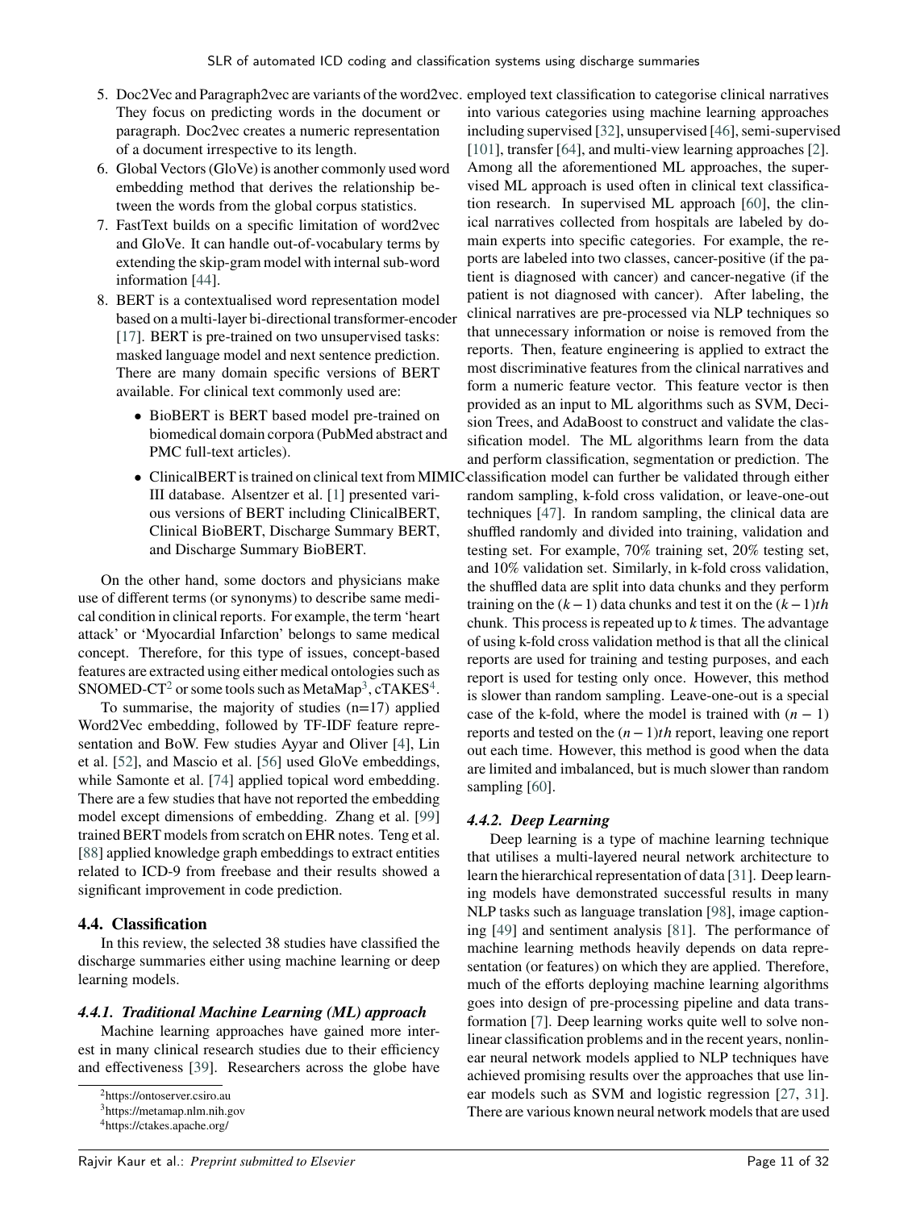5. Doc2Vec and Paragraph2vec are variants of the word2vec. They focus on predicting words in the document or paragraph. Doc2vec creates a numeric representation of a document irrespective to its length.
6. Global Vectors (GloVe) is another commonly used word embedding method that derives the relationship between the words from the global corpus statistics.
7. FastText builds on a specific limitation of word2vec and GloVe. It can handle out-of-vocabulary terms by extending the skip-gram model with internal sub-word information [44].
8. BERT is a contextualised word representation model based on a multi-layer bi-directional transformer-encoder [17]. BERT is pre-trained on two unsupervised tasks: masked language model and next sentence prediction. There are many domain specific versions of BERT available. For clinical text commonly used are:
   - BioBERT is BERT based model pre-trained on biomedical domain corpora (PubMed abstract and PMC full-text articles).
   - ClinicalBERT is trained on clinical text from MIMIC-III database. Alsentzer et al. [1] presented various versions of BERT including ClinicalBERT, Clinical BioBERT, Discharge Summary BERT, and Discharge Summary BioBERT.

On the other hand, some doctors and physicians make use of different terms (or synonyms) to describe same medical condition in clinical reports. For example, the term 'heart attack' or 'Myocardial Infarction' belongs to same medical concept. Therefore, for this type of issues, concept-based features are extracted using either medical ontologies such as SNOMED-CT[2] or some tools such as MetaMap[3], cTAKES[4].

To summarise, the majority of studies (n=17) applied Word2Vec embedding, followed by TF-IDF feature representation and BoW. Few studies Ayyar and Oliver [4], Lin et al. [52], and Mascio et al. [56] used GloVe embeddings, while Samonte et al. [74] applied topical word embedding. There are a few studies that have not reported the embedding model except dimensions of embedding. Zhang et al. [99] trained BERT models from scratch on EHR notes. Teng et al. [88] applied knowledge graph embeddings to extract entities related to ICD-9 from freebase and their results showed a significant improvement in code prediction.

## 4.4. Classification

In this review, the selected 38 studies have classified the discharge summaries either using machine learning or deep learning models.

### *4.4.1. Traditional Machine Learning (ML) approach*

Machine learning approaches have gained more interest in many clinical research studies due to their efficiency and effectiveness [39]. Researchers across the globe have employed text classification to categorise clinical narratives into various categories using machine learning approaches including supervised [32], unsupervised [46], semi-supervised [101], transfer [64], and multi-view learning approaches [2]. Among all the aforementioned ML approaches, the supervised ML approach is used often in clinical text classification research. In supervised ML approach [60], the clinical narratives collected from hospitals are labeled by domain experts into specific categories. For example, the reports are labeled into two classes, cancer-positive (if the patient is diagnosed with cancer) and cancer-negative (if the patient is not diagnosed with cancer). After labeling, the clinical narratives are pre-processed via NLP techniques so that unnecessary information or noise is removed from the reports. Then, feature engineering is applied to extract the most discriminative features from the clinical narratives and form a numeric feature vector. This feature vector is then provided as an input to ML algorithms such as SVM, Decision Trees, and AdaBoost to construct and validate the classification model. The ML algorithms learn from the data and perform classification, segmentation or prediction. The classification model can further be validated through either random sampling, k-fold cross validation, or leave-one-out techniques [47]. In random sampling, the clinical data are shuffled randomly and divided into training, validation and testing set. For example, 70% training set, 20% testing set, and 10% validation set. Similarly, in k-fold cross validation, the shuffled data are split into data chunks and they perform training on the $(k-1)$ data chunks and test it on the $(k-1)th$ chunk. This process is repeated up to $k$ times. The advantage of using k-fold cross validation method is that all the clinical reports are used for training and testing purposes, and each report is used for testing only once. However, this method is slower than random sampling. Leave-one-out is a special case of the k-fold, where the model is trained with $(n-1)$ reports and tested on the $(n-1)th$ report, leaving one report out each time. However, this method is good when the data are limited and imbalanced, but is much slower than random sampling [60].

### *4.4.2. Deep Learning*

Deep learning is a type of machine learning technique that utilises a multi-layered neural network architecture to learn the hierarchical representation of data [31]. Deep learning models have demonstrated successful results in many NLP tasks such as language translation [98], image captioning [49] and sentiment analysis [81]. The performance of machine learning methods heavily depends on data representation (or features) on which they are applied. Therefore, much of the efforts deploying machine learning algorithms goes into design of pre-processing pipeline and data transformation [7]. Deep learning works quite well to solve nonlinear classification problems and in the recent years, nonlinear neural network models applied to NLP techniques have achieved promising results over the approaches that use linear models such as SVM and logistic regression [27, 31]. There are various known neural network models that are used

[2] https://ontoserver.csiro.au
[3] https://metamap.nlm.nih.gov
[4] https://ctakes.apache.org/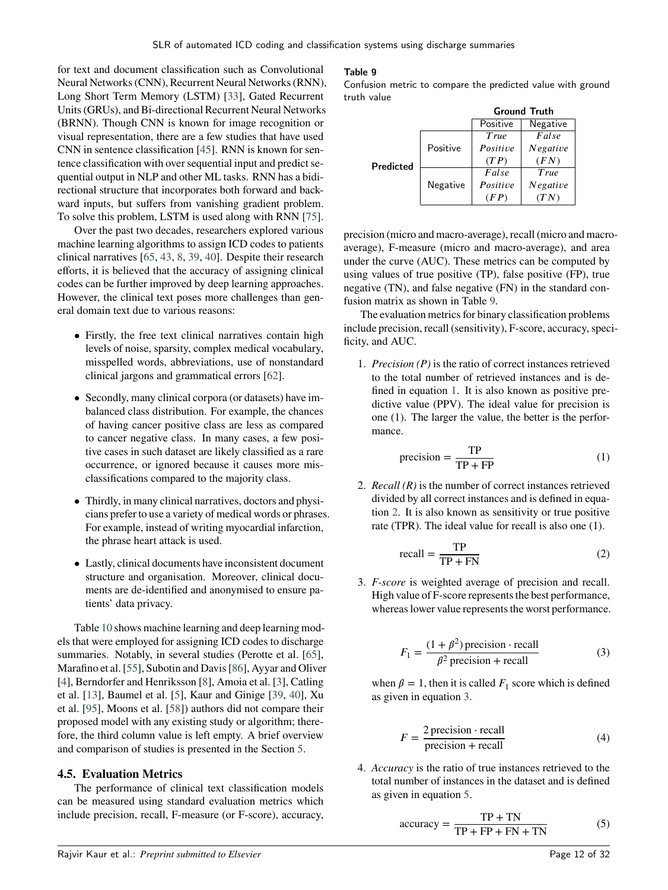for text and document classification such as Convolutional Neural Networks (CNN), Recurrent Neural Networks (RNN), Long Short Term Memory (LSTM) [33], Gated Recurrent Units (GRUs), and Bi-directional Recurrent Neural Networks (BRNN). Though CNN is known for image recognition or visual representation, there are a few studies that have used CNN in sentence classification [45]. RNN is known for sentence classification with over sequential input and predict sequential output in NLP and other ML tasks. RNN has a bidirectional structure that incorporates both forward and backward inputs, but suffers from vanishing gradient problem. To solve this problem, LSTM is used along with RNN [75].

Over the past two decades, researchers explored various machine learning algorithms to assign ICD codes to patients clinical narratives [65, 43, 8, 39, 40]. Despite their research efforts, it is believed that the accuracy of assigning clinical codes can be further improved by deep learning approaches. However, the clinical text poses more challenges than general domain text due to various reasons:

- Firstly, the free text clinical narratives contain high levels of noise, sparsity, complex medical vocabulary, misspelled words, abbreviations, use of nonstandard clinical jargons and grammatical errors [62].
- Secondly, many clinical corpora (or datasets) have imbalanced class distribution. For example, the chances of having cancer positive class are less as compared to cancer negative class. In many cases, a few positive cases in such dataset are likely classified as a rare occurrence, or ignored because it causes more misclassifications compared to the majority class.
- Thirdly, in many clinical narratives, doctors and physicians prefer to use a variety of medical words or phrases. For example, instead of writing myocardial infarction, the phrase heart attack is used.
- Lastly, clinical documents have inconsistent document structure and organisation. Moreover, clinical documents are de-identified and anonymised to ensure patients' data privacy.

Table 10 shows machine learning and deep learning models that were employed for assigning ICD codes to discharge summaries. Notably, in several studies (Perotte et al. [65], Marafino et al. [55], Subotin and Davis [86], Ayyar and Oliver [4], Berndorfer and Henriksson [8], Amoia et al. [3], Catling et al. [13], Baumel et al. [5], Kaur and Ginige [39, 40], Xu et al. [95], Moons et al. [58]) authors did not compare their proposed model with any existing study or algorithm; therefore, the third column value is left empty. A brief overview and comparison of studies is presented in the Section 5.

### 4.5. Evaluation Metrics

The performance of clinical text classification models can be measured using standard evaluation metrics which include precision, recall, F-measure (or F-score), accuracy, precision (micro and macro-average), recall (micro and macro-average), F-measure (micro and macro-average), and area under the curve (AUC). These metrics can be computed by using values of true positive (TP), false positive (FP), true negative (TN), and false negative (FN) in the standard confusion matrix as shown in Table 9.

**Table 9**
Confusion metric to compare the predicted value with ground truth value

| | | Ground Truth | |
|---|---|---|---|
| | | Positive | Negative |
| **Predicted** | Positive | *True Positive* (*TP*) | *False Negative* (*FN*) |
| | Negative | *False Positive* (*FP*) | *True Negative* (*TN*) |

The evaluation metrics for binary classification problems include precision, recall (sensitivity), F-score, accuracy, specificity, and AUC.

1. *Precision (P)* is the ratio of correct instances retrieved to the total number of retrieved instances and is defined in equation 1. It is also known as positive predictive value (PPV). The ideal value for precision is one (1). The larger the value, the better is the performance.

$$\text{precision} = \frac{\text{TP}}{\text{TP} + \text{FP}} \tag{1}$$

2. *Recall (R)* is the number of correct instances retrieved divided by all correct instances and is defined in equation 2. It is also known as sensitivity or true positive rate (TPR). The ideal value for recall is also one (1).

$$\text{recall} = \frac{\text{TP}}{\text{TP} + \text{FN}} \tag{2}$$

3. *F-score* is weighted average of precision and recall. High value of F-score represents the best performance, whereas lower value represents the worst performance.

$$F_1 = \frac{(1+\beta^2)\,\text{precision} \cdot \text{recall}}{\beta^2\,\text{precision} + \text{recall}} \tag{3}$$

when $\beta = 1$, then it is called $F_1$ score which is defined as given in equation 3.

$$F = \frac{2\,\text{precision} \cdot \text{recall}}{\text{precision} + \text{recall}} \tag{4}$$

4. *Accuracy* is the ratio of true instances retrieved to the total number of instances in the dataset and is defined as given in equation 5.

$$\text{accuracy} = \frac{\text{TP} + \text{TN}}{\text{TP} + \text{FP} + \text{FN} + \text{TN}} \tag{5}$$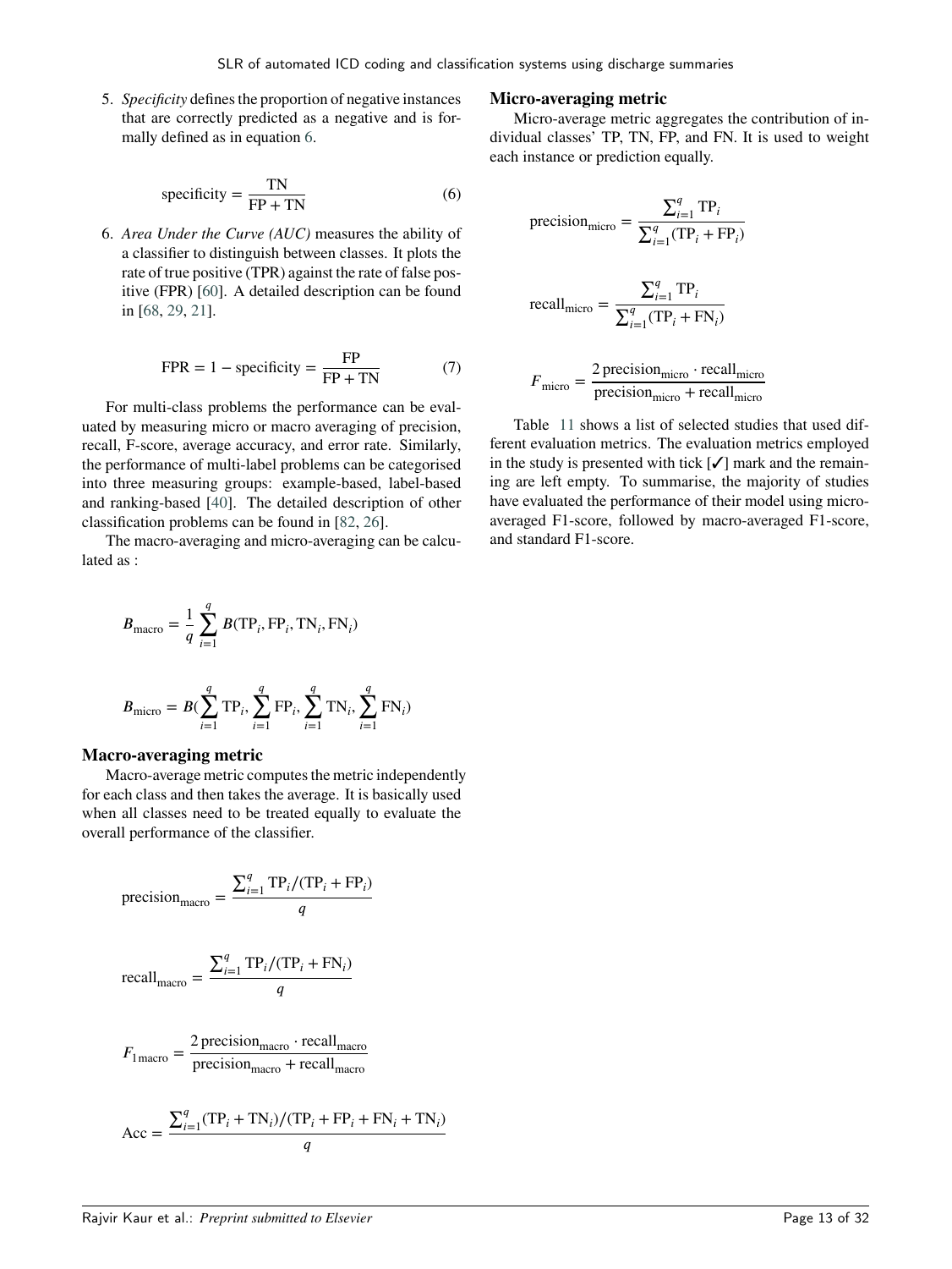5. *Specificity* defines the proportion of negative instances that are correctly predicted as a negative and is formally defined as in equation 6.

$$\text{specificity} = \frac{\text{TN}}{\text{FP} + \text{TN}} \tag{6}$$

6. *Area Under the Curve (AUC)* measures the ability of a classifier to distinguish between classes. It plots the rate of true positive (TPR) against the rate of false positive (FPR) [60]. A detailed description can be found in [68, 29, 21].

$$\text{FPR} = 1 - \text{specificity} = \frac{\text{FP}}{\text{FP} + \text{TN}} \tag{7}$$

For multi-class problems the performance can be evaluated by measuring micro or macro averaging of precision, recall, F-score, average accuracy, and error rate. Similarly, the performance of multi-label problems can be categorised into three measuring groups: example-based, label-based and ranking-based [40]. The detailed description of other classification problems can be found in [82, 26].

The macro-averaging and micro-averaging can be calculated as :

$$B_{\text{macro}} = \frac{1}{q}\sum_{i=1}^{q} B(\text{TP}_i, \text{FP}_i, \text{TN}_i, \text{FN}_i)$$

$$B_{\text{micro}} = B(\sum_{i=1}^{q}\text{TP}_i, \sum_{i=1}^{q}\text{FP}_i, \sum_{i=1}^{q}\text{TN}_i, \sum_{i=1}^{q}\text{FN}_i)$$

### Macro-averaging metric

Macro-average metric computes the metric independently for each class and then takes the average. It is basically used when all classes need to be treated equally to evaluate the overall performance of the classifier.

$$\text{precision}_{\text{macro}} = \frac{\sum_{i=1}^{q}\text{TP}_i/(\text{TP}_i + \text{FP}_i)}{q}$$

$$\text{recall}_{\text{macro}} = \frac{\sum_{i=1}^{q}\text{TP}_i/(\text{TP}_i + \text{FN}_i)}{q}$$

$$F_{1\,\text{macro}} = \frac{2\,\text{precision}_{\text{macro}} \cdot \text{recall}_{\text{macro}}}{\text{precision}_{\text{macro}} + \text{recall}_{\text{macro}}}$$

$$\text{Acc} = \frac{\sum_{i=1}^{q}(\text{TP}_i + \text{TN}_i)/(\text{TP}_i + \text{FP}_i + \text{FN}_i + \text{TN}_i)}{q}$$

### Micro-averaging metric

Micro-average metric aggregates the contribution of individual classes' TP, TN, FP, and FN. It is used to weight each instance or prediction equally.

$$\text{precision}_{\text{micro}} = \frac{\sum_{i=1}^{q}\text{TP}_i}{\sum_{i=1}^{q}(\text{TP}_i + \text{FP}_i)}$$

$$\text{recall}_{\text{micro}} = \frac{\sum_{i=1}^{q}\text{TP}_i}{\sum_{i=1}^{q}(\text{TP}_i + \text{FN}_i)}$$

$$F_{\text{micro}} = \frac{2\,\text{precision}_{\text{micro}} \cdot \text{recall}_{\text{micro}}}{\text{precision}_{\text{micro}} + \text{recall}_{\text{micro}}}$$

Table 11 shows a list of selected studies that used different evaluation metrics. The evaluation metrics employed in the study is presented with tick [✓] mark and the remaining are left empty. To summarise, the majority of studies have evaluated the performance of their model using micro-averaged F1-score, followed by macro-averaged F1-score, and standard F1-score.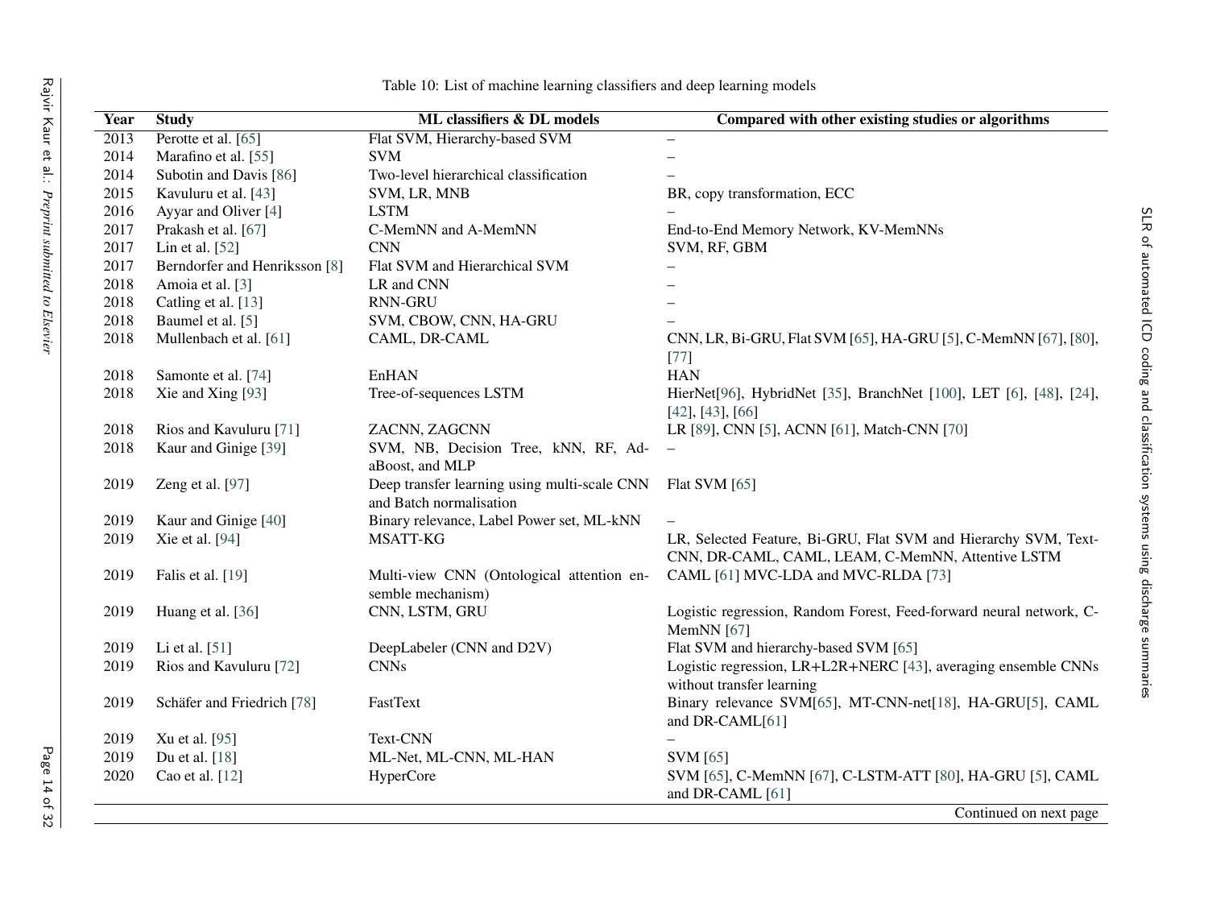Table 10: List of machine learning classifiers and deep learning models

| Year | Study | ML classifiers & DL models | Compared with other existing studies or algorithms |
|---|---|---|---|
| 2013 | Perotte et al. [65] | Flat SVM, Hierarchy-based SVM | – |
| 2014 | Marafino et al. [55] | SVM | – |
| 2014 | Subotin and Davis [86] | Two-level hierarchical classification | – |
| 2015 | Kavuluru et al. [43] | SVM, LR, MNB | BR, copy transformation, ECC |
| 2016 | Ayyar and Oliver [4] | LSTM | – |
| 2017 | Prakash et al. [67] | C-MemNN and A-MemNN | End-to-End Memory Network, KV-MemNNs |
| 2017 | Lin et al. [52] | CNN | SVM, RF, GBM |
| 2017 | Berndorfer and Henriksson [8] | Flat SVM and Hierarchical SVM | – |
| 2018 | Amoia et al. [3] | LR and CNN | – |
| 2018 | Catling et al. [13] | RNN-GRU | – |
| 2018 | Baumel et al. [5] | SVM, CBOW, CNN, HA-GRU | – |
| 2018 | Mullenbach et al. [61] | CAML, DR-CAML | CNN, LR, Bi-GRU, Flat SVM [65], HA-GRU [5], C-MemNN [67], [80], [77] |
| 2018 | Samonte et al. [74] | EnHAN | HAN |
| 2018 | Xie and Xing [93] | Tree-of-sequences LSTM | HierNet[96], HybridNet [35], BranchNet [100], LET [6], [48], [24], [42], [43], [66] |
| 2018 | Rios and Kavuluru [71] | ZACNN, ZAGCNN | LR [89], CNN [5], ACNN [61], Match-CNN [70] |
| 2018 | Kaur and Ginige [39] | SVM, NB, Decision Tree, kNN, RF, AdaBoost, and MLP | – |
| 2019 | Zeng et al. [97] | Deep transfer learning using multi-scale CNN and Batch normalisation | Flat SVM [65] |
| 2019 | Kaur and Ginige [40] | Binary relevance, Label Power set, ML-kNN | – |
| 2019 | Xie et al. [94] | MSATT-KG | LR, Selected Feature, Bi-GRU, Flat SVM and Hierarchy SVM, Text-CNN, DR-CAML, CAML, LEAM, C-MemNN, Attentive LSTM |
| 2019 | Falis et al. [19] | Multi-view CNN (Ontological attention ensemble mechanism) | CAML [61] MVC-LDA and MVC-RLDA [73] |
| 2019 | Huang et al. [36] | CNN, LSTM, GRU | Logistic regression, Random Forest, Feed-forward neural network, C-MemNN [67] |
| 2019 | Li et al. [51] | DeepLabeler (CNN and D2V) | Flat SVM and hierarchy-based SVM [65] |
| 2019 | Rios and Kavuluru [72] | CNNs | Logistic regression, LR+L2R+NERC [43], averaging ensemble CNNs without transfer learning |
| 2019 | Schäfer and Friedrich [78] | FastText | Binary relevance SVM[65], MT-CNN-net[18], HA-GRU[5], CAML and DR-CAML[61] |
| 2019 | Xu et al. [95] | Text-CNN | – |
| 2019 | Du et al. [18] | ML-Net, ML-CNN, ML-HAN | SVM [65] |
| 2020 | Cao et al. [12] | HyperCore | SVM [65], C-MemNN [67], C-LSTM-ATT [80], HA-GRU [5], CAML and DR-CAML [61] |

Continued on next page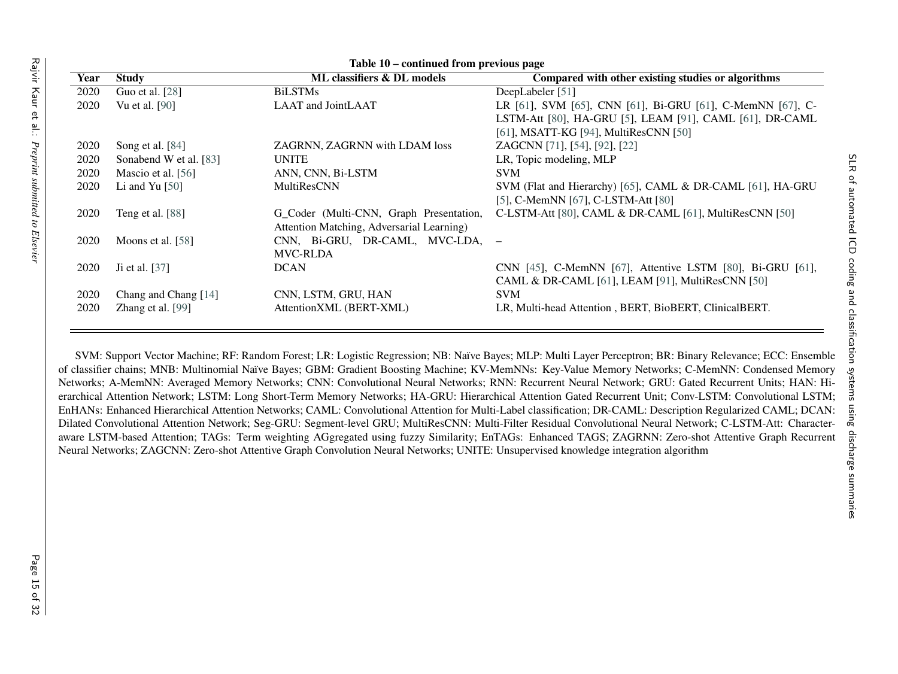**Table 10 – continued from previous page**

| Year | Study | ML classifiers & DL models | Compared with other existing studies or algorithms |
|---|---|---|---|
| 2020 | Guo et al. [28] | BiLSTMs | DeepLabeler [51] |
| 2020 | Vu et al. [90] | LAAT and JointLAAT | LR [61], SVM [65], CNN [61], Bi-GRU [61], C-MemNN [67], C-LSTM-Att [80], HA-GRU [5], LEAM [91], CAML [61], DR-CAML [61], MSATT-KG [94], MultiResCNN [50] |
| 2020 | Song et al. [84] | ZAGRNN, ZAGRNN with LDAM loss | ZAGCNN [71], [54], [92], [22] |
| 2020 | Sonabend W et al. [83] | UNITE | LR, Topic modeling, MLP |
| 2020 | Mascio et al. [56] | ANN, CNN, Bi-LSTM | SVM |
| 2020 | Li and Yu [50] | MultiResCNN | SVM (Flat and Hierarchy) [65], CAML & DR-CAML [61], HA-GRU [5], C-MemNN [67], C-LSTM-Att [80] |
| 2020 | Teng et al. [88] | G_Coder (Multi-CNN, Graph Presentation, Attention Matching, Adversarial Learning) | C-LSTM-Att [80], CAML & DR-CAML [61], MultiResCNN [50] |
| 2020 | Moons et al. [58] | CNN, Bi-GRU, DR-CAML, MVC-LDA, MVC-RLDA | – |
| 2020 | Ji et al. [37] | DCAN | CNN [45], C-MemNN [67], Attentive LSTM [80], Bi-GRU [61], CAML & DR-CAML [61], LEAM [91], MultiResCNN [50] |
| 2020 | Chang and Chang [14] | CNN, LSTM, GRU, HAN | SVM |
| 2020 | Zhang et al. [99] | AttentionXML (BERT-XML) | LR, Multi-head Attention , BERT, BioBERT, ClinicalBERT. |

SVM: Support Vector Machine; RF: Random Forest; LR: Logistic Regression; NB: Naïve Bayes; MLP: Multi Layer Perceptron; BR: Binary Relevance; ECC: Ensemble of classifier chains; MNB: Multinomial Naïve Bayes; GBM: Gradient Boosting Machine; KV-MemNNs: Key-Value Memory Networks; C-MemNN: Condensed Memory Networks; A-MemNN: Averaged Memory Networks; CNN: Convolutional Neural Networks; RNN: Recurrent Neural Network; GRU: Gated Recurrent Units; HAN: Hierarchical Attention Network; LSTM: Long Short-Term Memory Networks; HA-GRU: Hierarchical Attention Gated Recurrent Unit; Conv-LSTM: Convolutional LSTM; EnHANs: Enhanced Hierarchical Attention Networks; CAML: Convolutional Attention for Multi-Label classification; DR-CAML: Description Regularized CAML; DCAN: Dilated Convolutional Attention Network; Seg-GRU: Segment-level GRU; MultiResCNN: Multi-Filter Residual Convolutional Neural Network; C-LSTM-Att: Character-aware LSTM-based Attention; TAGs: Term weighting AGgregated using fuzzy Similarity; EnTAGs: Enhanced TAGS; ZAGRNN: Zero-shot Attentive Graph Recurrent Neural Networks; ZAGCNN: Zero-shot Attentive Graph Convolution Neural Networks; UNITE: Unsupervised knowledge integration algorithm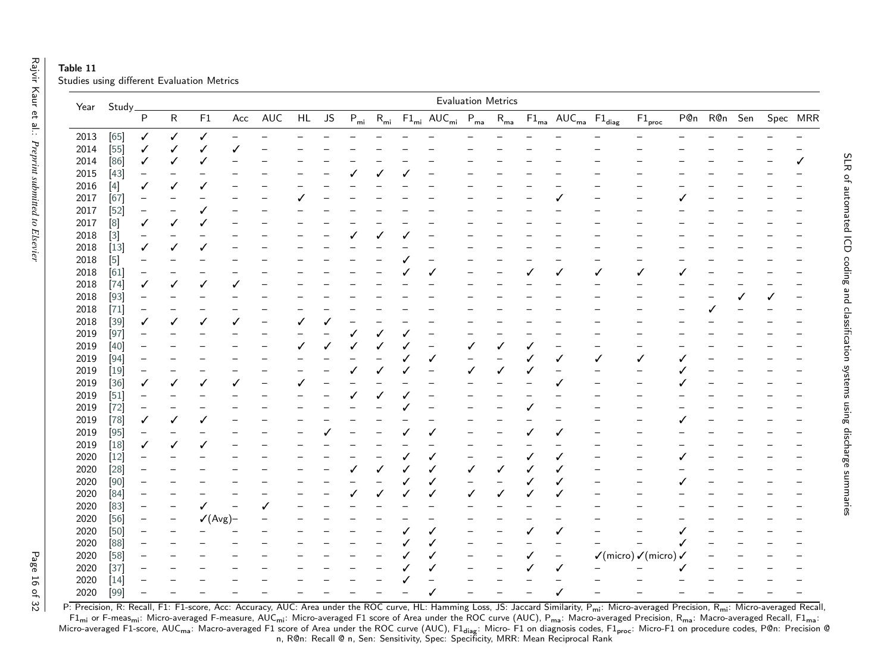**Table 11**
Studies using different Evaluation Metrics

| Year | Study | Evaluation Metrics | | | | | | | | | | | | | | | | | | | | | |
|---|---|---|---|---|---|---|---|---|---|---|---|---|---|---|---|---|---|---|---|---|---|---|---|
| | | P | R | F1 | Acc | AUC | HL | JS | $P_{mi}$ | $R_{mi}$ | $F1_{mi}$ | $AUC_{mi}$ | $P_{ma}$ | $R_{ma}$ | $F1_{ma}$ | $AUC_{ma}$ | $F1_{diag}$ | $F1_{proc}$ | P@n | R@n | Sen | Spec | MRR |
| 2013 | [65] | ✓ | ✓ | ✓ | – | – | – | – | – | – | – | – | – | – | – | – | – | – | – | – | – | – | – |
| 2014 | [55] | ✓ | ✓ | ✓ | ✓ | – | – | – | – | – | – | – | – | – | – | – | – | – | – | – | – | – | – |
| 2014 | [86] | ✓ | ✓ | ✓ | – | – | – | – | – | – | – | – | – | – | – | – | – | – | – | – | – | – | ✓ |
| 2015 | [43] | – | – | – | – | – | – | – | ✓ | ✓ | ✓ | – | – | – | – | – | – | – | – | – | – | – | – |
| 2016 | [4] | ✓ | ✓ | ✓ | – | – | – | – | – | – | – | – | – | – | – | – | – | – | – | – | – | – | – |
| 2017 | [67] | – | – | – | – | – | ✓ | – | – | – | – | – | – | – | – | ✓ | – | – | ✓ | – | – | – | – |
| 2017 | [52] | – | – | ✓ | – | – | – | – | – | – | – | – | – | – | – | – | – | – | – | – | – | – | – |
| 2017 | [8] | ✓ | ✓ | ✓ | – | – | – | – | – | – | – | – | – | – | – | – | – | – | – | – | – | – | – |
| 2018 | [3] | – | – | – | – | – | – | – | ✓ | ✓ | ✓ | – | – | – | – | – | – | – | – | – | – | – | – |
| 2018 | [13] | ✓ | ✓ | ✓ | – | – | – | – | – | – | – | – | – | – | – | – | – | – | – | – | – | – | – |
| 2018 | [5] | – | – | – | – | – | – | – | – | – | ✓ | – | – | – | – | – | – | – | – | – | – | – | – |
| 2018 | [61] | – | – | – | – | – | – | – | – | – | ✓ | ✓ | – | – | ✓ | ✓ | ✓ | ✓ | ✓ | – | – | – | – |
| 2018 | [74] | ✓ | ✓ | ✓ | ✓ | – | – | – | – | – | – | – | – | – | – | – | – | – | – | – | – | – | – |
| 2018 | [93] | – | – | – | – | – | – | – | – | – | – | – | – | – | – | – | – | – | – | – | ✓ | ✓ | – |
| 2018 | [71] | – | – | – | – | – | – | – | – | – | – | – | – | – | – | – | – | – | – | ✓ | – | – | – |
| 2018 | [39] | ✓ | ✓ | ✓ | ✓ | – | ✓ | ✓ | – | – | – | – | – | – | – | – | – | – | – | – | – | – | – |
| 2019 | [97] | – | – | – | – | – | – | – | ✓ | ✓ | ✓ | – | – | – | – | – | – | – | – | – | – | – | – |
| 2019 | [40] | – | – | – | – | – | ✓ | ✓ | ✓ | ✓ | ✓ | – | ✓ | ✓ | ✓ | – | – | – | – | – | – | – | – |
| 2019 | [94] | – | – | – | – | – | – | – | – | – | ✓ | ✓ | – | – | ✓ | ✓ | ✓ | ✓ | ✓ | – | – | – | – |
| 2019 | [19] | – | – | – | – | – | – | – | ✓ | ✓ | ✓ | – | ✓ | ✓ | ✓ | – | – | – | ✓ | – | – | – | – |
| 2019 | [36] | ✓ | ✓ | ✓ | ✓ | – | ✓ | – | – | – | – | – | – | – | – | ✓ | – | – | ✓ | – | – | – | – |
| 2019 | [51] | – | – | – | – | – | – | – | ✓ | ✓ | ✓ | – | – | – | – | – | – | – | – | – | – | – | – |
| 2019 | [72] | – | – | – | – | – | – | – | – | – | ✓ | – | – | – | ✓ | – | – | – | – | – | – | – | – |
| 2019 | [78] | ✓ | ✓ | ✓ | – | – | – | – | – | – | – | – | – | – | – | – | – | – | ✓ | – | – | – | – |
| 2019 | [95] | – | – | – | – | – | – | ✓ | – | – | ✓ | ✓ | – | – | ✓ | ✓ | – | – | – | – | – | – | – |
| 2019 | [18] | ✓ | ✓ | ✓ | – | – | – | – | – | – | – | – | – | – | – | – | – | – | – | – | – | – | – |
| 2020 | [12] | – | – | – | – | – | – | – | – | – | ✓ | ✓ | – | – | ✓ | ✓ | – | – | ✓ | – | – | – | – |
| 2020 | [28] | – | – | – | – | – | – | – | ✓ | ✓ | ✓ | ✓ | ✓ | ✓ | ✓ | ✓ | – | – | – | – | – | – | – |
| 2020 | [90] | – | – | – | – | – | – | – | – | – | ✓ | ✓ | – | – | ✓ | ✓ | – | – | ✓ | – | – | – | – |
| 2020 | [84] | – | – | – | – | – | – | – | ✓ | ✓ | ✓ | ✓ | ✓ | ✓ | ✓ | ✓ | – | – | – | – | – | – | – |
| 2020 | [83] | – | – | ✓ | – | ✓ | – | – | – | – | – | – | – | – | – | – | – | – | – | – | – | – | – |
| 2020 | [56] | – | – | ✓(Avg) | – | – | – | – | – | – | – | – | – | – | – | – | – | – | – | – | – | – | – |
| 2020 | [50] | – | – | – | – | – | – | – | – | – | ✓ | ✓ | – | – | ✓ | ✓ | – | – | ✓ | – | – | – | – |
| 2020 | [88] | – | – | – | – | – | – | – | – | – | ✓ | ✓ | – | – | – | – | – | – | ✓ | – | – | – | – |
| 2020 | [58] | – | – | – | – | – | – | – | – | – | ✓ | ✓ | – | – | ✓ | – | ✓(micro) | ✓(micro) | ✓ | – | – | – | – |
| 2020 | [37] | – | – | – | – | – | – | – | – | – | ✓ | ✓ | – | – | ✓ | ✓ | – | – | ✓ | – | – | – | – |
| 2020 | [14] | – | – | – | – | – | – | – | – | – | ✓ | – | – | – | – | – | – | – | – | – | – | – | – |
| 2020 | [99] | – | – | – | – | – | – | – | – | – | – | ✓ | – | – | – | ✓ | – | – | – | – | – | – | – |

P: Precision, R: Recall, F1: F1-score, Acc: Accuracy, AUC: Area under the ROC curve, HL: Hamming Loss, JS: Jaccard Similarity, $P_{mi}$: Micro-averaged Precision, $R_{mi}$: Micro-averaged Recall, $F1_{mi}$ or F-$meas_{mi}$: Micro-averaged F-measure, $AUC_{mi}$: Micro-averaged F1 score of Area under the ROC curve (AUC), $P_{ma}$: Macro-averaged Precision, $R_{ma}$: Macro-averaged Recall, $F1_{ma}$: Micro-averaged F1-score, $AUC_{ma}$: Macro-averaged F1 score of Area under the ROC curve (AUC), $F1_{diag}$: Micro- F1 on diagnosis codes, $F1_{proc}$: Micro-F1 on procedure codes, P@n: Precision @ n, R@n: Recall @ n, Sen: Sensitivity, Spec: Specificity, MRR: Mean Reciprocal Rank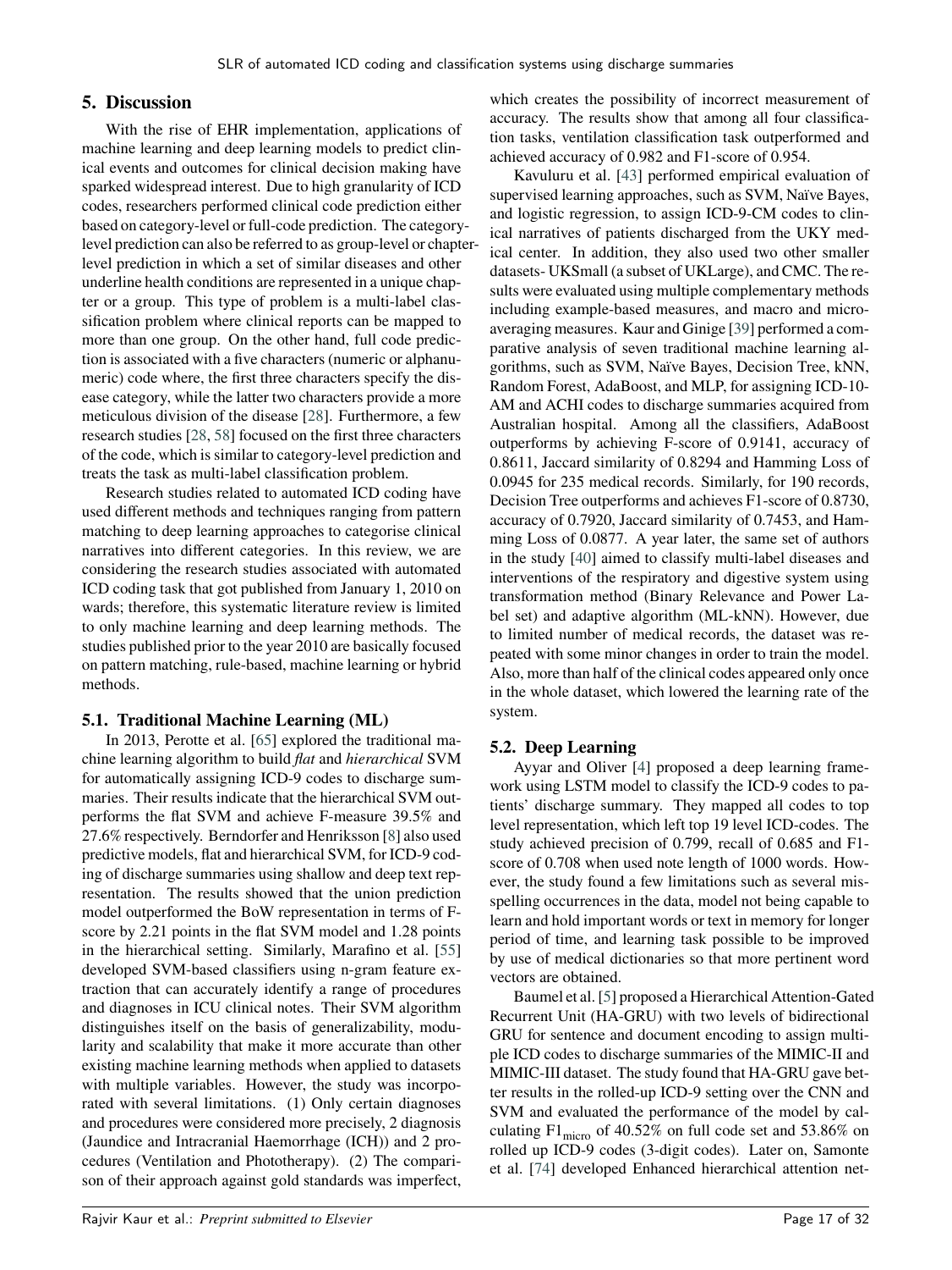## 5. Discussion

With the rise of EHR implementation, applications of machine learning and deep learning models to predict clinical events and outcomes for clinical decision making have sparked widespread interest. Due to high granularity of ICD codes, researchers performed clinical code prediction either based on category-level or full-code prediction. The category-level prediction can also be referred to as group-level or chapter-level prediction in which a set of similar diseases and other underline health conditions are represented in a unique chapter or a group. This type of problem is a multi-label classification problem where clinical reports can be mapped to more than one group. On the other hand, full code prediction is associated with a five characters (numeric or alphanumeric) code where, the first three characters specify the disease category, while the latter two characters provide a more meticulous division of the disease [28]. Furthermore, a few research studies [28, 58] focused on the first three characters of the code, which is similar to category-level prediction and treats the task as multi-label classification problem.

Research studies related to automated ICD coding have used different methods and techniques ranging from pattern matching to deep learning approaches to categorise clinical narratives into different categories. In this review, we are considering the research studies associated with automated ICD coding task that got published from January 1, 2010 on wards; therefore, this systematic literature review is limited to only machine learning and deep learning methods. The studies published prior to the year 2010 are basically focused on pattern matching, rule-based, machine learning or hybrid methods.

### 5.1. Traditional Machine Learning (ML)

In 2013, Perotte et al. [65] explored the traditional machine learning algorithm to build *flat* and *hierarchical* SVM for automatically assigning ICD-9 codes to discharge summaries. Their results indicate that the hierarchical SVM outperforms the flat SVM and achieve F-measure 39.5% and 27.6% respectively. Berndorfer and Henriksson [8] also used predictive models, flat and hierarchical SVM, for ICD-9 coding of discharge summaries using shallow and deep text representation. The results showed that the union prediction model outperformed the BoW representation in terms of F-score by 2.21 points in the flat SVM model and 1.28 points in the hierarchical setting. Similarly, Marafino et al. [55] developed SVM-based classifiers using n-gram feature extraction that can accurately identify a range of procedures and diagnoses in ICU clinical notes. Their SVM algorithm distinguishes itself on the basis of generalizability, modularity and scalability that make it more accurate than other existing machine learning methods when applied to datasets with multiple variables. However, the study was incorporated with several limitations. (1) Only certain diagnoses and procedures were considered more precisely, 2 diagnosis (Jaundice and Intracranial Haemorrhage (ICH)) and 2 procedures (Ventilation and Phototherapy). (2) The comparison of their approach against gold standards was imperfect, which creates the possibility of incorrect measurement of accuracy. The results show that among all four classification tasks, ventilation classification task outperformed and achieved accuracy of 0.982 and F1-score of 0.954.

Kavuluru et al. [43] performed empirical evaluation of supervised learning approaches, such as SVM, Naïve Bayes, and logistic regression, to assign ICD-9-CM codes to clinical narratives of patients discharged from the UKY medical center. In addition, they also used two other smaller datasets- UKSmall (a subset of UKLarge), and CMC. The results were evaluated using multiple complementary methods including example-based measures, and macro and micro-averaging measures. Kaur and Ginige [39] performed a comparative analysis of seven traditional machine learning algorithms, such as SVM, Naïve Bayes, Decision Tree, kNN, Random Forest, AdaBoost, and MLP, for assigning ICD-10-AM and ACHI codes to discharge summaries acquired from Australian hospital. Among all the classifiers, AdaBoost outperforms by achieving F-score of 0.9141, accuracy of 0.8611, Jaccard similarity of 0.8294 and Hamming Loss of 0.0945 for 235 medical records. Similarly, for 190 records, Decision Tree outperforms and achieves F1-score of 0.8730, accuracy of 0.7920, Jaccard similarity of 0.7453, and Hamming Loss of 0.0877. A year later, the same set of authors in the study [40] aimed to classify multi-label diseases and interventions of the respiratory and digestive system using transformation method (Binary Relevance and Power Label set) and adaptive algorithm (ML-kNN). However, due to limited number of medical records, the dataset was repeated with some minor changes in order to train the model. Also, more than half of the clinical codes appeared only once in the whole dataset, which lowered the learning rate of the system.

### 5.2. Deep Learning

Ayyar and Oliver [4] proposed a deep learning framework using LSTM model to classify the ICD-9 codes to patients' discharge summary. They mapped all codes to top level representation, which left top 19 level ICD-codes. The study achieved precision of 0.799, recall of 0.685 and F1-score of 0.708 when used note length of 1000 words. However, the study found a few limitations such as several misspelling occurrences in the data, model not being capable to learn and hold important words or text in memory for longer period of time, and learning task possible to be improved by use of medical dictionaries so that more pertinent word vectors are obtained.

Baumel et al. [5] proposed a Hierarchical Attention-Gated Recurrent Unit (HA-GRU) with two levels of bidirectional GRU for sentence and document encoding to assign multiple ICD codes to discharge summaries of the MIMIC-II and MIMIC-III dataset. The study found that HA-GRU gave better results in the rolled-up ICD-9 setting over the CNN and SVM and evaluated the performance of the model by calculating $F1_{micro}$ of 40.52% on full code set and 53.86% on rolled up ICD-9 codes (3-digit codes). Later on, Samonte et al. [74] developed Enhanced hierarchical attention net-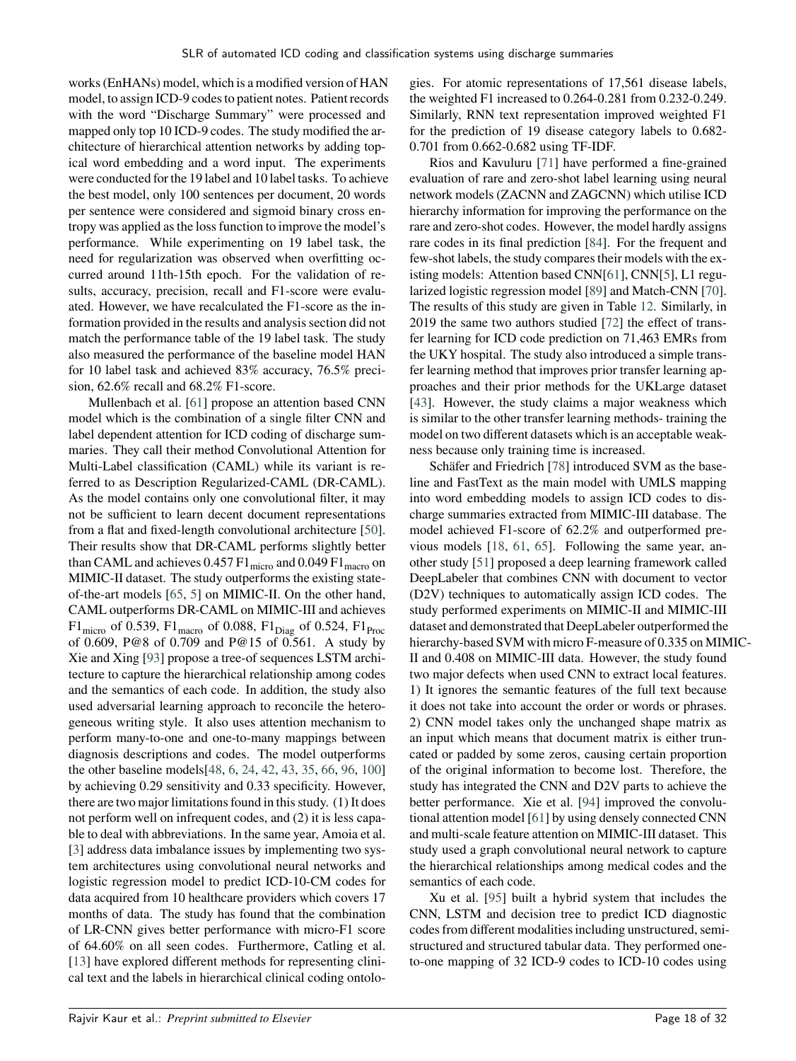works (EnHANs) model, which is a modified version of HAN model, to assign ICD-9 codes to patient notes. Patient records with the word "Discharge Summary" were processed and mapped only top 10 ICD-9 codes. The study modified the architecture of hierarchical attention networks by adding topical word embedding and a word input. The experiments were conducted for the 19 label and 10 label tasks. To achieve the best model, only 100 sentences per document, 20 words per sentence were considered and sigmoid binary cross entropy was applied as the loss function to improve the model's performance. While experimenting on 19 label task, the need for regularization was observed when overfitting occurred around 11th-15th epoch. For the validation of results, accuracy, precision, recall and F1-score were evaluated. However, we have recalculated the F1-score as the information provided in the results and analysis section did not match the performance table of the 19 label task. The study also measured the performance of the baseline model HAN for 10 label task and achieved 83% accuracy, 76.5% precision, 62.6% recall and 68.2% F1-score.

Mullenbach et al. [61] propose an attention based CNN model which is the combination of a single filter CNN and label dependent attention for ICD coding of discharge summaries. They call their method Convolutional Attention for Multi-Label classification (CAML) while its variant is referred to as Description Regularized-CAML (DR-CAML). As the model contains only one convolutional filter, it may not be sufficient to learn decent document representations from a flat and fixed-length convolutional architecture [50]. Their results show that DR-CAML performs slightly better than CAML and achieves 0.457 $F1_{micro}$ and 0.049 $F1_{macro}$ on MIMIC-II dataset. The study outperforms the existing state-of-the-art models [65, 5] on MIMIC-II. On the other hand, CAML outperforms DR-CAML on MIMIC-III and achieves $F1_{micro}$ of 0.539, $F1_{macro}$ of 0.088, $F1_{Diag}$ of 0.524, $F1_{Proc}$ of 0.609, P@8 of 0.709 and P@15 of 0.561. A study by Xie and Xing [93] propose a tree-of sequences LSTM architecture to capture the hierarchical relationship among codes and the semantics of each code. In addition, the study also used adversarial learning approach to reconcile the heterogeneous writing style. It also uses attention mechanism to perform many-to-one and one-to-many mappings between diagnosis descriptions and codes. The model outperforms the other baseline models[48, 6, 24, 42, 43, 35, 66, 96, 100] by achieving 0.29 sensitivity and 0.33 specificity. However, there are two major limitations found in this study. (1) It does not perform well on infrequent codes, and (2) it is less capable to deal with abbreviations. In the same year, Amoia et al. [3] address data imbalance issues by implementing two system architectures using convolutional neural networks and logistic regression model to predict ICD-10-CM codes for data acquired from 10 healthcare providers which covers 17 months of data. The study has found that the combination of LR-CNN gives better performance with micro-F1 score of 64.60% on all seen codes. Furthermore, Catling et al. [13] have explored different methods for representing clinical text and the labels in hierarchical clinical coding ontologies. For atomic representations of 17,561 disease labels, the weighted F1 increased to 0.264-0.281 from 0.232-0.249. Similarly, RNN text representation improved weighted F1 for the prediction of 19 disease category labels to 0.682-0.701 from 0.662-0.682 using TF-IDF.

Rios and Kavuluru [71] have performed a fine-grained evaluation of rare and zero-shot label learning using neural network models (ZACNN and ZAGCNN) which utilise ICD hierarchy information for improving the performance on the rare and zero-shot codes. However, the model hardly assigns rare codes in its final prediction [84]. For the frequent and few-shot labels, the study compares their models with the existing models: Attention based CNN[61], CNN[5], L1 regularized logistic regression model [89] and Match-CNN [70]. The results of this study are given in Table 12. Similarly, in 2019 the same two authors studied [72] the effect of transfer learning for ICD code prediction on 71,463 EMRs from the UKY hospital. The study also introduced a simple transfer learning method that improves prior transfer learning approaches and their prior methods for the UKLarge dataset [43]. However, the study claims a major weakness which is similar to the other transfer learning methods- training the model on two different datasets which is an acceptable weakness because only training time is increased.

Schäfer and Friedrich [78] introduced SVM as the baseline and FastText as the main model with UMLS mapping into word embedding models to assign ICD codes to discharge summaries extracted from MIMIC-III database. The model achieved F1-score of 62.2% and outperformed previous models [18, 61, 65]. Following the same year, another study [51] proposed a deep learning framework called DeepLabeler that combines CNN with document to vector (D2V) techniques to automatically assign ICD codes. The study performed experiments on MIMIC-II and MIMIC-III dataset and demonstrated that DeepLabeler outperformed the hierarchy-based SVM with micro F-measure of 0.335 on MIMIC-II and 0.408 on MIMIC-III data. However, the study found two major defects when used CNN to extract local features. 1) It ignores the semantic features of the full text because it does not take into account the order or words or phrases. 2) CNN model takes only the unchanged shape matrix as an input which means that document matrix is either truncated or padded by some zeros, causing certain proportion of the original information to become lost. Therefore, the study has integrated the CNN and D2V parts to achieve the better performance. Xie et al. [94] improved the convolutional attention model [61] by using densely connected CNN and multi-scale feature attention on MIMIC-III dataset. This study used a graph convolutional neural network to capture the hierarchical relationships among medical codes and the semantics of each code.

Xu et al. [95] built a hybrid system that includes the CNN, LSTM and decision tree to predict ICD diagnostic codes from different modalities including unstructured, semi-structured and structured tabular data. They performed one-to-one mapping of 32 ICD-9 codes to ICD-10 codes using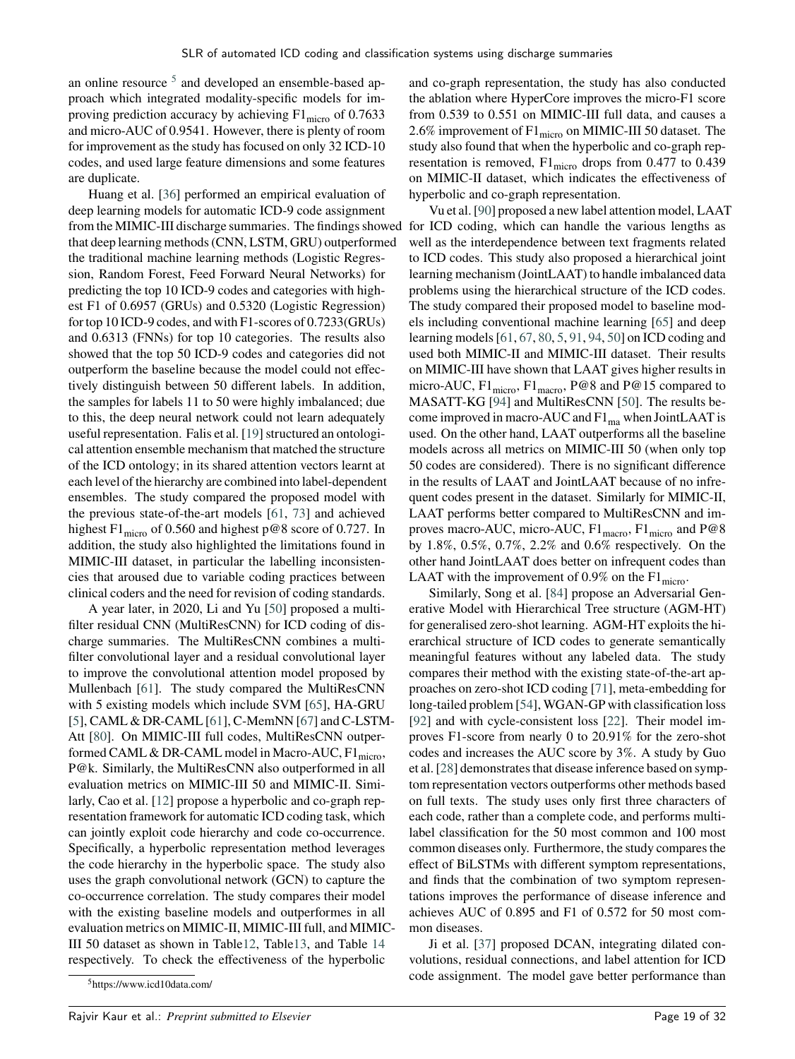an online resource [5] and developed an ensemble-based approach which integrated modality-specific models for improving prediction accuracy by achieving $F1_{micro}$ of 0.7633 and micro-AUC of 0.9541. However, there is plenty of room for improvement as the study has focused on only 32 ICD-10 codes, and used large feature dimensions and some features are duplicate.

Huang et al. [36] performed an empirical evaluation of deep learning models for automatic ICD-9 code assignment from the MIMIC-III discharge summaries. The findings showed that deep learning methods (CNN, LSTM, GRU) outperformed the traditional machine learning methods (Logistic Regression, Random Forest, Feed Forward Neural Networks) for predicting the top 10 ICD-9 codes and categories with highest F1 of 0.6957 (GRUs) and 0.5320 (Logistic Regression) for top 10 ICD-9 codes, and with F1-scores of 0.7233(GRUs) and 0.6313 (FNNs) for top 10 categories. The results also showed that the top 50 ICD-9 codes and categories did not outperform the baseline because the model could not effectively distinguish between 50 different labels. In addition, the samples for labels 11 to 50 were highly imbalanced; due to this, the deep neural network could not learn adequately useful representation. Falis et al. [19] structured an ontological attention ensemble mechanism that matched the structure of the ICD ontology; in its shared attention vectors learnt at each level of the hierarchy are combined into label-dependent ensembles. The study compared the proposed model with the previous state-of-the-art models [61, 73] and achieved highest $F1_{micro}$ of 0.560 and highest p@8 score of 0.727. In addition, the study also highlighted the limitations found in MIMIC-III dataset, in particular the labelling inconsistencies that aroused due to variable coding practices between clinical coders and the need for revision of coding standards.

A year later, in 2020, Li and Yu [50] proposed a multi-filter residual CNN (MultiResCNN) for ICD coding of discharge summaries. The MultiResCNN combines a multi-filter convolutional layer and a residual convolutional layer to improve the convolutional attention model proposed by Mullenbach [61]. The study compared the MultiResCNN with 5 existing models which include SVM [65], HA-GRU [5], CAML & DR-CAML [61], C-MemNN [67] and C-LSTM-Att [80]. On MIMIC-III full codes, MultiResCNN outperformed CAML & DR-CAML model in Macro-AUC, $F1_{micro}$, P@k. Similarly, the MultiResCNN also outperformed in all evaluation metrics on MIMIC-III 50 and MIMIC-II. Similarly, Cao et al. [12] propose a hyperbolic and co-graph representation framework for automatic ICD coding task, which can jointly exploit code hierarchy and code co-occurrence. Specifically, a hyperbolic representation method leverages the code hierarchy in the hyperbolic space. The study also uses the graph convolutional network (GCN) to capture the co-occurrence correlation. The study compares their model with the existing baseline models and outperformes in all evaluation metrics on MIMIC-II, MIMIC-III full, and MIMIC-III 50 dataset as shown in Table12, Table13, and Table 14 respectively. To check the effectiveness of the hyperbolic and co-graph representation, the study has also conducted the ablation where HyperCore improves the micro-F1 score from 0.539 to 0.551 on MIMIC-III full data, and causes a 2.6% improvement of $F1_{micro}$ on MIMIC-III 50 dataset. The study also found that when the hyperbolic and co-graph representation is removed, $F1_{micro}$ drops from 0.477 to 0.439 on MIMIC-II dataset, which indicates the effectiveness of hyperbolic and co-graph representation.

Vu et al. [90] proposed a new label attention model, LAAT for ICD coding, which can handle the various lengths as well as the interdependence between text fragments related to ICD codes. This study also proposed a hierarchical joint learning mechanism (JointLAAT) to handle imbalanced data problems using the hierarchical structure of the ICD codes. The study compared their proposed model to baseline models including conventional machine learning [65] and deep learning models [61, 67, 80, 5, 91, 94, 50] on ICD coding and used both MIMIC-II and MIMIC-III dataset. Their results on MIMIC-III have shown that LAAT gives higher results in micro-AUC, $F1_{micro}$, $F1_{macro}$, P@8 and P@15 compared to MASATT-KG [94] and MultiResCNN [50]. The results become improved in macro-AUC and $F1_{ma}$ when JointLAAT is used. On the other hand, LAAT outperforms all the baseline models across all metrics on MIMIC-III 50 (when only top 50 codes are considered). There is no significant difference in the results of LAAT and JointLAAT because of no infrequent codes present in the dataset. Similarly for MIMIC-II, LAAT performs better compared to MultiResCNN and improves macro-AUC, micro-AUC, $F1_{macro}$, $F1_{micro}$ and P@8 by 1.8%, 0.5%, 0.7%, 2.2% and 0.6% respectively. On the other hand JointLAAT does better on infrequent codes than LAAT with the improvement of 0.9% on the $F1_{micro}$.

Similarly, Song et al. [84] propose an Adversarial Generative Model with Hierarchical Tree structure (AGM-HT) for generalised zero-shot learning. AGM-HT exploits the hierarchical structure of ICD codes to generate semantically meaningful features without any labeled data. The study compares their method with the existing state-of-the-art approaches on zero-shot ICD coding [71], meta-embedding for long-tailed problem [54], WGAN-GP with classification loss [92] and with cycle-consistent loss [22]. Their model improves F1-score from nearly 0 to 20.91% for the zero-shot codes and increases the AUC score by 3%. A study by Guo et al. [28] demonstrates that disease inference based on symptom representation vectors outperforms other methods based on full texts. The study uses only first three characters of each code, rather than a complete code, and performs multi-label classification for the 50 most common and 100 most common diseases only. Furthermore, the study compares the effect of BiLSTMs with different symptom representations, and finds that the combination of two symptom representations improves the performance of disease inference and achieves AUC of 0.895 and F1 of 0.572 for 50 most common diseases.

Ji et al. [37] proposed DCAN, integrating dilated convolutions, residual connections, and label attention for ICD code assignment. The model gave better performance than

[5] https://www.icd10data.com/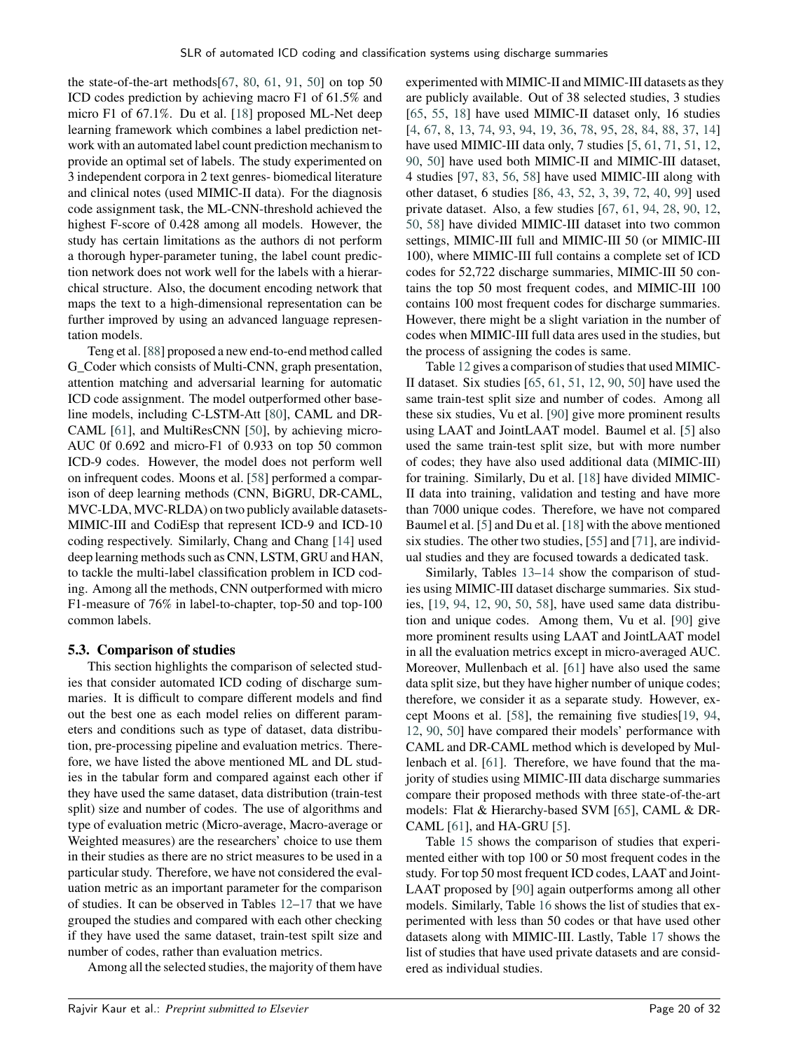the state-of-the-art methods[67, 80, 61, 91, 50] on top 50 ICD codes prediction by achieving macro F1 of 61.5% and micro F1 of 67.1%. Du et al. [18] proposed ML-Net deep learning framework which combines a label prediction network with an automated label count prediction mechanism to provide an optimal set of labels. The study experimented on 3 independent corpora in 2 text genres- biomedical literature and clinical notes (used MIMIC-II data). For the diagnosis code assignment task, the ML-CNN-threshold achieved the highest F-score of 0.428 among all models. However, the study has certain limitations as the authors di not perform a thorough hyper-parameter tuning, the label count prediction network does not work well for the labels with a hierarchical structure. Also, the document encoding network that maps the text to a high-dimensional representation can be further improved by using an advanced language representation models.

Teng et al. [88] proposed a new end-to-end method called G_Coder which consists of Multi-CNN, graph presentation, attention matching and adversarial learning for automatic ICD code assignment. The model outperformed other baseline models, including C-LSTM-Att [80], CAML and DR-CAML [61], and MultiResCNN [50], by achieving micro-AUC 0f 0.692 and micro-F1 of 0.933 on top 50 common ICD-9 codes. However, the model does not perform well on infrequent codes. Moons et al. [58] performed a comparison of deep learning methods (CNN, BiGRU, DR-CAML, MVC-LDA, MVC-RLDA) on two publicly available datasets- MIMIC-III and CodiEsp that represent ICD-9 and ICD-10 coding respectively. Similarly, Chang and Chang [14] used deep learning methods such as CNN, LSTM, GRU and HAN, to tackle the multi-label classification problem in ICD coding. Among all the methods, CNN outperformed with micro F1-measure of 76% in label-to-chapter, top-50 and top-100 common labels.

### 5.3. Comparison of studies

This section highlights the comparison of selected studies that consider automated ICD coding of discharge summaries. It is difficult to compare different models and find out the best one as each model relies on different parameters and conditions such as type of dataset, data distribution, pre-processing pipeline and evaluation metrics. Therefore, we have listed the above mentioned ML and DL studies in the tabular form and compared against each other if they have used the same dataset, data distribution (train-test split) size and number of codes. The use of algorithms and type of evaluation metric (Micro-average, Macro-average or Weighted measures) are the researchers' choice to use them in their studies as there are no strict measures to be used in a particular study. Therefore, we have not considered the evaluation metric as an important parameter for the comparison of studies. It can be observed in Tables 12–17 that we have grouped the studies and compared with each other checking if they have used the same dataset, train-test spilt size and number of codes, rather than evaluation metrics.

Among all the selected studies, the majority of them have experimented with MIMIC-II and MIMIC-III datasets as they are publicly available. Out of 38 selected studies, 3 studies [65, 55, 18] have used MIMIC-II dataset only, 16 studies [4, 67, 8, 13, 74, 93, 94, 19, 36, 78, 95, 28, 84, 88, 37, 14] have used MIMIC-III data only, 7 studies [5, 61, 71, 51, 12, 90, 50] have used both MIMIC-II and MIMIC-III dataset, 4 studies [97, 83, 56, 58] have used MIMIC-III along with other dataset, 6 studies [86, 43, 52, 3, 39, 72, 40, 99] used private dataset. Also, a few studies [67, 61, 94, 28, 90, 12, 50, 58] have divided MIMIC-III dataset into two common settings, MIMIC-III full and MIMIC-III 50 (or MIMIC-III 100), where MIMIC-III full contains a complete set of ICD codes for 52,722 discharge summaries, MIMIC-III 50 contains the top 50 most frequent codes, and MIMIC-III 100 contains 100 most frequent codes for discharge summaries. However, there might be a slight variation in the number of codes when MIMIC-III full data ares used in the studies, but the process of assigning the codes is same.

Table 12 gives a comparison of studies that used MIMIC-II dataset. Six studies [65, 61, 51, 12, 90, 50] have used the same train-test split size and number of codes. Among all these six studies, Vu et al. [90] give more prominent results using LAAT and JointLAAT model. Baumel et al. [5] also used the same train-test split size, but with more number of codes; they have also used additional data (MIMIC-III) for training. Similarly, Du et al. [18] have divided MIMIC-II data into training, validation and testing and have more than 7000 unique codes. Therefore, we have not compared Baumel et al. [5] and Du et al. [18] with the above mentioned six studies. The other two studies, [55] and [71], are individual studies and they are focused towards a dedicated task.

Similarly, Tables 13–14 show the comparison of studies using MIMIC-III dataset discharge summaries. Six studies, [19, 94, 12, 90, 50, 58], have used same data distribution and unique codes. Among them, Vu et al. [90] give more prominent results using LAAT and JointLAAT model in all the evaluation metrics except in micro-averaged AUC. Moreover, Mullenbach et al. [61] have also used the same data split size, but they have higher number of unique codes; therefore, we consider it as a separate study. However, except Moons et al. [58], the remaining five studies[19, 94, 12, 90, 50] have compared their models' performance with CAML and DR-CAML method which is developed by Mullenbach et al. [61]. Therefore, we have found that the majority of studies using MIMIC-III data discharge summaries compare their proposed methods with three state-of-the-art models: Flat & Hierarchy-based SVM [65], CAML & DR-CAML [61], and HA-GRU [5].

Table 15 shows the comparison of studies that experimented either with top 100 or 50 most frequent codes in the study. For top 50 most frequent ICD codes, LAAT and JointLAAT proposed by [90] again outperforms among all other models. Similarly, Table 16 shows the list of studies that experimented with less than 50 codes or that have used other datasets along with MIMIC-III. Lastly, Table 17 shows the list of studies that have used private datasets and are considered as individual studies.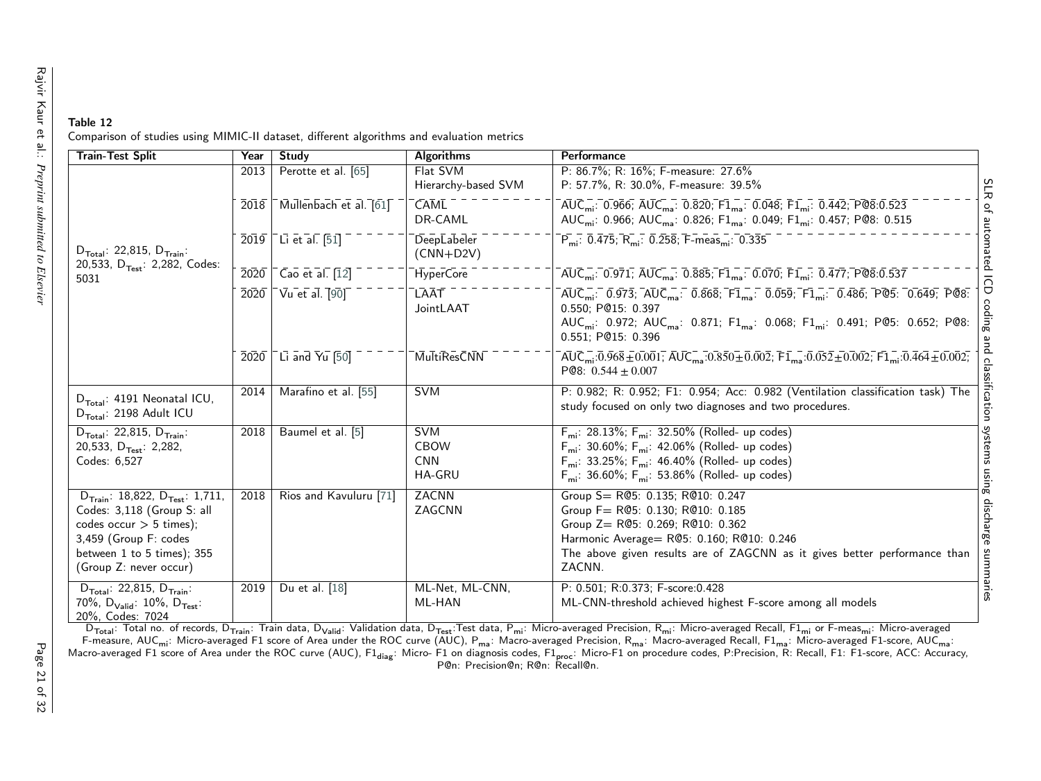**Table 12**

Comparison of studies using MIMIC-II dataset, different algorithms and evaluation metrics

| Train-Test Split | Year | Study | Algorithms | Performance |
|---|---|---|---|---|
| $D_{Total}$: 22,815, $D_{Train}$: 20,533, $D_{Test}$: 2,282, Codes: 5031 | 2013 | Perotte et al. [65] | Flat SVM<br>Hierarchy-based SVM | P: 86.7%; R: 16%; F-measure: 27.6%<br>P: 57.7%, R: 30.0%, F-measure: 39.5% |
| | 2018 | Mullenbach et al. [61] | CAML<br>DR-CAML | $AUC_{mi}$: 0.966; $AUC_{ma}$: 0.820; $F1_{ma}$: 0.048; $F1_{mi}$: 0.442; P@8:0.523<br>$AUC_{mi}$: 0.966; $AUC_{ma}$: 0.826; $F1_{ma}$: 0.049; $F1_{mi}$: 0.457; P@8: 0.515 |
| | 2019 | Li et al. [51] | DeepLabeler (CNN+D2V) | $P_{mi}$: 0.475; $R_{mi}$: 0.258; F-$meas_{mi}$: 0.335 |
| | 2020 | Cao et al. [12] | HyperCore | $AUC_{mi}$: 0.971; $AUC_{ma}$: 0.885; $F1_{ma}$: 0.070; $F1_{mi}$: 0.477; P@8:0.537 |
| | 2020 | Vu et al. [90] | LAAT<br>JointLAAT | $AUC_{mi}$: 0.973; $AUC_{ma}$: 0.868; $F1_{ma}$: 0.059; $F1_{mi}$: 0.486; P@5: 0.649; P@8: 0.550; P@15: 0.397<br>$AUC_{mi}$: 0.972; $AUC_{ma}$: 0.871; $F1_{ma}$: 0.068; $F1_{mi}$: 0.491; P@5: 0.652; P@8: 0.551; P@15: 0.396 |
| | 2020 | Li and Yu [50] | MultiResCNN | $AUC_{mi}$:$0.968 \pm 0.001$; $AUC_{ma}$:$0.850 \pm 0.002$; $F1_{ma}$:$0.052 \pm 0.002$; $F1_{mi}$:$0.464 \pm 0.002$; P@8: $0.544 \pm 0.007$ |
| $D_{Total}$: 4191 Neonatal ICU, $D_{Total}$: 2198 Adult ICU | 2014 | Marafino et al. [55] | SVM | P: 0.982; R: 0.952; F1: 0.954; Acc: 0.982 (Ventilation classification task) The study focused on only two diagnoses and two procedures. |
| $D_{Total}$: 22,815, $D_{Train}$: 20,533, $D_{Test}$: 2,282, Codes: 6,527 | 2018 | Baumel et al. [5] | SVM<br>CBOW<br>CNN<br>HA-GRU | $F_{mi}$: 28.13%; $F_{mi}$: 32.50% (Rolled- up codes)<br>$F_{mi}$: 30.60%; $F_{mi}$: 42.06% (Rolled- up codes)<br>$F_{mi}$: 33.25%; $F_{mi}$: 46.40% (Rolled- up codes)<br>$F_{mi}$: 36.60%; $F_{mi}$: 53.86% (Rolled- up codes) |
| $D_{Train}$: 18,822, $D_{Test}$: 1,711, Codes: 3,118 (Group S: all codes occur > 5 times); 3,459 (Group F: codes between 1 to 5 times); 355 (Group Z: never occur) | 2018 | Rios and Kavuluru [71] | ZACNN<br>ZAGCNN | Group S= R@5: 0.135; R@10: 0.247<br>Group F= R@5: 0.130; R@10: 0.185<br>Group Z= R@5: 0.269; R@10: 0.362<br>Harmonic Average= R@5: 0.160; R@10: 0.246<br>The above given results are of ZAGCNN as it gives better performance than ZACNN. |
| $D_{Total}$: 22,815, $D_{Train}$: 70%, $D_{Valid}$: 10%, $D_{Test}$: 20%, Codes: 7024 | 2019 | Du et al. [18] | ML-Net, ML-CNN, ML-HAN | P: 0.501; R:0.373; F-score:0.428<br>ML-CNN-threshold achieved highest F-score among all models |

$D_{Total}$: Total no. of records, $D_{Train}$: Train data, $D_{Valid}$: Validation data, $D_{Test}$:Test data, $P_{mi}$: Micro-averaged Precision, $R_{mi}$: Micro-averaged Recall, $F1_{mi}$ or F-$meas_{mi}$: Micro-averaged F-measure, $AUC_{mi}$: Micro-averaged F1 score of Area under the ROC curve (AUC), $P_{ma}$: Macro-averaged Precision, $R_{ma}$: Macro-averaged Recall, $F1_{ma}$: Micro-averaged F1-score, $AUC_{ma}$: Macro-averaged F1 score of Area under the ROC curve (AUC), $F1_{diag}$: Micro- F1 on diagnosis codes, $F1_{proc}$: Micro-F1 on procedure codes, P:Precision, R: Recall, F1: F1-score, ACC: Accuracy, P@n: Precision@n; R@n: Recall@n.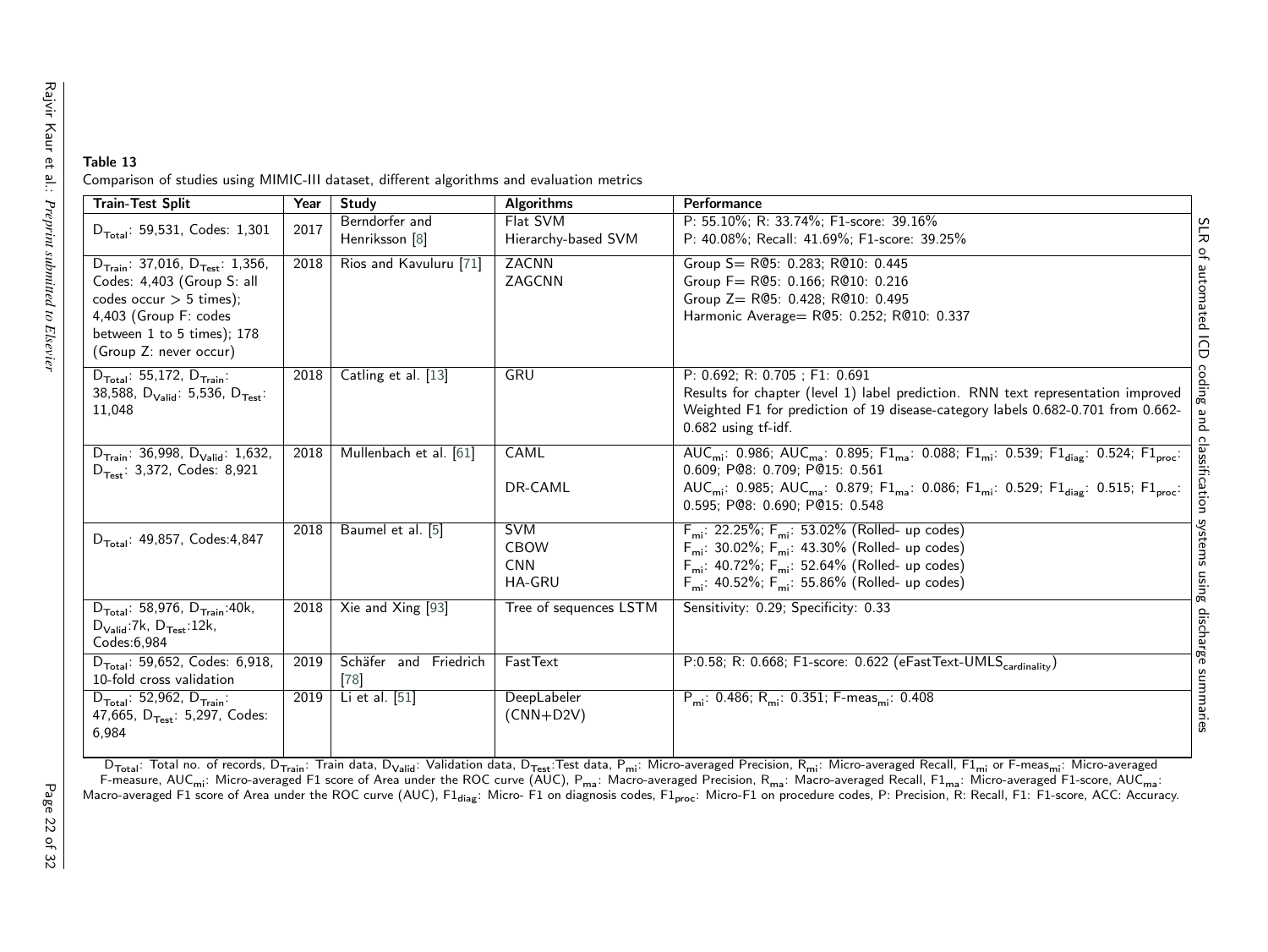**Table 13**

Comparison of studies using MIMIC-III dataset, different algorithms and evaluation metrics

| Train-Test Split | Year | Study | Algorithms | Performance |
|---|---|---|---|---|
| $D_{Total}$: 59,531, Codes: 1,301 | 2017 | Berndorfer and Henriksson [8] | Flat SVM<br>Hierarchy-based SVM | P: 55.10%; R: 33.74%; F1-score: 39.16%<br>P: 40.08%; Recall: 41.69%; F1-score: 39.25% |
| $D_{Train}$: 37,016, $D_{Test}$: 1,356, Codes: 4,403 (Group S: all codes occur > 5 times); 4,403 (Group F: codes between 1 to 5 times); 178 (Group Z: never occur) | 2018 | Rios and Kavuluru [71] | ZACNN<br>ZAGCNN | Group S= R@5: 0.283; R@10: 0.445<br>Group F= R@5: 0.166; R@10: 0.216<br>Group Z= R@5: 0.428; R@10: 0.495<br>Harmonic Average= R@5: 0.252; R@10: 0.337 |
| $D_{Total}$: 55,172, $D_{Train}$: 38,588, $D_{Valid}$: 5,536, $D_{Test}$: 11,048 | 2018 | Catling et al. [13] | GRU | P: 0.692; R: 0.705 ; F1: 0.691<br>Results for chapter (level 1) label prediction. RNN text representation improved Weighted F1 for prediction of 19 disease-category labels 0.682-0.701 from 0.662-0.682 using tf-idf. |
| $D_{Train}$: 36,998, $D_{Valid}$: 1,632, $D_{Test}$: 3,372, Codes: 8,921 | 2018 | Mullenbach et al. [61] | CAML<br>DR-CAML | $AUC_{mi}$: 0.986; $AUC_{ma}$: 0.895; $F1_{ma}$: 0.088; $F1_{mi}$: 0.539; $F1_{diag}$: 0.524; $F1_{proc}$: 0.609; P@8: 0.709; P@15: 0.561<br>$AUC_{mi}$: 0.985; $AUC_{ma}$: 0.879; $F1_{ma}$: 0.086; $F1_{mi}$: 0.529; $F1_{diag}$: 0.515; $F1_{proc}$: 0.595; P@8: 0.690; P@15: 0.548 |
| $D_{Total}$: 49,857, Codes:4,847 | 2018 | Baumel et al. [5] | SVM<br>CBOW<br>CNN<br>HA-GRU | $F_{mi}$: 22.25%; $F_{mi}$: 53.02% (Rolled- up codes)<br>$F_{mi}$: 30.02%; $F_{mi}$: 43.30% (Rolled- up codes)<br>$F_{mi}$: 40.72%; $F_{mi}$: 52.64% (Rolled- up codes)<br>$F_{mi}$: 40.52%; $F_{mi}$: 55.86% (Rolled- up codes) |
| $D_{Total}$: 58,976, $D_{Train}$:40k, $D_{Valid}$:7k, $D_{Test}$:12k, Codes:6,984 | 2018 | Xie and Xing [93] | Tree of sequences LSTM | Sensitivity: 0.29; Specificity: 0.33 |
| $D_{Total}$: 59,652, Codes: 6,918, 10-fold cross validation | 2019 | Schäfer and Friedrich [78] | FastText | P:0.58; R: 0.668; F1-score: 0.622 (eFastText-$UMLS_{cardinality}$) |
| $D_{Total}$: 52,962, $D_{Train}$: 47,665, $D_{Test}$: 5,297, Codes: 6,984 | 2019 | Li et al. [51] | DeepLabeler (CNN+D2V) | $P_{mi}$: 0.486; $R_{mi}$: 0.351; F-$meas_{mi}$: 0.408 |

$D_{Total}$: Total no. of records, $D_{Train}$: Train data, $D_{Valid}$: Validation data, $D_{Test}$:Test data, $P_{mi}$: Micro-averaged Precision, $R_{mi}$: Micro-averaged Recall, $F1_{mi}$ or F-$meas_{mi}$: Micro-averaged F-measure, $AUC_{mi}$: Micro-averaged F1 score of Area under the ROC curve (AUC), $P_{ma}$: Macro-averaged Precision, $R_{ma}$: Macro-averaged Recall, $F1_{ma}$: Micro-averaged F1-score, $AUC_{ma}$: Macro-averaged F1 score of Area under the ROC curve (AUC), $F1_{diag}$: Micro- F1 on diagnosis codes, $F1_{proc}$: Micro-F1 on procedure codes, P: Precision, R: Recall, F1: F1-score, ACC: Accuracy.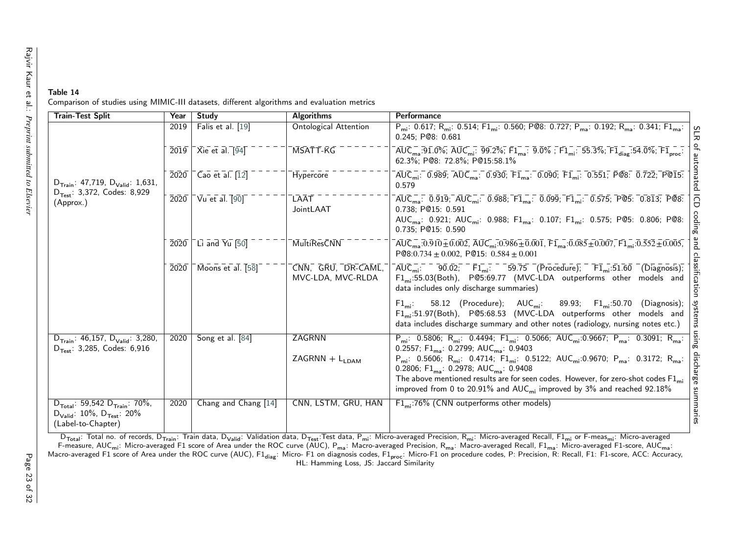**Table 14**

Comparison of studies using MIMIC-III datasets, different algorithms and evaluation metrics

| Train-Test Split | Year | Study | Algorithms | Performance |
|---|---|---|---|---|
| $D_{Train}$: 47,719, $D_{Valid}$: 1,631, $D_{Test}$: 3,372, Codes: 8,929 (Approx.) | 2019 | Falis et al. [19] | Ontological Attention | $P_{mi}$: 0.617; $R_{mi}$: 0.514; $F1_{mi}$: 0.560; P@8: 0.727; $P_{ma}$: 0.192; $R_{ma}$: 0.341; $F1_{ma}$: 0.245; P@8: 0.681 |
| | 2019 | Xie et al. [94] | MSATT-KG | $AUC_{ma}$:91.0%; $AUC_{mi}$: 99.2%; $F1_{ma}$: 9.0% ; $F1_{mi}$: 55.3%; $F1_{diag}$:54.0%; $F1_{proc}$: 62.3%; P@8: 72.8%; P@15:58.1% |
| | 2020 | Cao et al. [12] | Hypercore | $AUC_{mi}$: 0.989; $AUC_{ma}$: 0.930; $F1_{ma}$: 0.090; $F1_{mi}$: 0.551; P@8: 0.722; P@15: 0.579 |
| | 2020 | Vu et al. [90] | LAAT<br>JointLAAT | $AUC_{ma}$: 0.919; $AUC_{mi}$: 0.988; $F1_{ma}$: 0.099; $F1_{mi}$: 0.575; P@5: 0.813; P@8: 0.738; P@15: 0.591<br>$AUC_{ma}$: 0.921; $AUC_{mi}$: 0.988; $F1_{ma}$: 0.107; $F1_{mi}$: 0.575; P@5: 0.806; P@8: 0.735; P@15: 0.590 |
| | 2020 | Li and Yu [50] | MultiResCNN | $AUC_{ma}$:$0.910 \pm 0.002$, $AUC_{mi}$:$0.986 \pm 0.001$, $F1_{ma}$:$0.085 \pm 0.007$, $F1_{mi}$:$0.552 \pm 0.005$, P@8:$0.734 \pm 0.002$, P@15: $0.584 \pm 0.001$ |
| | 2020 | Moons et al. [58] | CNN, GRU, DR-CAML, MVC-LDA, MVC-RLDA | $AUC_{mi}$: 90.02; $F1_{mi}$: 59.75 (Procedure); $F1_{mi}$:51.60 (Diagnosis); $F1_{mi}$:55.03(Both), P@5:69.77 (MVC-LDA outperforms other models and data includes only discharge summaries)<br>$F1_{mi}$: 58.12 (Procedure); $AUC_{mi}$: 89.93; $F1_{mi}$:50.70 (Diagnosis); $F1_{mi}$:51.97(Both), P@5:68.53 (MVC-LDA outperforms other models and data includes discharge summary and other notes (radiology, nursing notes etc.) |
| $D_{Train}$: 46,157, $D_{Valid}$: 3,280, $D_{Test}$: 3,285, Codes: 6,916 | 2020 | Song et al. [84] | ZAGRNN<br>ZAGRNN + $L_{LDAM}$ | $P_{mi}$: 0.5806; $R_{mi}$: 0.4494; $F1_{mi}$: 0.5066; $AUC_{mi}$:0.9667; $P_{ma}$: 0.3091; $R_{ma}$: 0.2557; $F1_{ma}$: 0.2799; $AUC_{ma}$: 0.9403<br>$P_{mi}$: 0.5606; $R_{mi}$: 0.4714; $F1_{mi}$: 0.5122; $AUC_{mi}$:0.9670; $P_{ma}$: 0.3172; $R_{ma}$: 0.2806; $F1_{ma}$: 0.2978; $AUC_{ma}$: 0.9408<br>The above mentioned results are for seen codes. However, for zero-shot codes $F1_{mi}$ improved from 0 to 20.91% and $AUC_{mi}$ improved by 3% and reached 92.18% |
| $D_{Total}$: 59,542 $D_{Train}$: 70%, $D_{Valid}$: 10%, $D_{Test}$: 20% (Label-to-Chapter) | 2020 | Chang and Chang [14] | CNN, LSTM, GRU, HAN | $F1_{mi}$:76% (CNN outperforms other models) |

$D_{Total}$: Total no. of records, $D_{Train}$: Train data, $D_{Valid}$: Validation data, $D_{Test}$:Test data, $P_{mi}$: Micro-averaged Precision, $R_{mi}$: Micro-averaged Recall, $F1_{mi}$ or F-$meas_{mi}$: Micro-averaged F-measure, $AUC_{mi}$: Micro-averaged F1 score of Area under the ROC curve (AUC), $P_{ma}$: Macro-averaged Precision, $R_{ma}$: Macro-averaged Recall, $F1_{ma}$: Micro-averaged F1-score, $AUC_{ma}$: Macro-averaged F1 score of Area under the ROC curve (AUC), $F1_{diag}$: Micro- F1 on diagnosis codes, $F1_{proc}$: Micro-F1 on procedure codes, P: Precision, R: Recall, F1: F1-score, ACC: Accuracy, HL: Hamming Loss, JS: Jaccard Similarity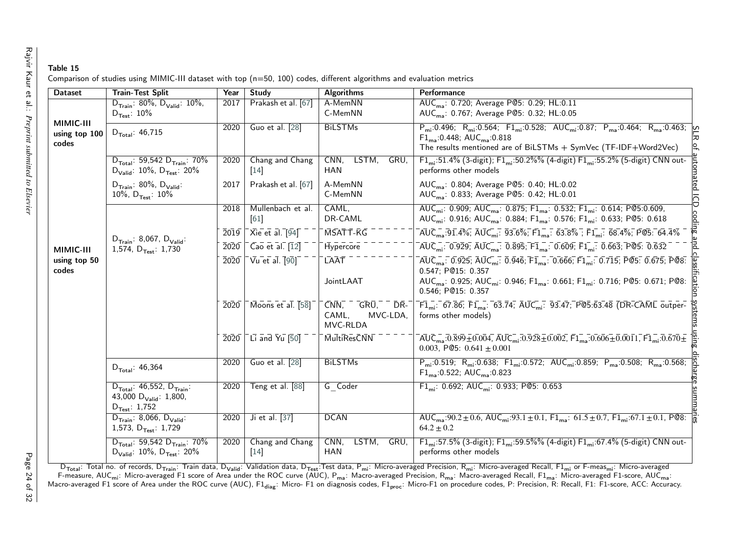**Table 15**

Comparison of studies using MIMIC-III dataset with top (n=50, 100) codes, different algorithms and evaluation metrics

| Dataset | Train-Test Split | Year | Study | Algorithms | Performance |
|---|---|---|---|---|---|
| MIMIC-III using top 100 codes | $D_{Train}$: 80%, $D_{Valid}$: 10%, $D_{Test}$: 10% | 2017 | Prakash et al. [67] | A-MemNN<br>C-MemNN | $AUC_{ma}$: 0.720; Average P@5: 0.29; HL:0.11<br>$AUC_{ma}$: 0.767; Average P@5: 0.32; HL:0.05 |
| | $D_{Total}$: 46,715 | 2020 | Guo et al. [28] | BiLSTMs | $P_{mi}$:0.496; $R_{mi}$:0.564; $F1_{mi}$:0.528; $AUC_{mi}$:0.87; $P_{ma}$:0.464; $R_{ma}$:0.463; $F1_{ma}$:0.448; $AUC_{ma}$:0.818<br>The results mentioned are of BiLSTMs + SymVec (TF-IDF+Word2Vec) |
| | $D_{Total}$: 59,542 $D_{Train}$: 70% $D_{Valid}$: 10%, $D_{Test}$: 20% | 2020 | Chang and Chang [14] | CNN, LSTM, GRU, HAN | $F1_{mi}$:51.4% (3-digit); $F1_{mi}$:50.2%% (4-digit) $F1_{mi}$:55.2% (5-digit) CNN outperforms other models |
| MIMIC-III using top 50 codes | $D_{Train}$: 80%, $D_{Valid}$: 10%, $D_{Test}$: 10% | 2017 | Prakash et al. [67] | A-MemNN<br>C-MemNN | $AUC_{ma}$: 0.804; Average P@5: 0.40; HL:0.02<br>$AUC_{ma}$: 0.833; Average P@5: 0.42; HL:0.01 |
| | $D_{Train}$: 8,067, $D_{Valid}$: 1,574, $D_{Test}$: 1,730 | 2018 | Mullenbach et al. [61] | CAML,<br>DR-CAML | $AUC_{mi}$: 0.909; $AUC_{ma}$: 0.875; $F1_{ma}$: 0.532; $F1_{mi}$: 0.614; P@5:0.609,<br>$AUC_{mi}$: 0.916; $AUC_{ma}$: 0.884; $F1_{ma}$: 0.576; $F1_{mi}$: 0.633; P@5: 0.618 |
| | | 2019 | Xie et al. [94] | MSATT-KG | $AUC_{ma}$:91.4%; $AUC_{mi}$: 93.6%; $F1_{ma}$: 63.8% ; $F1_{mi}$: 68.4%; P@5: 64.4% |
| | | 2020 | Cao et al. [12] | Hypercore | $AUC_{mi}$: 0.929; $AUC_{ma}$: 0.895; $F1_{ma}$: 0.609; $F1_{mi}$: 0.663; P@5: 0.632 |
| | | 2020 | Vu et al. [90] | LAAT<br>JointLAAT | $AUC_{ma}$: 0.925; $AUC_{mi}$: 0.946; $F1_{ma}$: 0.666; $F1_{mi}$: 0.715; P@5: 0.675; P@8: 0.547; P@15: 0.357<br>$AUC_{ma}$: 0.925; $AUC_{mi}$: 0.946; $F1_{ma}$: 0.661; $F1_{mi}$: 0.716; P@5: 0.671; P@8: 0.546; P@15: 0.357 |
| | | 2020 | Moons et al. [58] | CNN, GRU, DR-CAML, MVC-LDA, MVC-RLDA | $F1_{mi}$: 67.86; $F1_{ma}$: 63.74; $AUC_{mi}$: 93.47; P@5:63.48 (DR-CAML outperforms other models) |
| | | 2020 | Li and Yu [50] | MultiResCNN | $AUC_{ma}$:$0.899 \pm 0.004$, $AUC_{mi}$:$0.928 \pm 0.002$, $F1_{ma}$:$0.606 \pm 0.0011$, $F1_{mi}$:$0.670 \pm 0.003$, P@5: $0.641 \pm 0.001$ |
| | $D_{Total}$: 46,364 | 2020 | Guo et al. [28] | BiLSTMs | $P_{mi}$:0.519; $R_{mi}$:0.638; $F1_{mi}$:0.572; $AUC_{mi}$:0.859; $P_{ma}$:0.508; $R_{ma}$:0.568; $F1_{ma}$:0.522; $AUC_{ma}$:0.823 |
| | $D_{Total}$: 46,552, $D_{Train}$: 43,000 $D_{Valid}$: 1,800, $D_{Test}$: 1,752 | 2020 | Teng et al. [88] | G_Coder | $F1_{mi}$: 0.692; $AUC_{mi}$: 0.933; P@5: 0.653 |
| | $D_{Train}$: 8,066, $D_{Valid}$: 1,573, $D_{Test}$: 1,729 | 2020 | Ji et al. [37] | DCAN | $AUC_{ma}$:$90.2 \pm 0.6$, $AUC_{mi}$:$93.1 \pm 0.1$, $F1_{ma}$: $61.5 \pm 0.7$, $F1_{mi}$:$67.1 \pm 0.1$, P@8: $64.2 \pm 0.2$ |
| | $D_{Total}$: 59,542 $D_{Train}$: 70% $D_{Valid}$: 10%, $D_{Test}$: 20% | 2020 | Chang and Chang [14] | CNN, LSTM, GRU, HAN | $F1_{mi}$:57.5% (3-digit); $F1_{mi}$:59.5%% (4-digit) $F1_{mi}$:67.4% (5-digit) CNN outperforms other models |

$D_{Total}$: Total no. of records, $D_{Train}$: Train data, $D_{Valid}$: Validation data, $D_{Test}$:Test data, $P_{mi}$: Micro-averaged Precision, $R_{mi}$: Micro-averaged Recall, $F1_{mi}$ or F-$meas_{mi}$: Micro-averaged F-measure, $AUC_{mi}$: Micro-averaged F1 score of Area under the ROC curve (AUC), $P_{ma}$: Macro-averaged Precision, $R_{ma}$: Macro-averaged Recall, $F1_{ma}$: Micro-averaged F1-score, $AUC_{ma}$: Macro-averaged F1 score of Area under the ROC curve (AUC), $F1_{diag}$: Micro- F1 on diagnosis codes, $F1_{proc}$: Micro-F1 on procedure codes, P: Precision, R: Recall, F1: F1-score, ACC: Accuracy.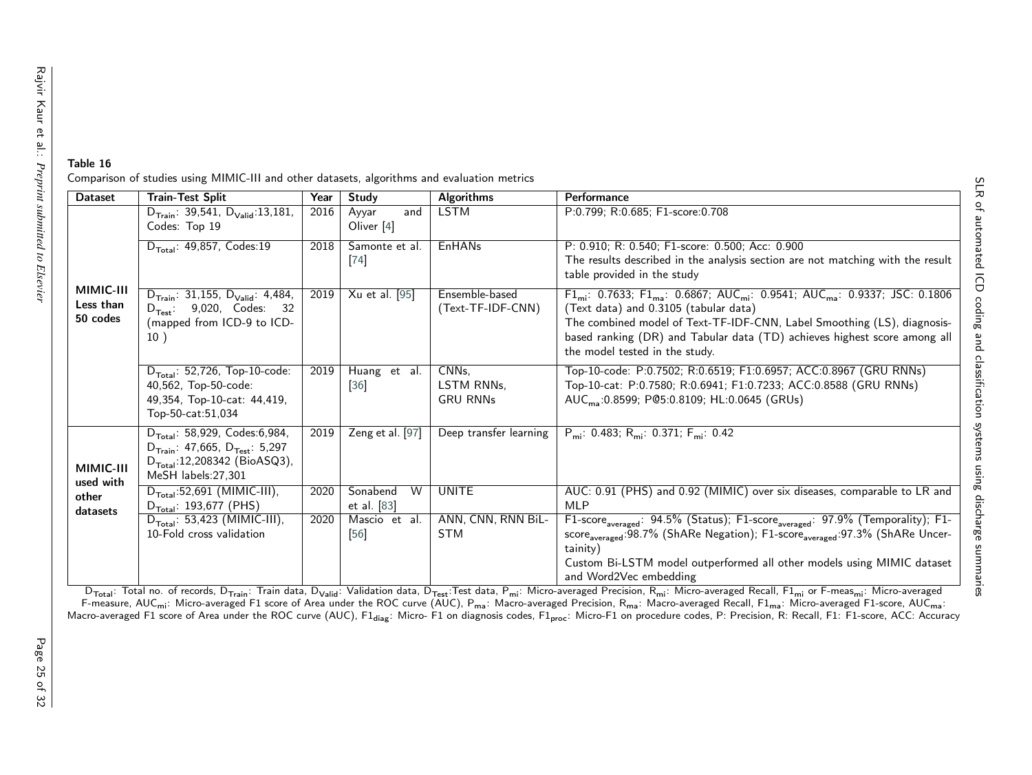**Table 16**

Comparison of studies using MIMIC-III and other datasets, algorithms and evaluation metrics

| Dataset | Train-Test Split | Year | Study | Algorithms | Performance |
|---|---|---|---|---|---|
| **MIMIC-III Less than 50 codes** | $D_{Train}$: 39,541, $D_{Valid}$:13,181, Codes: Top 19 | 2016 | Ayyar and Oliver [4] | LSTM | P:0.799; R:0.685; F1-score:0.708 |
| | $D_{Total}$: 49,857, Codes:19 | 2018 | Samonte et al. [74] | EnHANs | P: 0.910; R: 0.540; F1-score: 0.500; Acc: 0.900<br>The results described in the analysis section are not matching with the result table provided in the study |
| | $D_{Train}$: 31,155, $D_{Valid}$: 4,484, $D_{Test}$: 9,020, Codes: 32 (mapped from ICD-9 to ICD-10 ) | 2019 | Xu et al. [95] | Ensemble-based (Text-TF-IDF-CNN) | $F1_{mi}$: 0.7633; $F1_{ma}$: 0.6867; $AUC_{mi}$: 0.9541; $AUC_{ma}$: 0.9337; JSC: 0.1806 (Text data) and 0.3105 (tabular data)<br>The combined model of Text-TF-IDF-CNN, Label Smoothing (LS), diagnosis-based ranking (DR) and Tabular data (TD) achieves highest score among all the model tested in the study. |
| | $D_{Total}$: 52,726, Top-10-code: 40,562, Top-50-code: 49,354, Top-10-cat: 44,419, Top-50-cat:51,034 | 2019 | Huang et al. [36] | CNNs, LSTM RNNs, GRU RNNs | Top-10-code: P:0.7502; R:0.6519; F1:0.6957; ACC:0.8967 (GRU RNNs)<br>Top-10-cat: P:0.7580; R:0.6941; F1:0.7233; ACC:0.8588 (GRU RNNs)<br>$AUC_{ma}$:0.8599; P@5:0.8109; HL:0.0645 (GRUs) |
| **MIMIC-III used with other datasets** | $D_{Total}$: 58,929, Codes:6,984, $D_{Train}$: 47,665, $D_{Test}$: 5,297 $D_{Total}$:12,208342 (BioASQ3), MeSH labels:27,301 | 2019 | Zeng et al. [97] | Deep transfer learning | $P_{mi}$: 0.483; $R_{mi}$: 0.371; $F_{mi}$: 0.42 |
| | $D_{Total}$:52,691 (MIMIC-III), $D_{Total}$: 193,677 (PHS) | 2020 | Sonabend W et al. [83] | UNITE | AUC: 0.91 (PHS) and 0.92 (MIMIC) over six diseases, comparable to LR and MLP |
| | $D_{Total}$: 53,423 (MIMIC-III), 10-Fold cross validation | 2020 | Mascio et al. [56] | ANN, CNN, RNN BiLSTM | $F1\text{-score}_{averaged}$: 94.5% (Status); $F1\text{-score}_{averaged}$: 97.9% (Temporality); $F1\text{-score}_{averaged}$:98.7% (ShARe Negation); $F1\text{-score}_{averaged}$:97.3% (ShARe Uncertainity)<br>Custom Bi-LSTM model outperformed all other models using MIMIC dataset and Word2Vec embedding |

$D_{Total}$: Total no. of records, $D_{Train}$: Train data, $D_{Valid}$: Validation data, $D_{Test}$:Test data, $P_{mi}$: Micro-averaged Precision, $R_{mi}$: Micro-averaged Recall, $F1_{mi}$ or $F\text{-meas}_{mi}$: Micro-averaged F-measure, $AUC_{mi}$: Micro-averaged F1 score of Area under the ROC curve (AUC), $P_{ma}$: Macro-averaged Precision, $R_{ma}$: Macro-averaged Recall, $F1_{ma}$: Micro-averaged F1-score, $AUC_{ma}$: Macro-averaged F1 score of Area under the ROC curve (AUC), $F1_{diag}$: Micro- F1 on diagnosis codes, $F1_{proc}$: Micro-F1 on procedure codes, P: Precision, R: Recall, F1: F1-score, ACC: Accuracy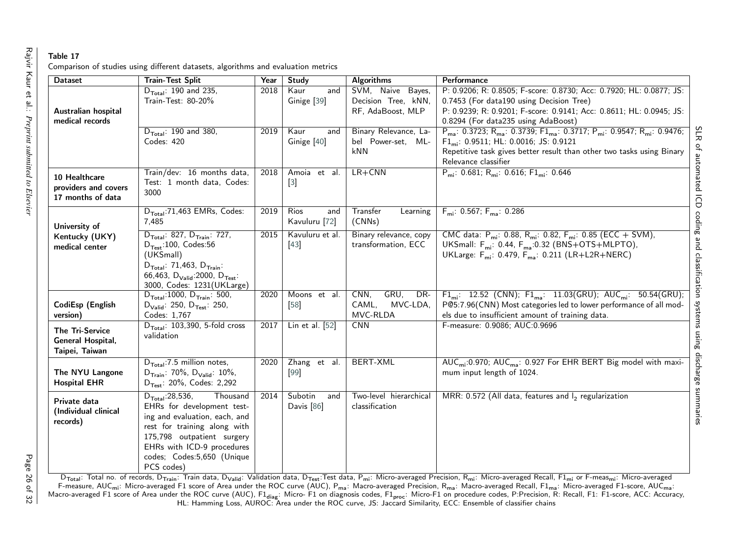**Table 17**

Comparison of studies using different datasets, algorithms and evaluation metrics

| Dataset | Train-Test Split | Year | Study | Algorithms | Performance |
|---|---|---|---|---|---|
| **Australian hospital medical records** | $D_{Total}$: 190 and 235, Train-Test: 80-20% | 2018 | Kaur and Ginige [39] | SVM, Naive Bayes, Decision Tree, kNN, RF, AdaBoost, MLP | P: 0.9206; R: 0.8505; F-score: 0.8730; Acc: 0.7920; HL: 0.0877; JS: 0.7453 (For data190 using Decision Tree) P: 0.9239; R: 0.9201; F-score: 0.9141; Acc: 0.8611; HL: 0.0945; JS: 0.8294 (For data235 using AdaBoost) |
| | $D_{Total}$: 190 and 380, Codes: 420 | 2019 | Kaur and Ginige [40] | Binary Relevance, Label Power-set, ML-kNN | $P_{ma}$: 0.3723; $R_{ma}$: 0.3739; $F1_{ma}$: 0.3717; $P_{mi}$: 0.9547; $R_{mi}$: 0.9476; $F1_{mi}$: 0.9511; HL: 0.0016; JS: 0.9121 Repetitive task gives better result than other two tasks using Binary Relevance classifier |
| **10 Healthcare providers and covers 17 months of data** | Train/dev: 16 months data, Test: 1 month data, Codes: 3000 | 2018 | Amoia et al. [3] | LR+CNN | $P_{mi}$: 0.681; $R_{mi}$: 0.616; $F1_{mi}$: 0.646 |
| **University of Kentucky (UKY) medical center** | $D_{Total}$:71,463 EMRs, Codes: 7,485 | 2019 | Rios and Kavuluru [72] | Transfer Learning (CNNs) | $F_{mi}$: 0.567; $F_{ma}$: 0.286 |
| | $D_{Total}$: 827, $D_{Train}$: 727, $D_{Test}$:100, Codes:56 (UKSmall) $D_{Total}$: 71,463, $D_{Train}$: 66,463, $D_{Valid}$:2000, $D_{Test}$: 3000, Codes: 1231(UKLarge) | 2015 | Kavuluru et al. [43] | Binary relevance, copy transformation, ECC | CMC data: $P_{mi}$: 0.88, $R_{mi}$: 0.82, $F_{mi}$: 0.85 (ECC + SVM), UKSmall: $F_{mi}$: 0.44, $F_{ma}$:0.32 (BNS+OTS+MLPTO), UKLarge: $F_{mi}$: 0.479, $F_{ma}$: 0.211 (LR+L2R+NERC) |
| **CodiEsp (English version)** | $D_{Total}$:1000, $D_{Train}$: 500, $D_{Valid}$: 250, $D_{Test}$: 250, Codes: 1,767 | 2020 | Moons et al. [58] | CNN, GRU, DR-CAML, MVC-LDA, MVC-RLDA | $F1_{mi}$: 12.52 (CNN); $F1_{ma}$: 11.03(GRU); $AUC_{mi}$: 50.54(GRU); P@5:7.96(CNN) Most categories led to lower performance of all models due to insufficient amount of training data. |
| **The Tri-Service General Hospital, Taipei, Taiwan** | $D_{Total}$: 103,390, 5-fold cross validation | 2017 | Lin et al. [52] | CNN | F-measure: 0.9086; AUC:0.9696 |
| **The NYU Langone Hospital EHR** | $D_{Total}$:7.5 million notes, $D_{Train}$: 70%, $D_{Valid}$: 10%, $D_{Test}$: 20%, Codes: 2,292 | 2020 | Zhang et al. [99] | BERT-XML | $AUC_{mi}$:0.970; $AUC_{ma}$: 0.927 For EHR BERT Big model with maximum input length of 1024. |
| **Private data (Individual clinical records)** | $D_{Total}$:28,536, Thousand EHRs for development testing and evaluation, each, and rest for training along with 175,798 outpatient surgery EHRs with ICD-9 procedures codes; Codes:5,650 (Unique PCS codes) | 2014 | Subotin and Davis [86] | Two-level hierarchical classification | MRR: 0.572 (All data, features and $l_2$ regularization |

$D_{Total}$: Total no. of records, $D_{Train}$: Train data, $D_{Valid}$: Validation data, $D_{Test}$:Test data, $P_{mi}$: Micro-averaged Precision, $R_{mi}$: Micro-averaged Recall, $F1_{mi}$ or F-$meas_{mi}$: Micro-averaged F-measure, $AUC_{mi}$: Micro-averaged F1 score of Area under the ROC curve (AUC), $P_{ma}$: Macro-averaged Precision, $R_{ma}$: Macro-averaged Recall, $F1_{ma}$: Micro-averaged F1-score, $AUC_{ma}$: Macro-averaged F1 score of Area under the ROC curve (AUC), $F1_{diag}$: Micro- F1 on diagnosis codes, $F1_{proc}$: Micro-F1 on procedure codes, P:Precision, R: Recall, F1: F1-score, ACC: Accuracy, HL: Hamming Loss, AUROC: Area under the ROC curve, JS: Jaccard Similarity, ECC: Ensemble of classifier chains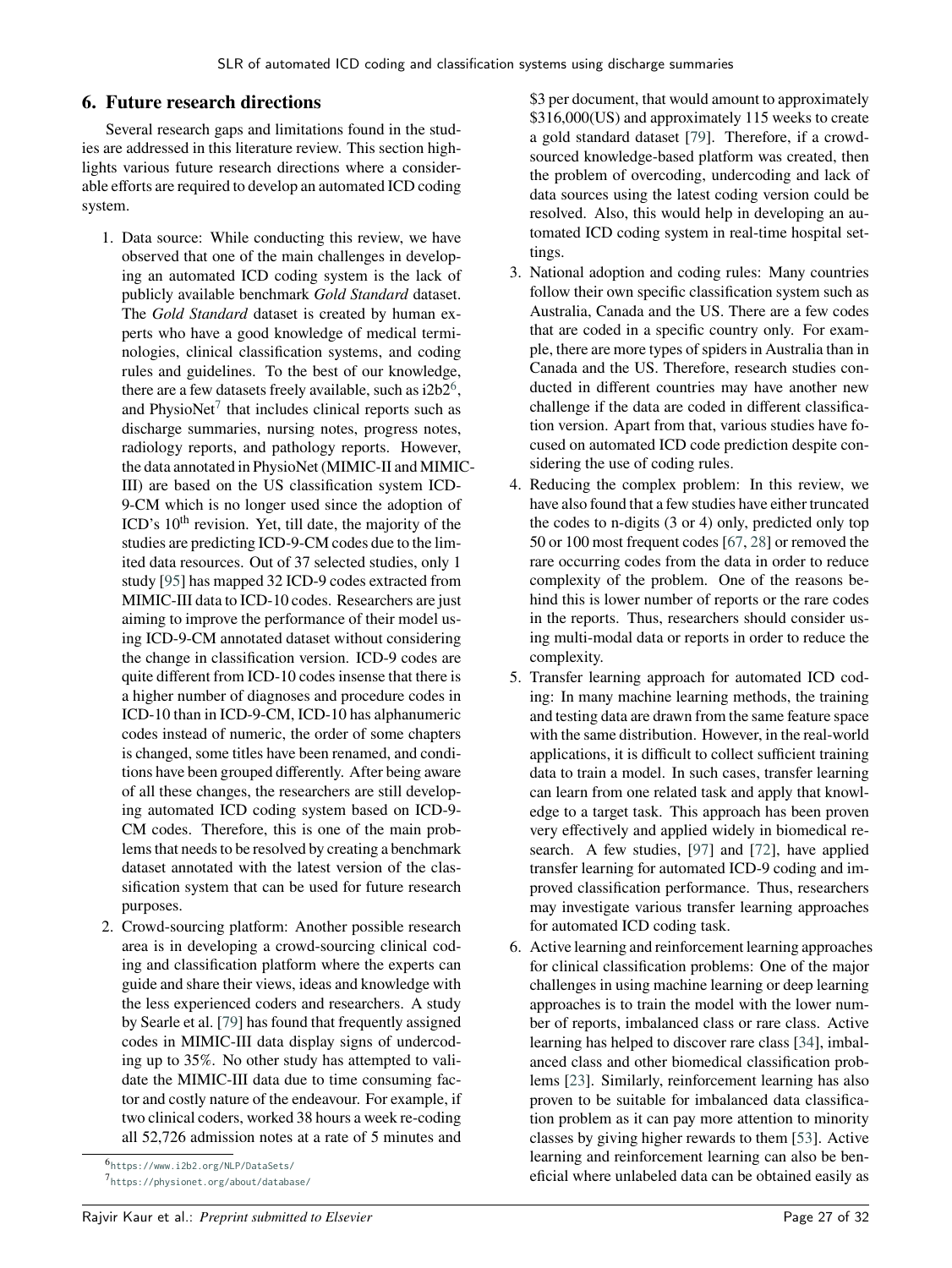## 6. Future research directions

Several research gaps and limitations found in the studies are addressed in this literature review. This section highlights various future research directions where a considerable efforts are required to develop an automated ICD coding system.

1. Data source: While conducting this review, we have observed that one of the main challenges in developing an automated ICD coding system is the lack of publicly available benchmark *Gold Standard* dataset. The *Gold Standard* dataset is created by human experts who have a good knowledge of medical terminologies, clinical classification systems, and coding rules and guidelines. To the best of our knowledge, there are a few datasets freely available, such as i2b2[6], and PhysioNet[7] that includes clinical reports such as discharge summaries, nursing notes, progress notes, radiology reports, and pathology reports. However, the data annotated in PhysioNet (MIMIC-II and MIMIC-III) are based on the US classification system ICD-9-CM which is no longer used since the adoption of ICD's 10[th] revision. Yet, till date, the majority of the studies are predicting ICD-9-CM codes due to the limited data resources. Out of 37 selected studies, only 1 study [95] has mapped 32 ICD-9 codes extracted from MIMIC-III data to ICD-10 codes. Researchers are just aiming to improve the performance of their model using ICD-9-CM annotated dataset without considering the change in classification version. ICD-9 codes are quite different from ICD-10 codes insense that there is a higher number of diagnoses and procedure codes in ICD-10 than in ICD-9-CM, ICD-10 has alphanumeric codes instead of numeric, the order of some chapters is changed, some titles have been renamed, and conditions have been grouped differently. After being aware of all these changes, the researchers are still developing automated ICD coding system based on ICD-9-CM codes. Therefore, this is one of the main problems that needs to be resolved by creating a benchmark dataset annotated with the latest version of the classification system that can be used for future research purposes.
2. Crowd-sourcing platform: Another possible research area is in developing a crowd-sourcing clinical coding and classification platform where the experts can guide and share their views, ideas and knowledge with the less experienced coders and researchers. A study by Searle et al. [79] has found that frequently assigned codes in MIMIC-III data display signs of undercoding up to 35%. No other study has attempted to validate the MIMIC-III data due to time consuming factor and costly nature of the endeavour. For example, if two clinical coders, worked 38 hours a week re-coding all 52,726 admission notes at a rate of 5 minutes and $3 per document, that would amount to approximately $316,000(US) and approximately 115 weeks to create a gold standard dataset [79]. Therefore, if a crowd-sourced knowledge-based platform was created, then the problem of overcoding, undercoding and lack of data sources using the latest coding version could be resolved. Also, this would help in developing an automated ICD coding system in real-time hospital settings.
3. National adoption and coding rules: Many countries follow their own specific classification system such as Australia, Canada and the US. There are a few codes that are coded in a specific country only. For example, there are more types of spiders in Australia than in Canada and the US. Therefore, research studies conducted in different countries may have another new challenge if the data are coded in different classification version. Apart from that, various studies have focused on automated ICD code prediction despite considering the use of coding rules.
4. Reducing the complex problem: In this review, we have also found that a few studies have either truncated the codes to n-digits (3 or 4) only, predicted only top 50 or 100 most frequent codes [67, 28] or removed the rare occurring codes from the data in order to reduce complexity of the problem. One of the reasons behind this is lower number of reports or the rare codes in the reports. Thus, researchers should consider using multi-modal data or reports in order to reduce the complexity.
5. Transfer learning approach for automated ICD coding: In many machine learning methods, the training and testing data are drawn from the same feature space with the same distribution. However, in the real-world applications, it is difficult to collect sufficient training data to train a model. In such cases, transfer learning can learn from one related task and apply that knowledge to a target task. This approach has been proven very effectively and applied widely in biomedical research. A few studies, [97] and [72], have applied transfer learning for automated ICD-9 coding and improved classification performance. Thus, researchers may investigate various transfer learning approaches for automated ICD coding task.
6. Active learning and reinforcement learning approaches for clinical classification problems: One of the major challenges in using machine learning or deep learning approaches is to train the model with the lower number of reports, imbalanced class or rare class. Active learning has helped to discover rare class [34], imbalanced class and other biomedical classification problems [23]. Similarly, reinforcement learning has also proven to be suitable for imbalanced data classification problem as it can pay more attention to minority classes by giving higher rewards to them [53]. Active learning and reinforcement learning can also be beneficial where unlabeled data can be obtained easily as

[6] https://www.i2b2.org/NLP/DataSets/

[7] https://physionet.org/about/database/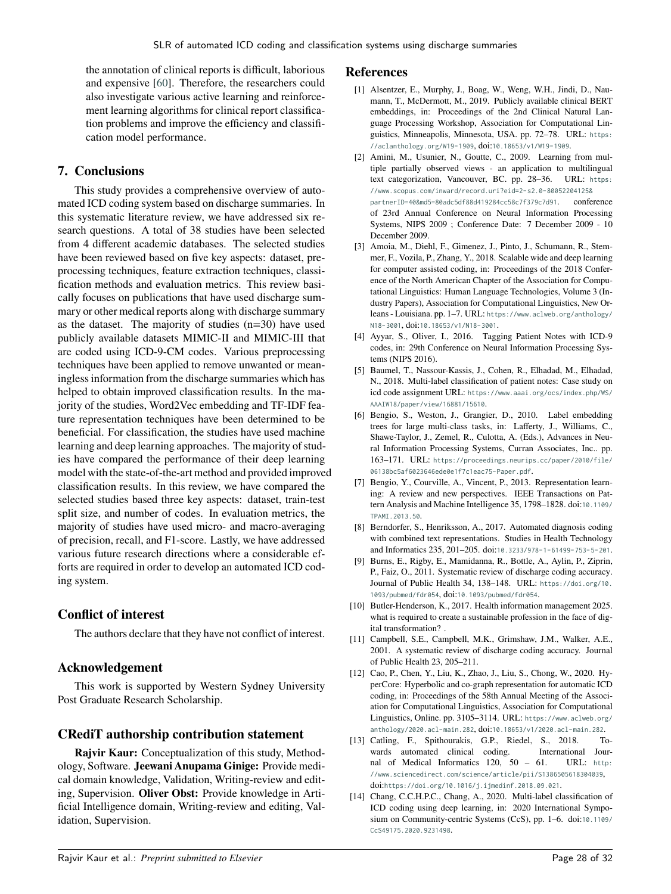the annotation of clinical reports is difficult, laborious and expensive [60]. Therefore, the researchers could also investigate various active learning and reinforcement learning algorithms for clinical report classification problems and improve the efficiency and classification model performance.

## 7. Conclusions

This study provides a comprehensive overview of automated ICD coding system based on discharge summaries. In this systematic literature review, we have addressed six research questions. A total of 38 studies have been selected from 4 different academic databases. The selected studies have been reviewed based on five key aspects: dataset, preprocessing techniques, feature extraction techniques, classification methods and evaluation metrics. This review basically focuses on publications that have used discharge summary or other medical reports along with discharge summary as the dataset. The majority of studies (n=30) have used publicly available datasets MIMIC-II and MIMIC-III that are coded using ICD-9-CM codes. Various preprocessing techniques have been applied to remove unwanted or meaningless information from the discharge summaries which has helped to obtain improved classification results. In the majority of the studies, Word2Vec embedding and TF-IDF feature representation techniques have been determined to be beneficial. For classification, the studies have used machine learning and deep learning approaches. The majority of studies have compared the performance of their deep learning model with the state-of-the-art method and provided improved classification results. In this review, we have compared the selected studies based three key aspects: dataset, train-test split size, and number of codes. In evaluation metrics, the majority of studies have used micro- and macro-averaging of precision, recall, and F1-score. Lastly, we have addressed various future research directions where a considerable efforts are required in order to develop an automated ICD coding system.

## Conflict of interest

The authors declare that they have not conflict of interest.

## Acknowledgement

This work is supported by Western Sydney University Post Graduate Research Scholarship.

## CRediT authorship contribution statement

**Rajvir Kaur:** Conceptualization of this study, Methodology, Software. **Jeewani Anupama Ginige:** Provide medical domain knowledge, Validation, Writing-review and editing, Supervision. **Oliver Obst:** Provide knowledge in Artificial Intelligence domain, Writing-review and editing, Validation, Supervision.

## References

[1] Alsentzer, E., Murphy, J., Boag, W., Weng, W.H., Jindi, D., Naumann, T., McDermott, M., 2019. Publicly available clinical BERT embeddings, in: Proceedings of the 2nd Clinical Natural Language Processing Workshop, Association for Computational Linguistics, Minneapolis, Minnesota, USA. pp. 72–78. URL: https://aclanthology.org/W19-1909, doi:10.18653/v1/W19-1909.

[2] Amini, M., Usunier, N., Goutte, C., 2009. Learning from multiple partially observed views - an application to multilingual text categorization, Vancouver, BC. pp. 28–36. URL: https://www.scopus.com/inward/record.uri?eid=2-s2.0-80052204125&partnerID=40&md5=80adc5df88d419284cc58c7f379c7d91. conference of 23rd Annual Conference on Neural Information Processing Systems, NIPS 2009 ; Conference Date: 7 December 2009 - 10 December 2009.

[3] Amoia, M., Diehl, F., Gimenez, J., Pinto, J., Schumann, R., Stemmer, F., Vozila, P., Zhang, Y., 2018. Scalable wide and deep learning for computer assisted coding, in: Proceedings of the 2018 Conference of the North American Chapter of the Association for Computational Linguistics: Human Language Technologies, Volume 3 (Industry Papers), Association for Computational Linguistics, New Orleans - Louisiana. pp. 1–7. URL: https://www.aclweb.org/anthology/N18-3001, doi:10.18653/v1/N18-3001.

[4] Ayyar, S., Oliver, I., 2016. Tagging Patient Notes with ICD-9 codes, in: 29th Conference on Neural Information Processing Systems (NIPS 2016).

[5] Baumel, T., Nassour-Kassis, J., Cohen, R., Elhadad, M., Elhadad, N., 2018. Multi-label classification of patient notes: Case study on icd code assignment URL: https://www.aaai.org/ocs/index.php/WS/AAAIW18/paper/view/16881/15610.

[6] Bengio, S., Weston, J., Grangier, D., 2010. Label embedding trees for large multi-class tasks, in: Lafferty, J., Williams, C., Shawe-Taylor, J., Zemel, R., Culotta, A. (Eds.), Advances in Neural Information Processing Systems, Curran Associates, Inc.. pp. 163–171. URL: https://proceedings.neurips.cc/paper/2010/file/06138bc5af6023646ede0e1f7c1eac75-Paper.pdf.

[7] Bengio, Y., Courville, A., Vincent, P., 2013. Representation learning: A review and new perspectives. IEEE Transactions on Pattern Analysis and Machine Intelligence 35, 1798–1828. doi:10.1109/TPAMI.2013.50.

[8] Berndorfer, S., Henriksson, A., 2017. Automated diagnosis coding with combined text representations. Studies in Health Technology and Informatics 235, 201–205. doi:10.3233/978-1-61499-753-5-201.

[9] Burns, E., Rigby, E., Mamidanna, R., Bottle, A., Aylin, P., Ziprin, P., Faiz, O., 2011. Systematic review of discharge coding accuracy. Journal of Public Health 34, 138–148. URL: https://doi.org/10.1093/pubmed/fdr054, doi:10.1093/pubmed/fdr054.

[10] Butler-Henderson, K., 2017. Health information management 2025. what is required to create a sustainable profession in the face of digital transformation? .

[11] Campbell, S.E., Campbell, M.K., Grimshaw, J.M., Walker, A.E., 2001. A systematic review of discharge coding accuracy. Journal of Public Health 23, 205–211.

[12] Cao, P., Chen, Y., Liu, K., Zhao, J., Liu, S., Chong, W., 2020. HyperCore: Hyperbolic and co-graph representation for automatic ICD coding, in: Proceedings of the 58th Annual Meeting of the Association for Computational Linguistics, Association for Computational Linguistics, Online. pp. 3105–3114. URL: https://www.aclweb.org/anthology/2020.acl-main.282, doi:10.18653/v1/2020.acl-main.282.

[13] Catling, F., Spithourakis, G.P., Riedel, S., 2018. Towards automated clinical coding. International Journal of Medical Informatics 120, 50 – 61. URL: http://www.sciencedirect.com/science/article/pii/S1386505618304039, doi:https://doi.org/10.1016/j.ijmedinf.2018.09.021.

[14] Chang, C.C.H.P.C., Chang, A., 2020. Multi-label classification of ICD coding using deep learning, in: 2020 International Symposium on Community-centric Systems (CcS), pp. 1–6. doi:10.1109/CcS49175.2020.9231498.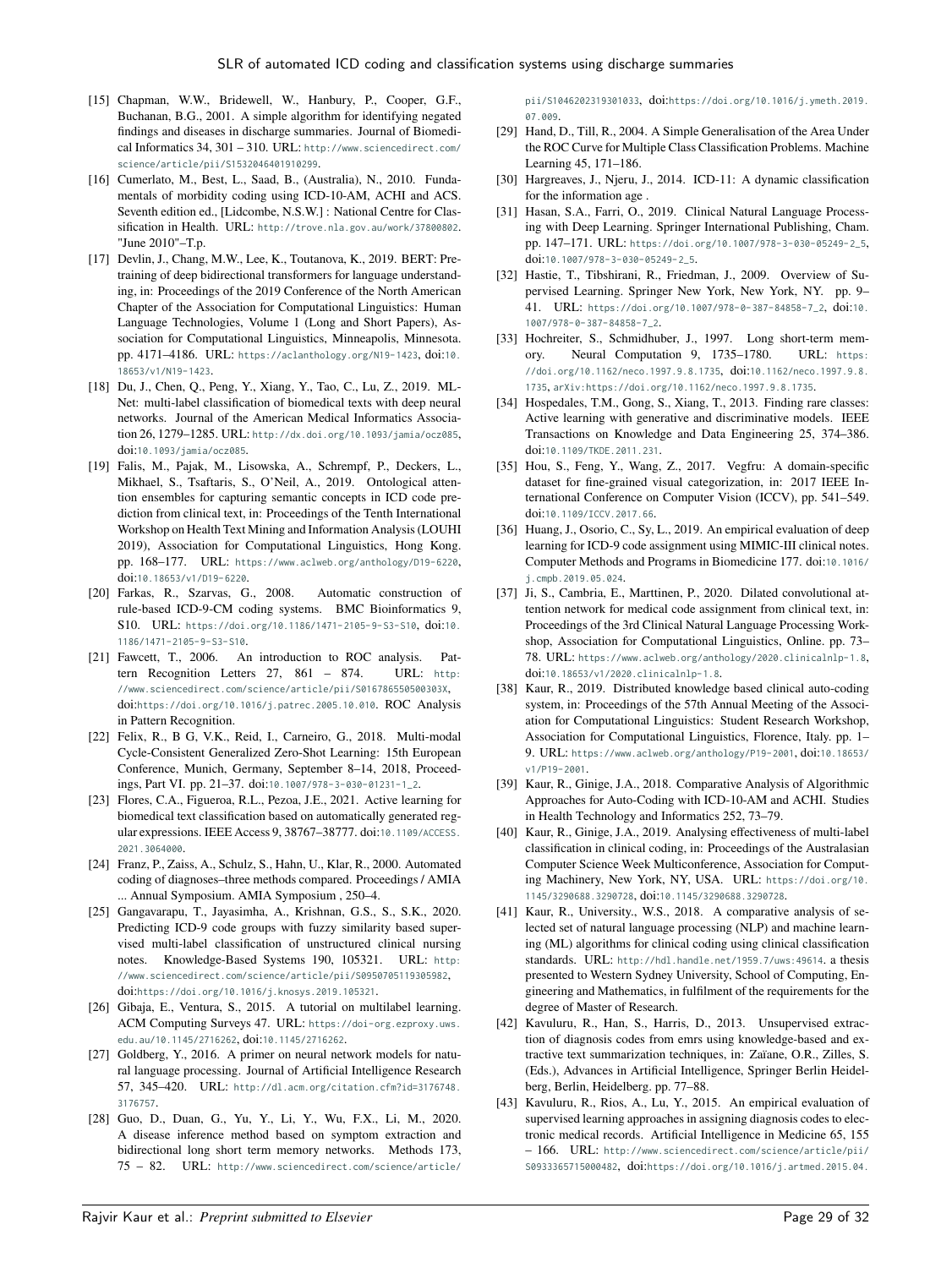[15] Chapman, W.W., Bridewell, W., Hanbury, P., Cooper, G.F., Buchanan, B.G., 2001. A simple algorithm for identifying negated findings and diseases in discharge summaries. Journal of Biomedical Informatics 34, 301 – 310. URL: http://www.sciencedirect.com/science/article/pii/S1532046401910299.

[16] Cumerlato, M., Best, L., Saad, B., (Australia), N., 2010. Fundamentals of morbidity coding using ICD-10-AM, ACHI and ACS. Seventh edition ed., [Lidcombe, N.S.W.] : National Centre for Classification in Health. URL: http://trove.nla.gov.au/work/37800802. "June 2010"–T.p.

[17] Devlin, J., Chang, M.W., Lee, K., Toutanova, K., 2019. BERT: Pre-training of deep bidirectional transformers for language understanding, in: Proceedings of the 2019 Conference of the North American Chapter of the Association for Computational Linguistics: Human Language Technologies, Volume 1 (Long and Short Papers), Association for Computational Linguistics, Minneapolis, Minnesota. pp. 4171–4186. URL: https://aclanthology.org/N19-1423, doi:10.18653/v1/N19-1423.

[18] Du, J., Chen, Q., Peng, Y., Xiang, Y., Tao, C., Lu, Z., 2019. ML-Net: multi-label classification of biomedical texts with deep neural networks. Journal of the American Medical Informatics Association 26, 1279–1285. URL: http://dx.doi.org/10.1093/jamia/ocz085, doi:10.1093/jamia/ocz085.

[19] Falis, M., Pajak, M., Lisowska, A., Schrempf, P., Deckers, L., Mikhael, S., Tsaftaris, S., O'Neil, A., 2019. Ontological attention ensembles for capturing semantic concepts in ICD code prediction from clinical text, in: Proceedings of the Tenth International Workshop on Health Text Mining and Information Analysis (LOUHI 2019), Association for Computational Linguistics, Hong Kong. pp. 168–177. URL: https://www.aclweb.org/anthology/D19-6220, doi:10.18653/v1/D19-6220.

[20] Farkas, R., Szarvas, G., 2008. Automatic construction of rule-based ICD-9-CM coding systems. BMC Bioinformatics 9, S10. URL: https://doi.org/10.1186/1471-2105-9-S3-S10, doi:10.1186/1471-2105-9-S3-S10.

[21] Fawcett, T., 2006. An introduction to ROC analysis. Pattern Recognition Letters 27, 861 – 874. URL: http://www.sciencedirect.com/science/article/pii/S016786550500303X, doi:https://doi.org/10.1016/j.patrec.2005.10.010. ROC Analysis in Pattern Recognition.

[22] Felix, R., B G, V.K., Reid, I., Carneiro, G., 2018. Multi-modal Cycle-Consistent Generalized Zero-Shot Learning: 15th European Conference, Munich, Germany, September 8–14, 2018, Proceedings, Part VI. pp. 21–37. doi:10.1007/978-3-030-01231-1_2.

[23] Flores, C.A., Figueroa, R.L., Pezoa, J.E., 2021. Active learning for biomedical text classification based on automatically generated regular expressions. IEEE Access 9, 38767–38777. doi:10.1109/ACCESS.2021.3064000.

[24] Franz, P., Zaiss, A., Schulz, S., Hahn, U., Klar, R., 2000. Automated coding of diagnoses–three methods compared. Proceedings / AMIA ... Annual Symposium. AMIA Symposium , 250–4.

[25] Gangavarapu, T., Jayasimha, A., Krishnan, G.S., S., S.K., 2020. Predicting ICD-9 code groups with fuzzy similarity based supervised multi-label classification of unstructured clinical nursing notes. Knowledge-Based Systems 190, 105321. URL: http://www.sciencedirect.com/science/article/pii/S0950705119305982, doi:https://doi.org/10.1016/j.knosys.2019.105321.

[26] Gibaja, E., Ventura, S., 2015. A tutorial on multilabel learning. ACM Computing Surveys 47. URL: https://doi-org.ezproxy.uws.edu.au/10.1145/2716262, doi:10.1145/2716262.

[27] Goldberg, Y., 2016. A primer on neural network models for natural language processing. Journal of Artificial Intelligence Research 57, 345–420. URL: http://dl.acm.org/citation.cfm?id=3176748.3176757.

[28] Guo, D., Duan, G., Yu, Y., Li, Y., Wu, F.X., Li, M., 2020. A disease inference method based on symptom extraction and bidirectional long short term memory networks. Methods 173, 75 – 82. URL: http://www.sciencedirect.com/science/article/pii/S1046202319301033, doi:https://doi.org/10.1016/j.ymeth.2019.07.009.

[29] Hand, D., Till, R., 2004. A Simple Generalisation of the Area Under the ROC Curve for Multiple Class Classification Problems. Machine Learning 45, 171–186.

[30] Hargreaves, J., Njeru, J., 2014. ICD-11: A dynamic classification for the information age .

[31] Hasan, S.A., Farri, O., 2019. Clinical Natural Language Processing with Deep Learning. Springer International Publishing, Cham. pp. 147–171. URL: https://doi.org/10.1007/978-3-030-05249-2_5, doi:10.1007/978-3-030-05249-2_5.

[32] Hastie, T., Tibshirani, R., Friedman, J., 2009. Overview of Supervised Learning. Springer New York, New York, NY. pp. 9–41. URL: https://doi.org/10.1007/978-0-387-84858-7_2, doi:10.1007/978-0-387-84858-7_2.

[33] Hochreiter, S., Schmidhuber, J., 1997. Long short-term memory. Neural Computation 9, 1735–1780. URL: https://doi.org/10.1162/neco.1997.9.8.1735, doi:10.1162/neco.1997.9.8.1735, arXiv:https://doi.org/10.1162/neco.1997.9.8.1735.

[34] Hospedales, T.M., Gong, S., Xiang, T., 2013. Finding rare classes: Active learning with generative and discriminative models. IEEE Transactions on Knowledge and Data Engineering 25, 374–386. doi:10.1109/TKDE.2011.231.

[35] Hou, S., Feng, Y., Wang, Z., 2017. Vegfru: A domain-specific dataset for fine-grained visual categorization, in: 2017 IEEE International Conference on Computer Vision (ICCV), pp. 541–549. doi:10.1109/ICCV.2017.66.

[36] Huang, J., Osorio, C., Sy, L., 2019. An empirical evaluation of deep learning for ICD-9 code assignment using MIMIC-III clinical notes. Computer Methods and Programs in Biomedicine 177. doi:10.1016/j.cmpb.2019.05.024.

[37] Ji, S., Cambria, E., Marttinen, P., 2020. Dilated convolutional attention network for medical code assignment from clinical text, in: Proceedings of the 3rd Clinical Natural Language Processing Workshop, Association for Computational Linguistics, Online. pp. 73–78. URL: https://www.aclweb.org/anthology/2020.clinicalnlp-1.8, doi:10.18653/v1/2020.clinicalnlp-1.8.

[38] Kaur, R., 2019. Distributed knowledge based clinical auto-coding system, in: Proceedings of the 57th Annual Meeting of the Association for Computational Linguistics: Student Research Workshop, Association for Computational Linguistics, Florence, Italy. pp. 1–9. URL: https://www.aclweb.org/anthology/P19-2001, doi:10.18653/v1/P19-2001.

[39] Kaur, R., Ginige, J.A., 2018. Comparative Analysis of Algorithmic Approaches for Auto-Coding with ICD-10-AM and ACHI. Studies in Health Technology and Informatics 252, 73–79.

[40] Kaur, R., Ginige, J.A., 2019. Analysing effectiveness of multi-label classification in clinical coding, in: Proceedings of the Australasian Computer Science Week Multiconference, Association for Computing Machinery, New York, NY, USA. URL: https://doi.org/10.1145/3290688.3290728, doi:10.1145/3290688.3290728.

[41] Kaur, R., University., W.S., 2018. A comparative analysis of selected set of natural language processing (NLP) and machine learning (ML) algorithms for clinical coding using clinical classification standards. URL: http://hdl.handle.net/1959.7/uws:49614. a thesis presented to Western Sydney University, School of Computing, Engineering and Mathematics, in fulfilment of the requirements for the degree of Master of Research.

[42] Kavuluru, R., Han, S., Harris, D., 2013. Unsupervised extraction of diagnosis codes from emrs using knowledge-based and extractive text summarization techniques, in: Zaïane, O.R., Zilles, S. (Eds.), Advances in Artificial Intelligence, Springer Berlin Heidelberg, Berlin, Heidelberg. pp. 77–88.

[43] Kavuluru, R., Rios, A., Lu, Y., 2015. An empirical evaluation of supervised learning approaches in assigning diagnosis codes to electronic medical records. Artificial Intelligence in Medicine 65, 155 – 166. URL: http://www.sciencedirect.com/science/article/pii/S0933365715000482, doi:https://doi.org/10.1016/j.artmed.2015.04.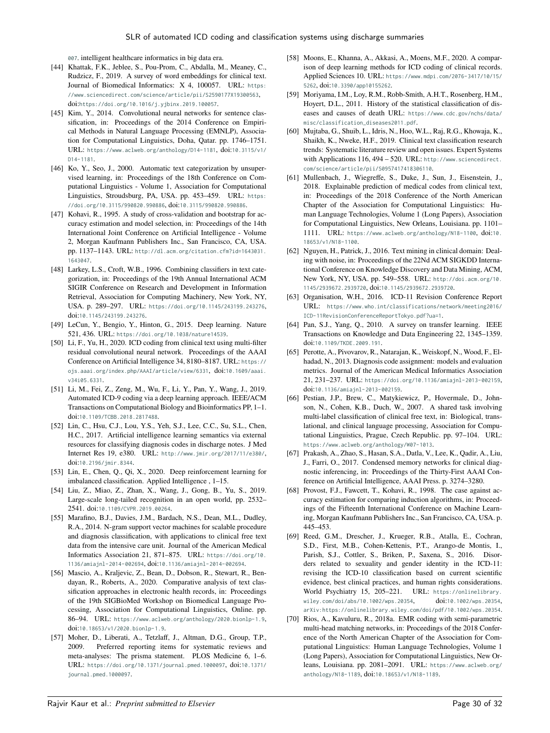007. intelligent healthcare informatics in big data era.

[44] Khattak, F.K., Jeblee, S., Pou-Prom, C., Abdalla, M., Meaney, C., Rudzicz, F., 2019. A survey of word embeddings for clinical text. Journal of Biomedical Informatics: X 4, 100057. URL: https://www.sciencedirect.com/science/article/pii/S2590177X19300563, doi:https://doi.org/10.1016/j.yjbinx.2019.100057.

[45] Kim, Y., 2014. Convolutional neural networks for sentence classification, in: Proceedings of the 2014 Conference on Empirical Methods in Natural Language Processing (EMNLP), Association for Computational Linguistics, Doha, Qatar. pp. 1746–1751. URL: https://www.aclweb.org/anthology/D14-1181, doi:10.3115/v1/D14-1181.

[46] Ko, Y., Seo, J., 2000. Automatic text categorization by unsupervised learning, in: Proceedings of the 18th Conference on Computational Linguistics - Volume 1, Association for Computational Linguistics, Stroudsburg, PA, USA. pp. 453–459. URL: https://doi.org/10.3115/990820.990886, doi:10.3115/990820.990886.

[47] Kohavi, R., 1995. A study of cross-validation and bootstrap for accuracy estimation and model selection, in: Proceedings of the 14th International Joint Conference on Artificial Intelligence - Volume 2, Morgan Kaufmann Publishers Inc., San Francisco, CA, USA. pp. 1137–1143. URL: http://dl.acm.org/citation.cfm?id=1643031.1643047.

[48] Larkey, L.S., Croft, W.B., 1996. Combining classifiers in text categorization, in: Proceedings of the 19th Annual International ACM SIGIR Conference on Research and Development in Information Retrieval, Association for Computing Machinery, New York, NY, USA. p. 289–297. URL: https://doi.org/10.1145/243199.243276, doi:10.1145/243199.243276.

[49] LeCun, Y., Bengio, Y., Hinton, G., 2015. Deep learning. Nature 521, 436. URL: https://doi.org/10.1038/nature14539.

[50] Li, F., Yu, H., 2020. ICD coding from clinical text using multi-filter residual convolutional neural network. Proceedings of the AAAI Conference on Artificial Intelligence 34, 8180–8187. URL: https://ojs.aaai.org/index.php/AAAI/article/view/6331, doi:10.1609/aaai.v34i05.6331.

[51] Li, M., Fei, Z., Zeng, M., Wu, F., Li, Y., Pan, Y., Wang, J., 2019. Automated ICD-9 coding via a deep learning approach. IEEE/ACM Transactions on Computational Biology and Bioinformatics PP, 1–1. doi:10.1109/TCBB.2018.2817488.

[52] Lin, C., Hsu, C.J., Lou, Y.S., Yeh, S.J., Lee, C.C., Su, S.L., Chen, H.C., 2017. Artificial intelligence learning semantics via external resources for classifying diagnosis codes in discharge notes. J Med Internet Res 19, e380. URL: http://www.jmir.org/2017/11/e380/, doi:10.2196/jmir.8344.

[53] Lin, E., Chen, Q., Qi, X., 2020. Deep reinforcement learning for imbalanced classification. Applied Intelligence , 1–15.

[54] Liu, Z., Miao, Z., Zhan, X., Wang, J., Gong, B., Yu, S., 2019. Large-scale long-tailed recognition in an open world, pp. 2532–2541. doi:10.1109/CVPR.2019.00264.

[55] Marafino, B.J., Davies, J.M., Bardach, N.S., Dean, M.L., Dudley, R.A., 2014. N-gram support vector machines for scalable procedure and diagnosis classification, with applications to clinical free text data from the intensive care unit. Journal of the American Medical Informatics Association 21, 871–875. URL: https://doi.org/10.1136/amiajnl-2014-002694, doi:10.1136/amiajnl-2014-002694.

[56] Mascio, A., Kraljevic, Z., Bean, D., Dobson, R., Stewart, R., Bendayan, R., Roberts, A., 2020. Comparative analysis of text classification approaches in electronic health records, in: Proceedings of the 19th SIGBioMed Workshop on Biomedical Language Processing, Association for Computational Linguistics, Online. pp. 86–94. URL: https://www.aclweb.org/anthology/2020.bionlp-1.9, doi:10.18653/v1/2020.bionlp-1.9.

[57] Moher, D., Liberati, A., Tetzlaff, J., Altman, D.G., Group, T.P., 2009. Preferred reporting items for systematic reviews and meta-analyses: The prisma statement. PLOS Medicine 6, 1–6. URL: https://doi.org/10.1371/journal.pmed.1000097, doi:10.1371/journal.pmed.1000097.

[58] Moons, E., Khanna, A., Akkasi, A., Moens, M.F., 2020. A comparison of deep learning methods for ICD coding of clinical records. Applied Sciences 10. URL: https://www.mdpi.com/2076-3417/10/15/5262, doi:10.3390/app10155262.

[59] Moriyama, I.M., Loy, R.M., Robb-Smith, A.H.T., Rosenberg, H.M., Hoyert, D.L., 2011. History of the statistical classification of diseases and causes of death URL: https://www.cdc.gov/nchs/data/misc/classification_diseases2011.pdf.

[60] Mujtaba, G., Shuib, L., Idris, N., Hoo, W.L., Raj, R.G., Khowaja, K., Shaikh, K., Nweke, H.F., 2019. Clinical text classification research trends: Systematic literature review and open issues. Expert Systems with Applications 116, 494 – 520. URL: http://www.sciencedirect.com/science/article/pii/S0957417418306110.

[61] Mullenbach, J., Wiegreffe, S., Duke, J., Sun, J., Eisenstein, J., 2018. Explainable prediction of medical codes from clinical text, in: Proceedings of the 2018 Conference of the North American Chapter of the Association for Computational Linguistics: Human Language Technologies, Volume 1 (Long Papers), Association for Computational Linguistics, New Orleans, Louisiana. pp. 1101–1111. URL: https://www.aclweb.org/anthology/N18-1100, doi:10.18653/v1/N18-1100.

[62] Nguyen, H., Patrick, J., 2016. Text mining in clinical domain: Dealing with noise, in: Proceedings of the 22Nd ACM SIGKDD International Conference on Knowledge Discovery and Data Mining, ACM, New York, NY, USA. pp. 549–558. URL: http://doi.acm.org/10.1145/2939672.2939720, doi:10.1145/2939672.2939720.

[63] Organisation, W.H., 2016. ICD-11 Revision Conference Report URL: https://www.who.int/classifications/network/meeting2016/ICD-11RevisionConferenceReportTokyo.pdf?ua=1.

[64] Pan, S.J., Yang, Q., 2010. A survey on transfer learning. IEEE Transactions on Knowledge and Data Engineering 22, 1345–1359. doi:10.1109/TKDE.2009.191.

[65] Perotte, A., Pivovarov, R., Natarajan, K., Weiskopf, N., Wood, F., Elhadad, N., 2013. Diagnosis code assignment: models and evaluation metrics. Journal of the American Medical Informatics Association 21, 231–237. URL: https://doi.org/10.1136/amiajnl-2013-002159, doi:10.1136/amiajnl-2013-002159.

[66] Pestian, J.P., Brew, C., Matykiewicz, P., Hovermale, D., Johnson, N., Cohen, K.B., Duch, W., 2007. A shared task involving multi-label classification of clinical free text, in: Biological, translational, and clinical language processing, Association for Computational Linguistics, Prague, Czech Republic. pp. 97–104. URL: https://www.aclweb.org/anthology/W07-1013.

[67] Prakash, A., Zhao, S., Hasan, S.A., Datla, V., Lee, K., Qadir, A., Liu, J., Farri, O., 2017. Condensed memory networks for clinical diagnostic inferencing, in: Proceedings of the Thirty-First AAAI Conference on Artificial Intelligence, AAAI Press. p. 3274–3280.

[68] Provost, F.J., Fawcett, T., Kohavi, R., 1998. The case against accuracy estimation for comparing induction algorithms, in: Proceedings of the Fifteenth International Conference on Machine Learning, Morgan Kaufmann Publishers Inc., San Francisco, CA, USA. p. 445–453.

[69] Reed, G.M., Drescher, J., Krueger, R.B., Atalla, E., Cochran, S.D., First, M.B., Cohen-Kettenis, P.T., Arango-de Montis, I., Parish, S.J., Cottler, S., Briken, P., Saxena, S., 2016. Disorders related to sexuality and gender identity in the ICD-11: revising the ICD-10 classification based on current scientific evidence, best clinical practices, and human rights considerations. World Psychiatry 15, 205–221. URL: https://onlinelibrary.wiley.com/doi/abs/10.1002/wps.20354, doi:10.1002/wps.20354, arXiv:https://onlinelibrary.wiley.com/doi/pdf/10.1002/wps.20354.

[70] Rios, A., Kavuluru, R., 2018a. EMR coding with semi-parametric multi-head matching networks, in: Proceedings of the 2018 Conference of the North American Chapter of the Association for Computational Linguistics: Human Language Technologies, Volume 1 (Long Papers), Association for Computational Linguistics, New Orleans, Louisiana. pp. 2081–2091. URL: https://www.aclweb.org/anthology/N18-1189, doi:10.18653/v1/N18-1189.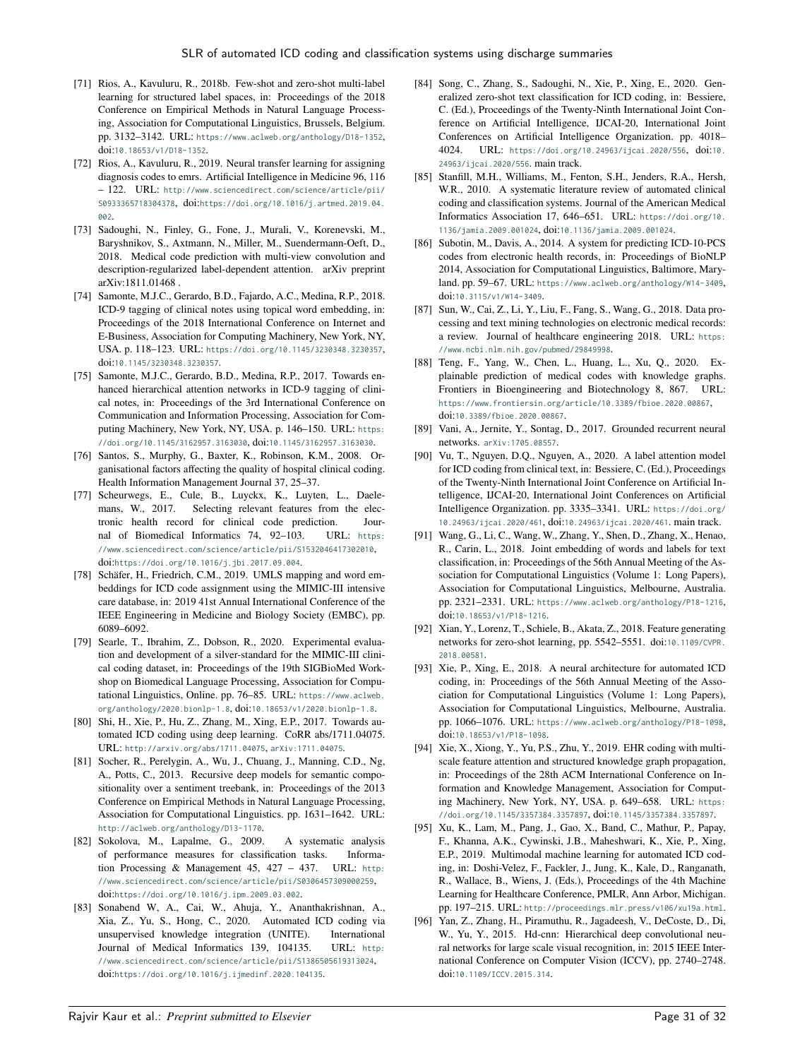[71] Rios, A., Kavuluru, R., 2018b. Few-shot and zero-shot multi-label learning for structured label spaces, in: Proceedings of the 2018 Conference on Empirical Methods in Natural Language Processing, Association for Computational Linguistics, Brussels, Belgium. pp. 3132–3142. URL: https://www.aclweb.org/anthology/D18-1352, doi:10.18653/v1/D18-1352.

[72] Rios, A., Kavuluru, R., 2019. Neural transfer learning for assigning diagnosis codes to emrs. Artificial Intelligence in Medicine 96, 116 – 122. URL: http://www.sciencedirect.com/science/article/pii/S0933365718304378, doi:https://doi.org/10.1016/j.artmed.2019.04.002.

[73] Sadoughi, N., Finley, G., Fone, J., Murali, V., Korenevski, M., Baryshnikov, S., Axtmann, N., Miller, M., Suendermann-Oeft, D., 2018. Medical code prediction with multi-view convolution and description-regularized label-dependent attention. arXiv preprint arXiv:1811.01468 .

[74] Samonte, M.J.C., Gerardo, B.D., Fajardo, A.C., Medina, R.P., 2018. ICD-9 tagging of clinical notes using topical word embedding, in: Proceedings of the 2018 International Conference on Internet and E-Business, Association for Computing Machinery, New York, NY, USA. p. 118–123. URL: https://doi.org/10.1145/3230348.3230357, doi:10.1145/3230348.3230357.

[75] Samonte, M.J.C., Gerardo, B.D., Medina, R.P., 2017. Towards enhanced hierarchical attention networks in ICD-9 tagging of clinical notes, in: Proceedings of the 3rd International Conference on Communication and Information Processing, Association for Computing Machinery, New York, NY, USA. p. 146–150. URL: https://doi.org/10.1145/3162957.3163030, doi:10.1145/3162957.3163030.

[76] Santos, S., Murphy, G., Baxter, K., Robinson, K.M., 2008. Organisational factors affecting the quality of hospital clinical coding. Health Information Management Journal 37, 25–37.

[77] Scheurwegs, E., Cule, B., Luyckx, K., Luyten, L., Daelemans, W., 2017. Selecting relevant features from the electronic health record for clinical code prediction. Journal of Biomedical Informatics 74, 92–103. URL: https://www.sciencedirect.com/science/article/pii/S1532046417302010, doi:https://doi.org/10.1016/j.jbi.2017.09.004.

[78] Schäfer, H., Friedrich, C.M., 2019. UMLS mapping and word embeddings for ICD code assignment using the MIMIC-III intensive care database, in: 2019 41st Annual International Conference of the IEEE Engineering in Medicine and Biology Society (EMBC), pp. 6089–6092.

[79] Searle, T., Ibrahim, Z., Dobson, R., 2020. Experimental evaluation and development of a silver-standard for the MIMIC-III clinical coding dataset, in: Proceedings of the 19th SIGBioMed Workshop on Biomedical Language Processing, Association for Computational Linguistics, Online. pp. 76–85. URL: https://www.aclweb.org/anthology/2020.bionlp-1.8, doi:10.18653/v1/2020.bionlp-1.8.

[80] Shi, H., Xie, P., Hu, Z., Zhang, M., Xing, E.P., 2017. Towards automated ICD coding using deep learning. CoRR abs/1711.04075. URL: http://arxiv.org/abs/1711.04075, arXiv:1711.04075.

[81] Socher, R., Perelygin, A., Wu, J., Chuang, J., Manning, C.D., Ng, A., Potts, C., 2013. Recursive deep models for semantic compositionality over a sentiment treebank, in: Proceedings of the 2013 Conference on Empirical Methods in Natural Language Processing, Association for Computational Linguistics. pp. 1631–1642. URL: http://aclweb.org/anthology/D13-1170.

[82] Sokolova, M., Lapalme, G., 2009. A systematic analysis of performance measures for classification tasks. Information Processing & Management 45, 427 – 437. URL: http://www.sciencedirect.com/science/article/pii/S0306457309000259, doi:https://doi.org/10.1016/j.ipm.2009.03.002.

[83] Sonabend W, A., Cai, W., Ahuja, Y., Ananthakrishnan, A., Xia, Z., Yu, S., Hong, C., 2020. Automated ICD coding via unsupervised knowledge integration (UNITE). International Journal of Medical Informatics 139, 104135. URL: http://www.sciencedirect.com/science/article/pii/S1386505619313024, doi:https://doi.org/10.1016/j.ijmedinf.2020.104135.

[84] Song, C., Zhang, S., Sadoughi, N., Xie, P., Xing, E., 2020. Generalized zero-shot text classification for ICD coding, in: Bessiere, C. (Ed.), Proceedings of the Twenty-Ninth International Joint Conference on Artificial Intelligence, IJCAI-20, International Joint Conferences on Artificial Intelligence Organization. pp. 4018–4024. URL: https://doi.org/10.24963/ijcai.2020/556, doi:10.24963/ijcai.2020/556. main track.

[85] Stanfill, M.H., Williams, M., Fenton, S.H., Jenders, R.A., Hersh, W.R., 2010. A systematic literature review of automated clinical coding and classification systems. Journal of the American Medical Informatics Association 17, 646–651. URL: https://doi.org/10.1136/jamia.2009.001024, doi:10.1136/jamia.2009.001024.

[86] Subotin, M., Davis, A., 2014. A system for predicting ICD-10-PCS codes from electronic health records, in: Proceedings of BioNLP 2014, Association for Computational Linguistics, Baltimore, Maryland. pp. 59–67. URL: https://www.aclweb.org/anthology/W14-3409, doi:10.3115/v1/W14-3409.

[87] Sun, W., Cai, Z., Li, Y., Liu, F., Fang, S., Wang, G., 2018. Data processing and text mining technologies on electronic medical records: a review. Journal of healthcare engineering 2018. URL: https://www.ncbi.nlm.nih.gov/pubmed/29849998.

[88] Teng, F., Yang, W., Chen, L., Huang, L., Xu, Q., 2020. Explainable prediction of medical codes with knowledge graphs. Frontiers in Bioengineering and Biotechnology 8, 867. URL: https://www.frontiersin.org/article/10.3389/fbioe.2020.00867, doi:10.3389/fbioe.2020.00867.

[89] Vani, A., Jernite, Y., Sontag, D., 2017. Grounded recurrent neural networks. arXiv:1705.08557.

[90] Vu, T., Nguyen, D.Q., Nguyen, A., 2020. A label attention model for ICD coding from clinical text, in: Bessiere, C. (Ed.), Proceedings of the Twenty-Ninth International Joint Conference on Artificial Intelligence, IJCAI-20, International Joint Conferences on Artificial Intelligence Organization. pp. 3335–3341. URL: https://doi.org/10.24963/ijcai.2020/461, doi:10.24963/ijcai.2020/461. main track.

[91] Wang, G., Li, C., Wang, W., Zhang, Y., Shen, D., Zhang, X., Henao, R., Carin, L., 2018. Joint embedding of words and labels for text classification, in: Proceedings of the 56th Annual Meeting of the Association for Computational Linguistics (Volume 1: Long Papers), Association for Computational Linguistics, Melbourne, Australia. pp. 2321–2331. URL: https://www.aclweb.org/anthology/P18-1216, doi:10.18653/v1/P18-1216.

[92] Xian, Y., Lorenz, T., Schiele, B., Akata, Z., 2018. Feature generating networks for zero-shot learning, pp. 5542–5551. doi:10.1109/CVPR.2018.00581.

[93] Xie, P., Xing, E., 2018. A neural architecture for automated ICD coding, in: Proceedings of the 56th Annual Meeting of the Association for Computational Linguistics (Volume 1: Long Papers), Association for Computational Linguistics, Melbourne, Australia. pp. 1066–1076. URL: https://www.aclweb.org/anthology/P18-1098, doi:10.18653/v1/P18-1098.

[94] Xie, X., Xiong, Y., Yu, P.S., Zhu, Y., 2019. EHR coding with multi-scale feature attention and structured knowledge graph propagation, in: Proceedings of the 28th ACM International Conference on Information and Knowledge Management, Association for Computing Machinery, New York, NY, USA. p. 649–658. URL: https://doi.org/10.1145/3357384.3357897, doi:10.1145/3357384.3357897.

[95] Xu, K., Lam, M., Pang, J., Gao, X., Band, C., Mathur, P., Papay, F., Khanna, A.K., Cywinski, J.B., Maheshwari, K., Xie, P., Xing, E.P., 2019. Multimodal machine learning for automated ICD coding, in: Doshi-Velez, F., Fackler, J., Jung, K., Kale, D., Ranganath, R., Wallace, B., Wiens, J. (Eds.), Proceedings of the 4th Machine Learning for Healthcare Conference, PMLR, Ann Arbor, Michigan. pp. 197–215. URL: http://proceedings.mlr.press/v106/xu19a.html.

[96] Yan, Z., Zhang, H., Piramuthu, R., Jagadeesh, V., DeCoste, D., Di, W., Yu, Y., 2015. Hd-cnn: Hierarchical deep convolutional neural networks for large scale visual recognition, in: 2015 IEEE International Conference on Computer Vision (ICCV), pp. 2740–2748. doi:10.1109/ICCV.2015.314.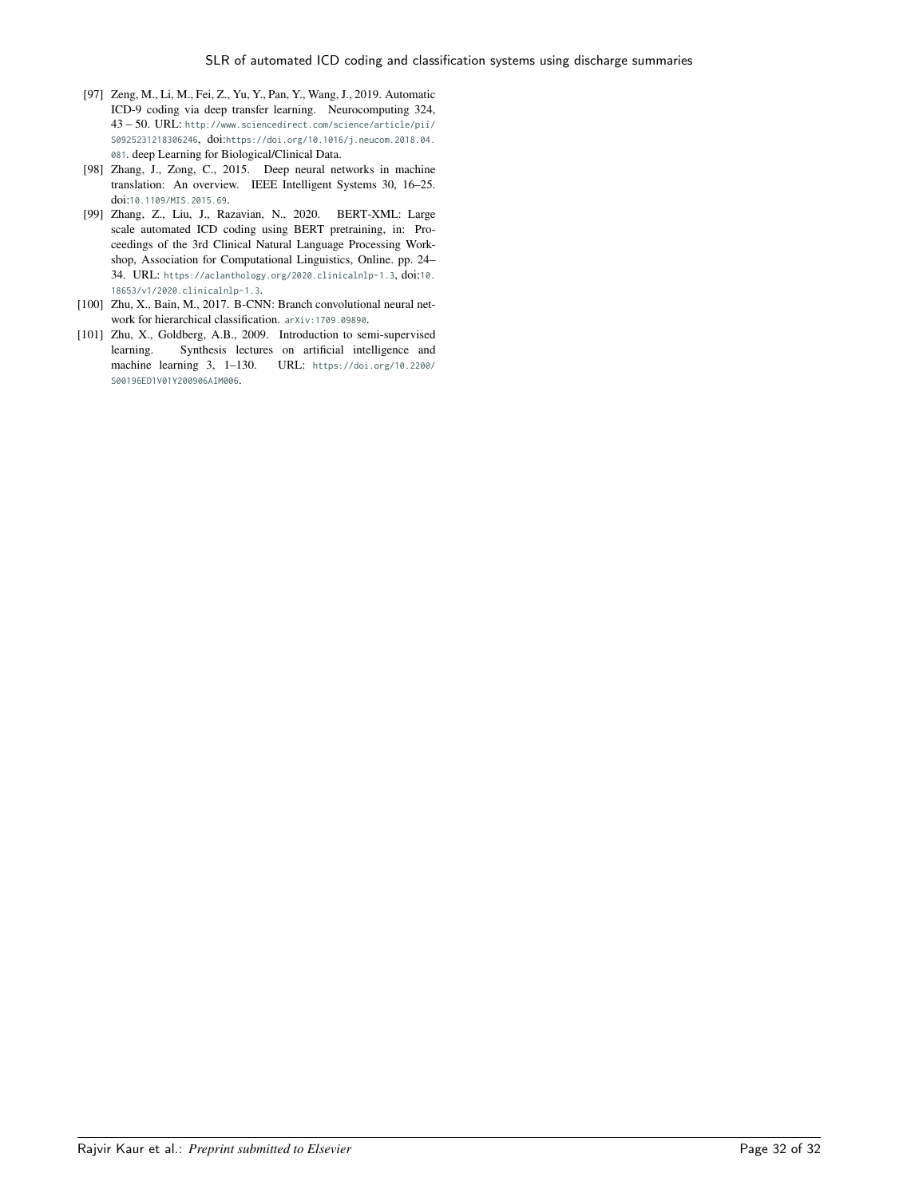[97] Zeng, M., Li, M., Fei, Z., Yu, Y., Pan, Y., Wang, J., 2019. Automatic ICD-9 coding via deep transfer learning. Neurocomputing 324, 43 – 50. URL: http://www.sciencedirect.com/science/article/pii/S0925231218306246, doi:https://doi.org/10.1016/j.neucom.2018.04.081. deep Learning for Biological/Clinical Data.

[98] Zhang, J., Zong, C., 2015. Deep neural networks in machine translation: An overview. IEEE Intelligent Systems 30, 16–25. doi:10.1109/MIS.2015.69.

[99] Zhang, Z., Liu, J., Razavian, N., 2020. BERT-XML: Large scale automated ICD coding using BERT pretraining, in: Proceedings of the 3rd Clinical Natural Language Processing Workshop, Association for Computational Linguistics, Online. pp. 24–34. URL: https://aclanthology.org/2020.clinicalnlp-1.3, doi:10.18653/v1/2020.clinicalnlp-1.3.

[100] Zhu, X., Bain, M., 2017. B-CNN: Branch convolutional neural network for hierarchical classification. arXiv:1709.09890.

[101] Zhu, X., Goldberg, A.B., 2009. Introduction to semi-supervised learning. Synthesis lectures on artificial intelligence and machine learning 3, 1–130. URL: https://doi.org/10.2200/S00196ED1V01Y200906AIM006.